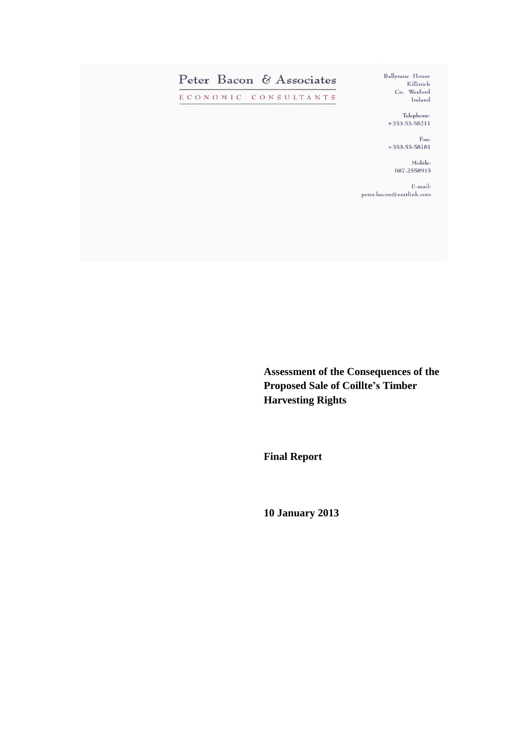Peter Bacon & Associates

ECONOMIC CONSULTANTS

Ballyrane House
Killinick
Co. Wexford
Ireland

Telephone:
+353-53-58211

Fax:
+353-53-58181

Mobile:
087-2558915

E-mail:
peter.bacon@esatlink.com

# Assessment of the Consequences of the Proposed Sale of Coillte's Timber Harvesting Rights

**Final Report**

**10 January 2013**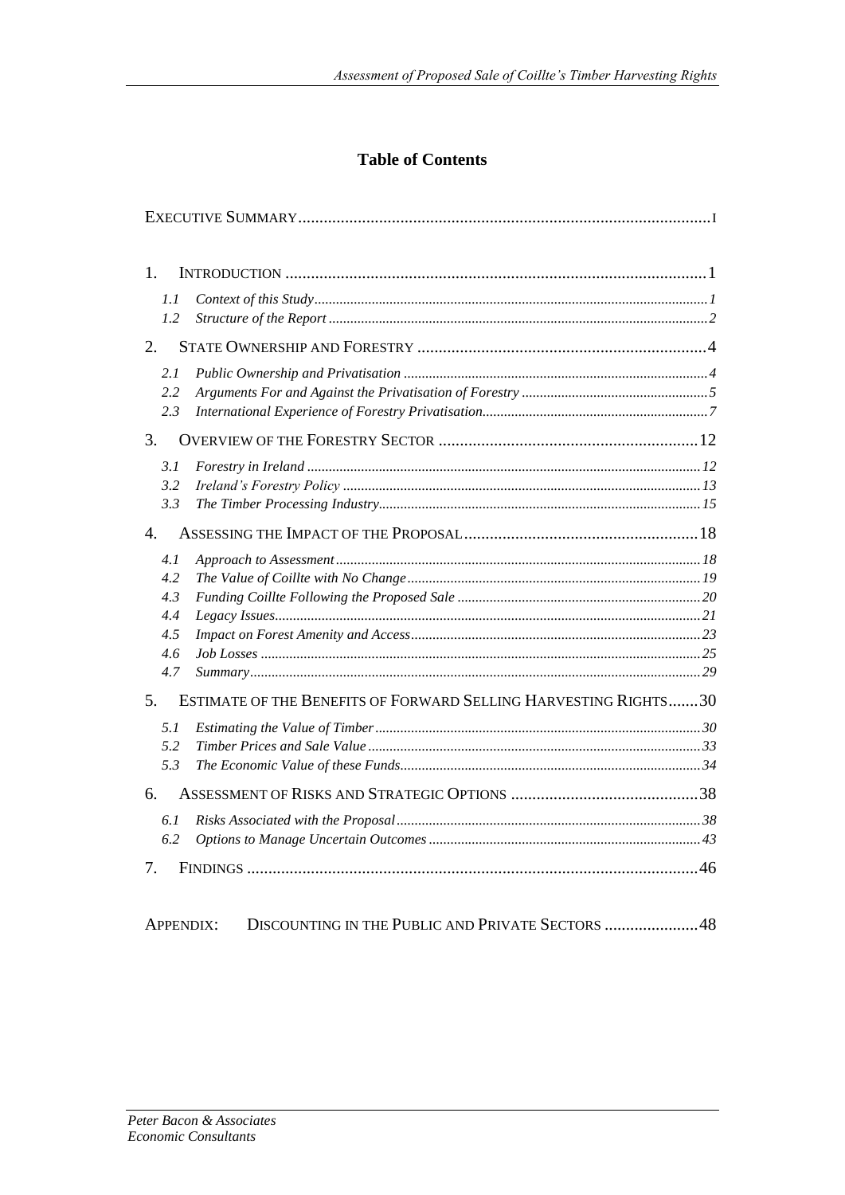# Table of Contents

EXECUTIVE SUMMARY ..... I

1. INTRODUCTION ..... 1
   - 1.1 *Context of this Study* ..... 1
   - 1.2 *Structure of the Report* ..... 2
2. STATE OWNERSHIP AND FORESTRY ..... 4
   - 2.1 *Public Ownership and Privatisation* ..... 4
   - 2.2 *Arguments For and Against the Privatisation of Forestry* ..... 5
   - 2.3 *International Experience of Forestry Privatisation* ..... 7
3. OVERVIEW OF THE FORESTRY SECTOR ..... 12
   - 3.1 *Forestry in Ireland* ..... 12
   - 3.2 *Ireland's Forestry Policy* ..... 13
   - 3.3 *The Timber Processing Industry* ..... 15
4. ASSESSING THE IMPACT OF THE PROPOSAL ..... 18
   - 4.1 *Approach to Assessment* ..... 18
   - 4.2 *The Value of Coillte with No Change* ..... 19
   - 4.3 *Funding Coillte Following the Proposed Sale* ..... 20
   - 4.4 *Legacy Issues* ..... 21
   - 4.5 *Impact on Forest Amenity and Access* ..... 23
   - 4.6 *Job Losses* ..... 25
   - 4.7 *Summary* ..... 29
5. ESTIMATE OF THE BENEFITS OF FORWARD SELLING HARVESTING RIGHTS ..... 30
   - 5.1 *Estimating the Value of Timber* ..... 30
   - 5.2 *Timber Prices and Sale Value* ..... 33
   - 5.3 *The Economic Value of these Funds* ..... 34
6. ASSESSMENT OF RISKS AND STRATEGIC OPTIONS ..... 38
   - 6.1 *Risks Associated with the Proposal* ..... 38
   - 6.2 *Options to Manage Uncertain Outcomes* ..... 43
7. FINDINGS ..... 46

APPENDIX: DISCOUNTING IN THE PUBLIC AND PRIVATE SECTORS ..... 48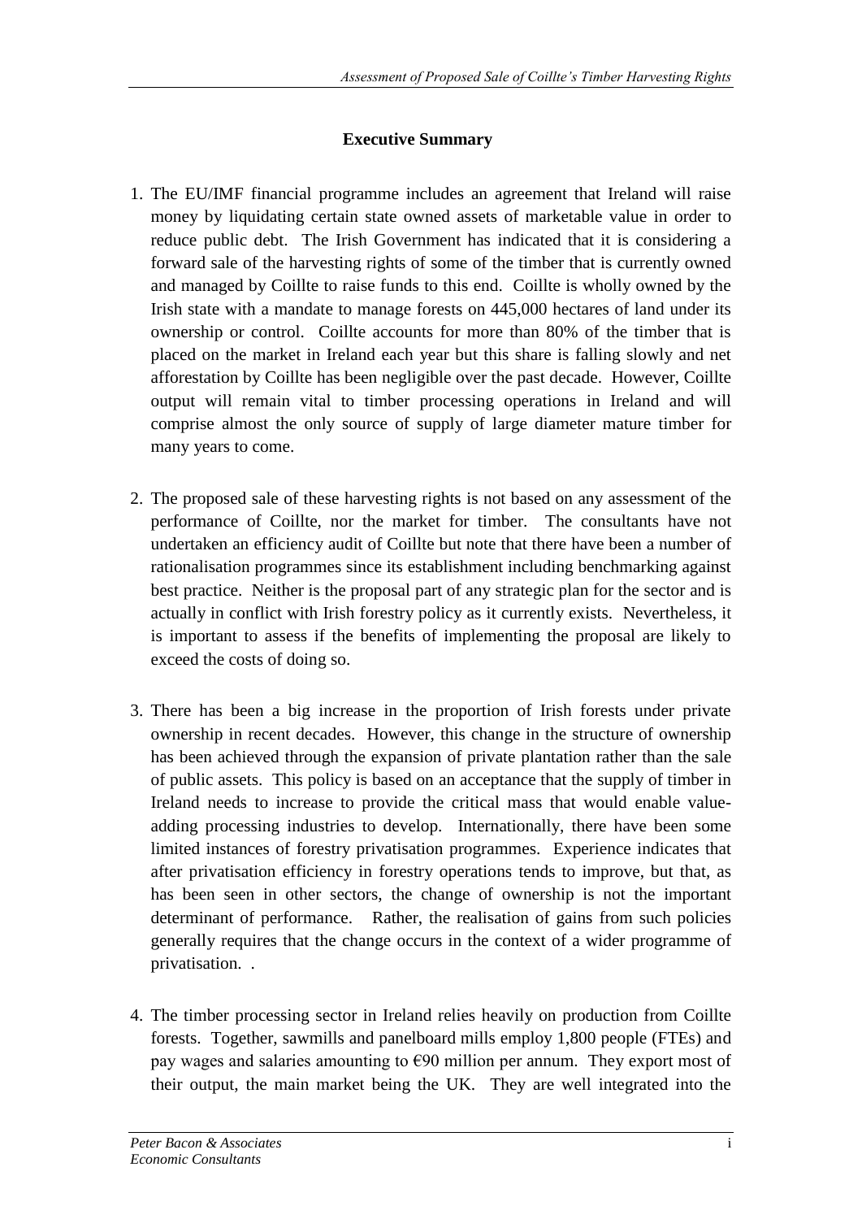## Executive Summary

1. The EU/IMF financial programme includes an agreement that Ireland will raise money by liquidating certain state owned assets of marketable value in order to reduce public debt. The Irish Government has indicated that it is considering a forward sale of the harvesting rights of some of the timber that is currently owned and managed by Coillte to raise funds to this end. Coillte is wholly owned by the Irish state with a mandate to manage forests on 445,000 hectares of land under its ownership or control. Coillte accounts for more than 80% of the timber that is placed on the market in Ireland each year but this share is falling slowly and net afforestation by Coillte has been negligible over the past decade. However, Coillte output will remain vital to timber processing operations in Ireland and will comprise almost the only source of supply of large diameter mature timber for many years to come.

2. The proposed sale of these harvesting rights is not based on any assessment of the performance of Coillte, nor the market for timber. The consultants have not undertaken an efficiency audit of Coillte but note that there have been a number of rationalisation programmes since its establishment including benchmarking against best practice. Neither is the proposal part of any strategic plan for the sector and is actually in conflict with Irish forestry policy as it currently exists. Nevertheless, it is important to assess if the benefits of implementing the proposal are likely to exceed the costs of doing so.

3. There has been a big increase in the proportion of Irish forests under private ownership in recent decades. However, this change in the structure of ownership has been achieved through the expansion of private plantation rather than the sale of public assets. This policy is based on an acceptance that the supply of timber in Ireland needs to increase to provide the critical mass that would enable value-adding processing industries to develop. Internationally, there have been some limited instances of forestry privatisation programmes. Experience indicates that after privatisation efficiency in forestry operations tends to improve, but that, as has been seen in other sectors, the change of ownership is not the important determinant of performance. Rather, the realisation of gains from such policies generally requires that the change occurs in the context of a wider programme of privatisation. .

4. The timber processing sector in Ireland relies heavily on production from Coillte forests. Together, sawmills and panelboard mills employ 1,800 people (FTEs) and pay wages and salaries amounting to €90 million per annum. They export most of their output, the main market being the UK. They are well integrated into the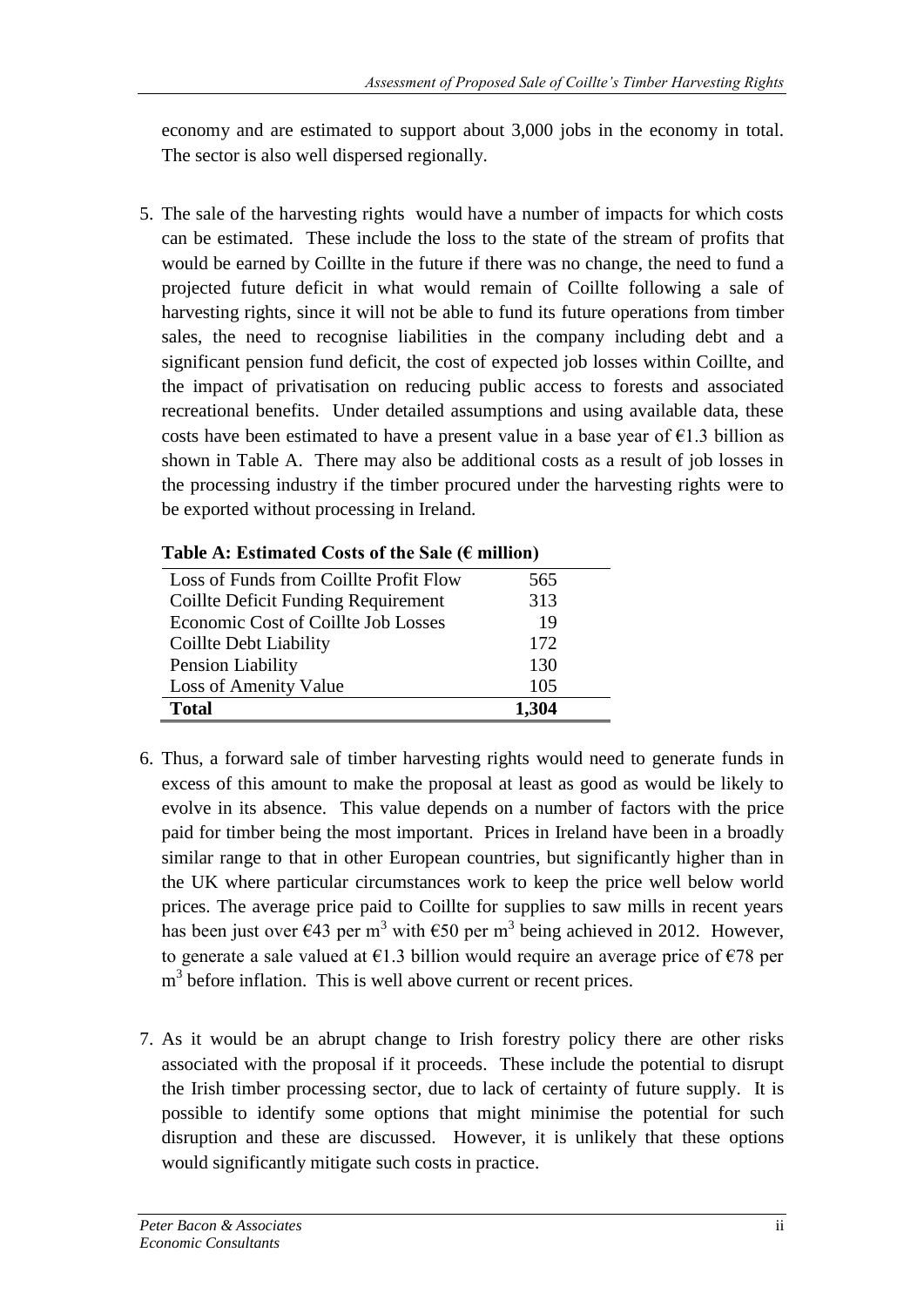economy and are estimated to support about 3,000 jobs in the economy in total. The sector is also well dispersed regionally.

5. The sale of the harvesting rights would have a number of impacts for which costs can be estimated. These include the loss to the state of the stream of profits that would be earned by Coillte in the future if there was no change, the need to fund a projected future deficit in what would remain of Coillte following a sale of harvesting rights, since it will not be able to fund its future operations from timber sales, the need to recognise liabilities in the company including debt and a significant pension fund deficit, the cost of expected job losses within Coillte, and the impact of privatisation on reducing public access to forests and associated recreational benefits. Under detailed assumptions and using available data, these costs have been estimated to have a present value in a base year of €1.3 billion as shown in Table A. There may also be additional costs as a result of job losses in the processing industry if the timber procured under the harvesting rights were to be exported without processing in Ireland.

**Table A: Estimated Costs of the Sale (€ million)**

| | |
|---|---|
| Loss of Funds from Coillte Profit Flow | 565 |
| Coillte Deficit Funding Requirement | 313 |
| Economic Cost of Coillte Job Losses | 19 |
| Coillte Debt Liability | 172 |
| Pension Liability | 130 |
| Loss of Amenity Value | 105 |
| **Total** | **1,304** |

6. Thus, a forward sale of timber harvesting rights would need to generate funds in excess of this amount to make the proposal at least as good as would be likely to evolve in its absence. This value depends on a number of factors with the price paid for timber being the most important. Prices in Ireland have been in a broadly similar range to that in other European countries, but significantly higher than in the UK where particular circumstances work to keep the price well below world prices. The average price paid to Coillte for supplies to saw mills in recent years has been just over €43 per $m^3$ with €50 per $m^3$ being achieved in 2012. However, to generate a sale valued at €1.3 billion would require an average price of €78 per $m^3$ before inflation. This is well above current or recent prices.

7. As it would be an abrupt change to Irish forestry policy there are other risks associated with the proposal if it proceeds. These include the potential to disrupt the Irish timber processing sector, due to lack of certainty of future supply. It is possible to identify some options that might minimise the potential for such disruption and these are discussed. However, it is unlikely that these options would significantly mitigate such costs in practice.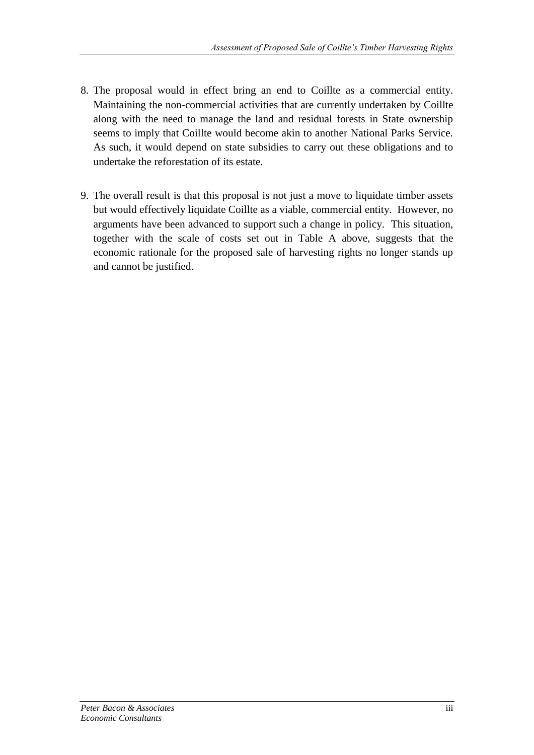8. The proposal would in effect bring an end to Coillte as a commercial entity. Maintaining the non-commercial activities that are currently undertaken by Coillte along with the need to manage the land and residual forests in State ownership seems to imply that Coillte would become akin to another National Parks Service. As such, it would depend on state subsidies to carry out these obligations and to undertake the reforestation of its estate.

9. The overall result is that this proposal is not just a move to liquidate timber assets but would effectively liquidate Coillte as a viable, commercial entity. However, no arguments have been advanced to support such a change in policy. This situation, together with the scale of costs set out in Table A above, suggests that the economic rationale for the proposed sale of harvesting rights no longer stands up and cannot be justified.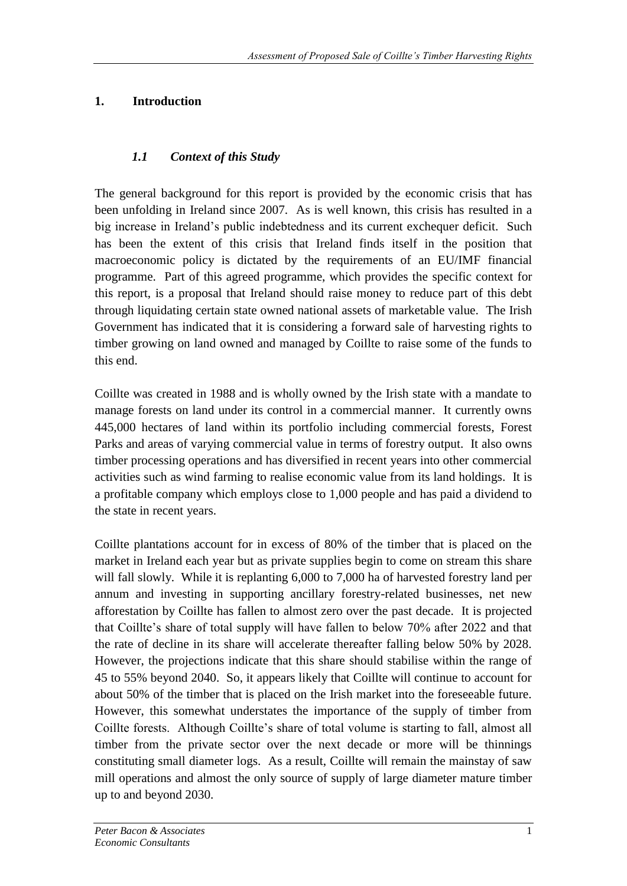# 1. Introduction

## *1.1 Context of this Study*

The general background for this report is provided by the economic crisis that has been unfolding in Ireland since 2007. As is well known, this crisis has resulted in a big increase in Ireland's public indebtedness and its current exchequer deficit. Such has been the extent of this crisis that Ireland finds itself in the position that macroeconomic policy is dictated by the requirements of an EU/IMF financial programme. Part of this agreed programme, which provides the specific context for this report, is a proposal that Ireland should raise money to reduce part of this debt through liquidating certain state owned national assets of marketable value. The Irish Government has indicated that it is considering a forward sale of harvesting rights to timber growing on land owned and managed by Coillte to raise some of the funds to this end.

Coillte was created in 1988 and is wholly owned by the Irish state with a mandate to manage forests on land under its control in a commercial manner. It currently owns 445,000 hectares of land within its portfolio including commercial forests, Forest Parks and areas of varying commercial value in terms of forestry output. It also owns timber processing operations and has diversified in recent years into other commercial activities such as wind farming to realise economic value from its land holdings. It is a profitable company which employs close to 1,000 people and has paid a dividend to the state in recent years.

Coillte plantations account for in excess of 80% of the timber that is placed on the market in Ireland each year but as private supplies begin to come on stream this share will fall slowly. While it is replanting 6,000 to 7,000 ha of harvested forestry land per annum and investing in supporting ancillary forestry-related businesses, net new afforestation by Coillte has fallen to almost zero over the past decade. It is projected that Coillte's share of total supply will have fallen to below 70% after 2022 and that the rate of decline in its share will accelerate thereafter falling below 50% by 2028. However, the projections indicate that this share should stabilise within the range of 45 to 55% beyond 2040. So, it appears likely that Coillte will continue to account for about 50% of the timber that is placed on the Irish market into the foreseeable future. However, this somewhat understates the importance of the supply of timber from Coillte forests. Although Coillte's share of total volume is starting to fall, almost all timber from the private sector over the next decade or more will be thinnings constituting small diameter logs. As a result, Coillte will remain the mainstay of saw mill operations and almost the only source of supply of large diameter mature timber up to and beyond 2030.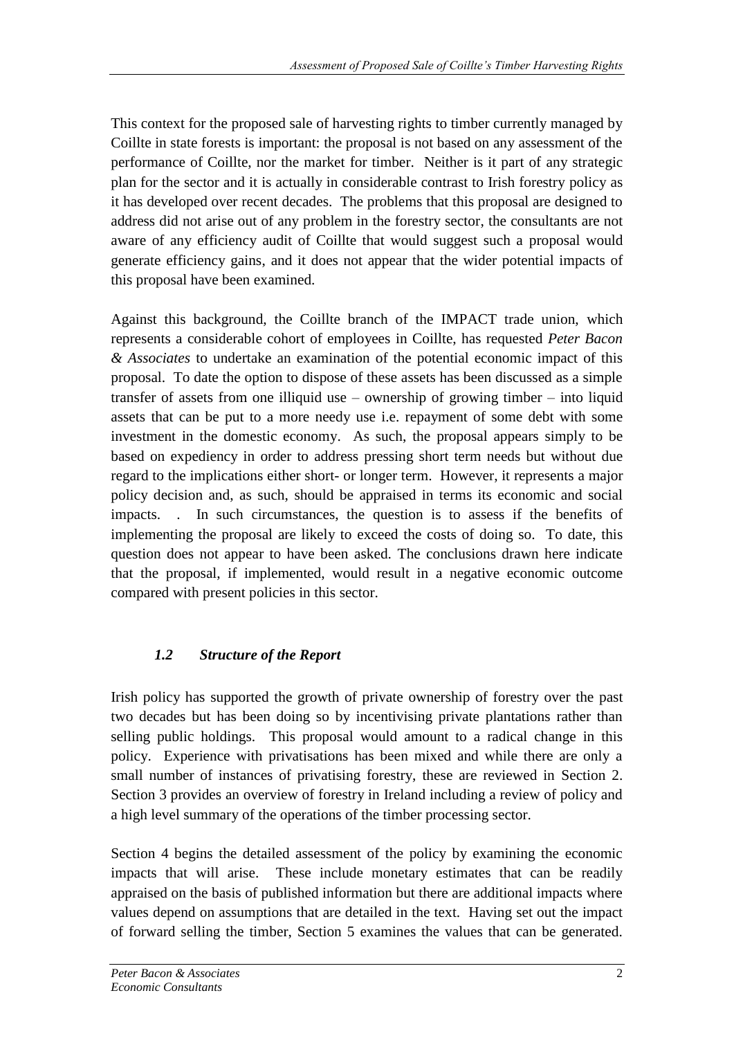This context for the proposed sale of harvesting rights to timber currently managed by Coillte in state forests is important: the proposal is not based on any assessment of the performance of Coillte, nor the market for timber. Neither is it part of any strategic plan for the sector and it is actually in considerable contrast to Irish forestry policy as it has developed over recent decades. The problems that this proposal are designed to address did not arise out of any problem in the forestry sector, the consultants are not aware of any efficiency audit of Coillte that would suggest such a proposal would generate efficiency gains, and it does not appear that the wider potential impacts of this proposal have been examined.

Against this background, the Coillte branch of the IMPACT trade union, which represents a considerable cohort of employees in Coillte, has requested *Peter Bacon & Associates* to undertake an examination of the potential economic impact of this proposal. To date the option to dispose of these assets has been discussed as a simple transfer of assets from one illiquid use – ownership of growing timber – into liquid assets that can be put to a more needy use i.e. repayment of some debt with some investment in the domestic economy. As such, the proposal appears simply to be based on expediency in order to address pressing short term needs but without due regard to the implications either short- or longer term. However, it represents a major policy decision and, as such, should be appraised in terms its economic and social impacts. . In such circumstances, the question is to assess if the benefits of implementing the proposal are likely to exceed the costs of doing so. To date, this question does not appear to have been asked. The conclusions drawn here indicate that the proposal, if implemented, would result in a negative economic outcome compared with present policies in this sector.

### *1.2 Structure of the Report*

Irish policy has supported the growth of private ownership of forestry over the past two decades but has been doing so by incentivising private plantations rather than selling public holdings. This proposal would amount to a radical change in this policy. Experience with privatisations has been mixed and while there are only a small number of instances of privatising forestry, these are reviewed in Section 2. Section 3 provides an overview of forestry in Ireland including a review of policy and a high level summary of the operations of the timber processing sector.

Section 4 begins the detailed assessment of the policy by examining the economic impacts that will arise. These include monetary estimates that can be readily appraised on the basis of published information but there are additional impacts where values depend on assumptions that are detailed in the text. Having set out the impact of forward selling the timber, Section 5 examines the values that can be generated.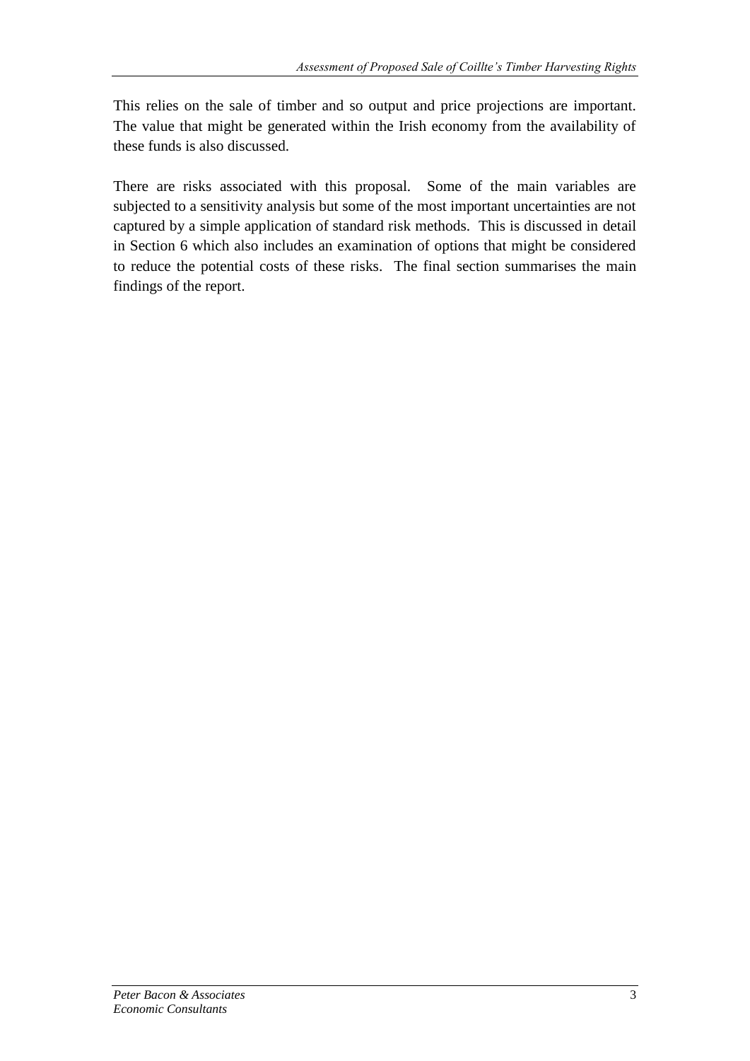This relies on the sale of timber and so output and price projections are important. The value that might be generated within the Irish economy from the availability of these funds is also discussed.

There are risks associated with this proposal. Some of the main variables are subjected to a sensitivity analysis but some of the most important uncertainties are not captured by a simple application of standard risk methods. This is discussed in detail in Section 6 which also includes an examination of options that might be considered to reduce the potential costs of these risks. The final section summarises the main findings of the report.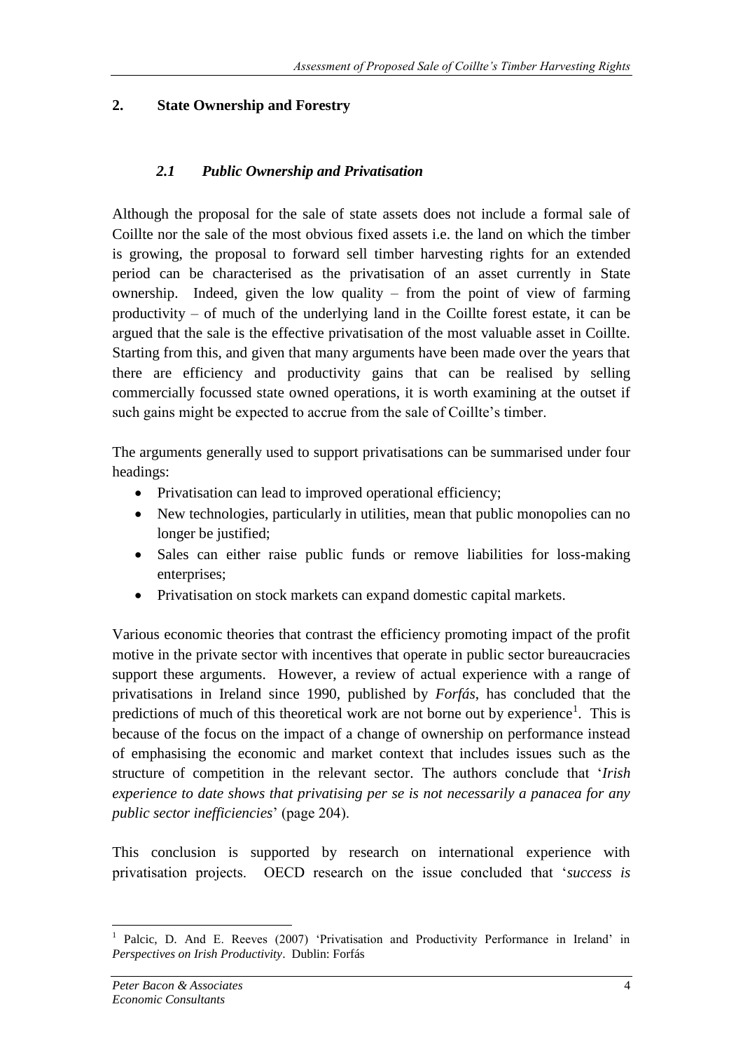## 2. State Ownership and Forestry

### *2.1 Public Ownership and Privatisation*

Although the proposal for the sale of state assets does not include a formal sale of Coillte nor the sale of the most obvious fixed assets i.e. the land on which the timber is growing, the proposal to forward sell timber harvesting rights for an extended period can be characterised as the privatisation of an asset currently in State ownership. Indeed, given the low quality – from the point of view of farming productivity – of much of the underlying land in the Coillte forest estate, it can be argued that the sale is the effective privatisation of the most valuable asset in Coillte. Starting from this, and given that many arguments have been made over the years that there are efficiency and productivity gains that can be realised by selling commercially focussed state owned operations, it is worth examining at the outset if such gains might be expected to accrue from the sale of Coillte's timber.

The arguments generally used to support privatisations can be summarised under four headings:

- Privatisation can lead to improved operational efficiency;
- New technologies, particularly in utilities, mean that public monopolies can no longer be justified;
- Sales can either raise public funds or remove liabilities for loss-making enterprises;
- Privatisation on stock markets can expand domestic capital markets.

Various economic theories that contrast the efficiency promoting impact of the profit motive in the private sector with incentives that operate in public sector bureaucracies support these arguments. However, a review of actual experience with a range of privatisations in Ireland since 1990, published by *Forfás*, has concluded that the predictions of much of this theoretical work are not borne out by experience[1]. This is because of the focus on the impact of a change of ownership on performance instead of emphasising the economic and market context that includes issues such as the structure of competition in the relevant sector. The authors conclude that '*Irish experience to date shows that privatising per se is not necessarily a panacea for any public sector inefficiencies*' (page 204).

This conclusion is supported by research on international experience with privatisation projects. OECD research on the issue concluded that '*success is*

---

[1] Palcic, D. And E. Reeves (2007) 'Privatisation and Productivity Performance in Ireland' in *Perspectives on Irish Productivity*. Dublin: Forfás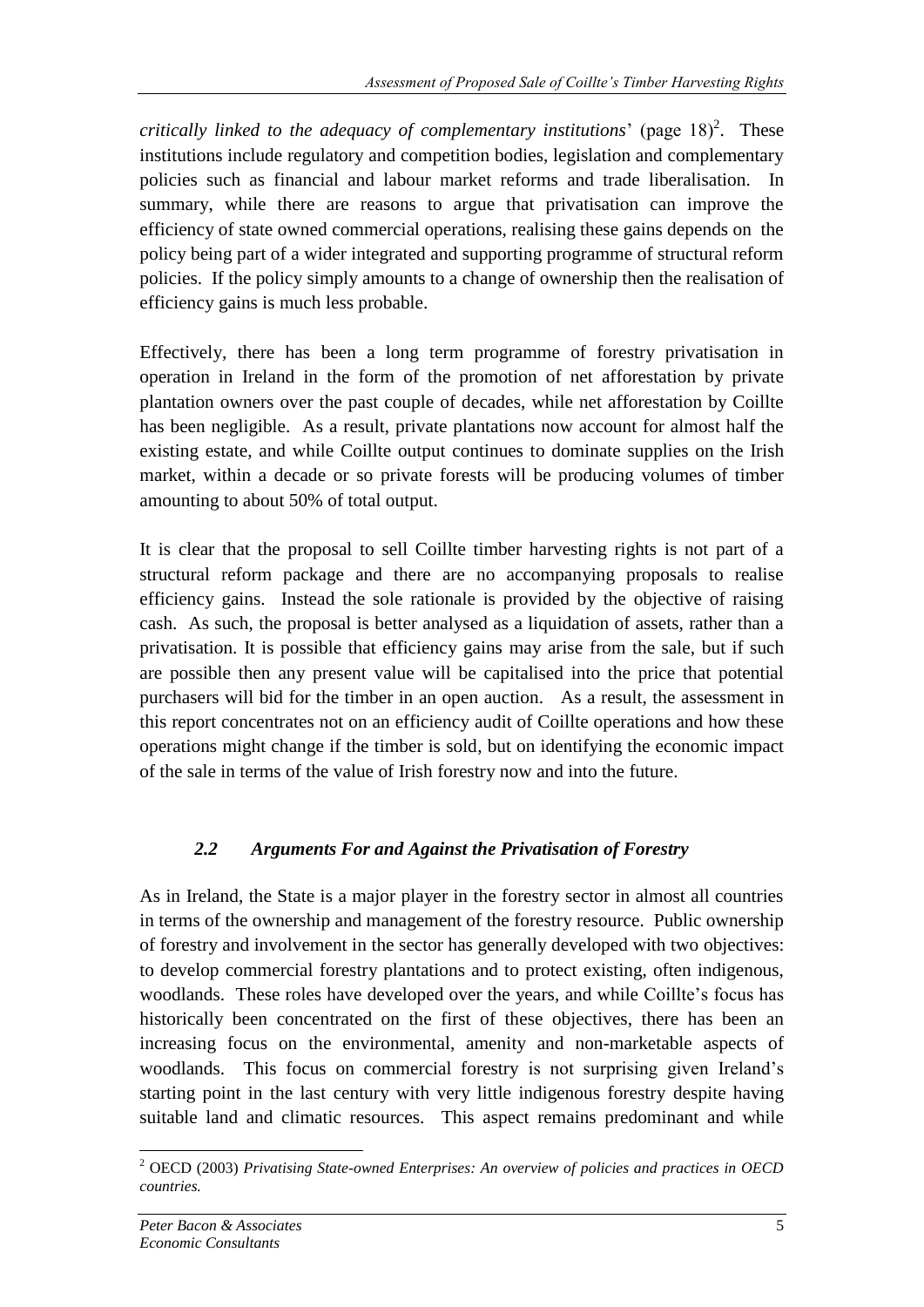*critically linked to the adequacy of complementary institutions*' (page 18)[2]. These institutions include regulatory and competition bodies, legislation and complementary policies such as financial and labour market reforms and trade liberalisation. In summary, while there are reasons to argue that privatisation can improve the efficiency of state owned commercial operations, realising these gains depends on the policy being part of a wider integrated and supporting programme of structural reform policies. If the policy simply amounts to a change of ownership then the realisation of efficiency gains is much less probable.

Effectively, there has been a long term programme of forestry privatisation in operation in Ireland in the form of the promotion of net afforestation by private plantation owners over the past couple of decades, while net afforestation by Coillte has been negligible. As a result, private plantations now account for almost half the existing estate, and while Coillte output continues to dominate supplies on the Irish market, within a decade or so private forests will be producing volumes of timber amounting to about 50% of total output.

It is clear that the proposal to sell Coillte timber harvesting rights is not part of a structural reform package and there are no accompanying proposals to realise efficiency gains. Instead the sole rationale is provided by the objective of raising cash. As such, the proposal is better analysed as a liquidation of assets, rather than a privatisation. It is possible that efficiency gains may arise from the sale, but if such are possible then any present value will be capitalised into the price that potential purchasers will bid for the timber in an open auction. As a result, the assessment in this report concentrates not on an efficiency audit of Coillte operations and how these operations might change if the timber is sold, but on identifying the economic impact of the sale in terms of the value of Irish forestry now and into the future.

### *2.2 Arguments For and Against the Privatisation of Forestry*

As in Ireland, the State is a major player in the forestry sector in almost all countries in terms of the ownership and management of the forestry resource. Public ownership of forestry and involvement in the sector has generally developed with two objectives: to develop commercial forestry plantations and to protect existing, often indigenous, woodlands. These roles have developed over the years, and while Coillte's focus has historically been concentrated on the first of these objectives, there has been an increasing focus on the environmental, amenity and non-marketable aspects of woodlands. This focus on commercial forestry is not surprising given Ireland's starting point in the last century with very little indigenous forestry despite having suitable land and climatic resources. This aspect remains predominant and while

---

[2] OECD (2003) *Privatising State-owned Enterprises: An overview of policies and practices in OECD countries.*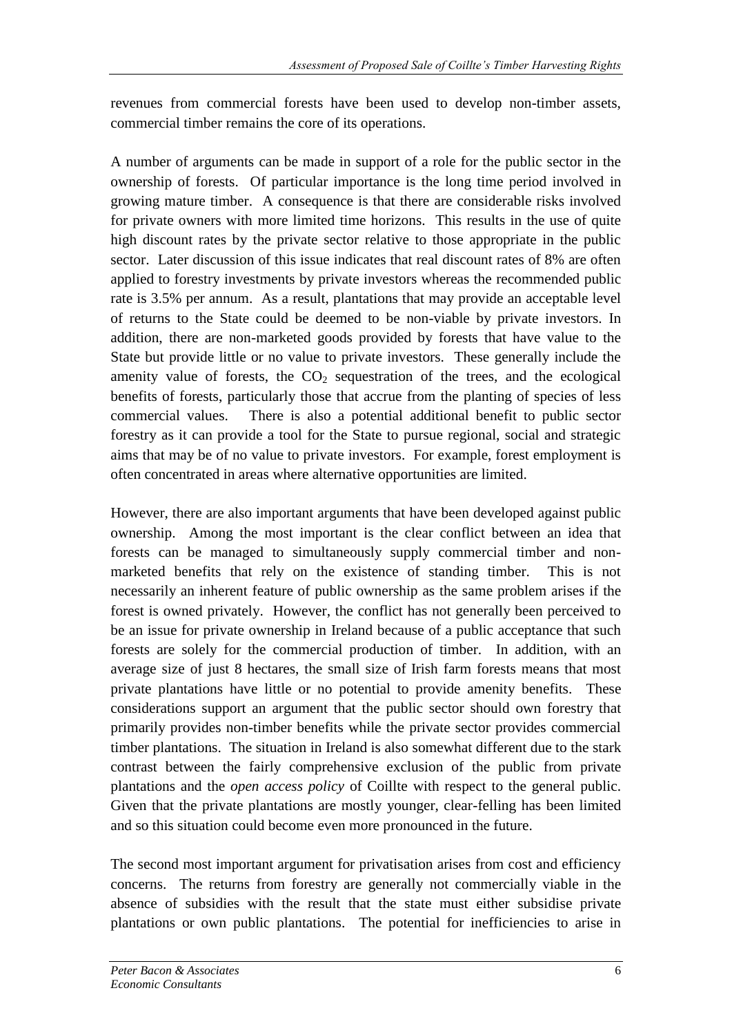revenues from commercial forests have been used to develop non-timber assets, commercial timber remains the core of its operations.

A number of arguments can be made in support of a role for the public sector in the ownership of forests. Of particular importance is the long time period involved in growing mature timber. A consequence is that there are considerable risks involved for private owners with more limited time horizons. This results in the use of quite high discount rates by the private sector relative to those appropriate in the public sector. Later discussion of this issue indicates that real discount rates of 8% are often applied to forestry investments by private investors whereas the recommended public rate is 3.5% per annum. As a result, plantations that may provide an acceptable level of returns to the State could be deemed to be non-viable by private investors. In addition, there are non-marketed goods provided by forests that have value to the State but provide little or no value to private investors. These generally include the amenity value of forests, the $CO_2$ sequestration of the trees, and the ecological benefits of forests, particularly those that accrue from the planting of species of less commercial values. There is also a potential additional benefit to public sector forestry as it can provide a tool for the State to pursue regional, social and strategic aims that may be of no value to private investors. For example, forest employment is often concentrated in areas where alternative opportunities are limited.

However, there are also important arguments that have been developed against public ownership. Among the most important is the clear conflict between an idea that forests can be managed to simultaneously supply commercial timber and non-marketed benefits that rely on the existence of standing timber. This is not necessarily an inherent feature of public ownership as the same problem arises if the forest is owned privately. However, the conflict has not generally been perceived to be an issue for private ownership in Ireland because of a public acceptance that such forests are solely for the commercial production of timber. In addition, with an average size of just 8 hectares, the small size of Irish farm forests means that most private plantations have little or no potential to provide amenity benefits. These considerations support an argument that the public sector should own forestry that primarily provides non-timber benefits while the private sector provides commercial timber plantations. The situation in Ireland is also somewhat different due to the stark contrast between the fairly comprehensive exclusion of the public from private plantations and the *open access policy* of Coillte with respect to the general public. Given that the private plantations are mostly younger, clear-felling has been limited and so this situation could become even more pronounced in the future.

The second most important argument for privatisation arises from cost and efficiency concerns. The returns from forestry are generally not commercially viable in the absence of subsidies with the result that the state must either subsidise private plantations or own public plantations. The potential for inefficiencies to arise in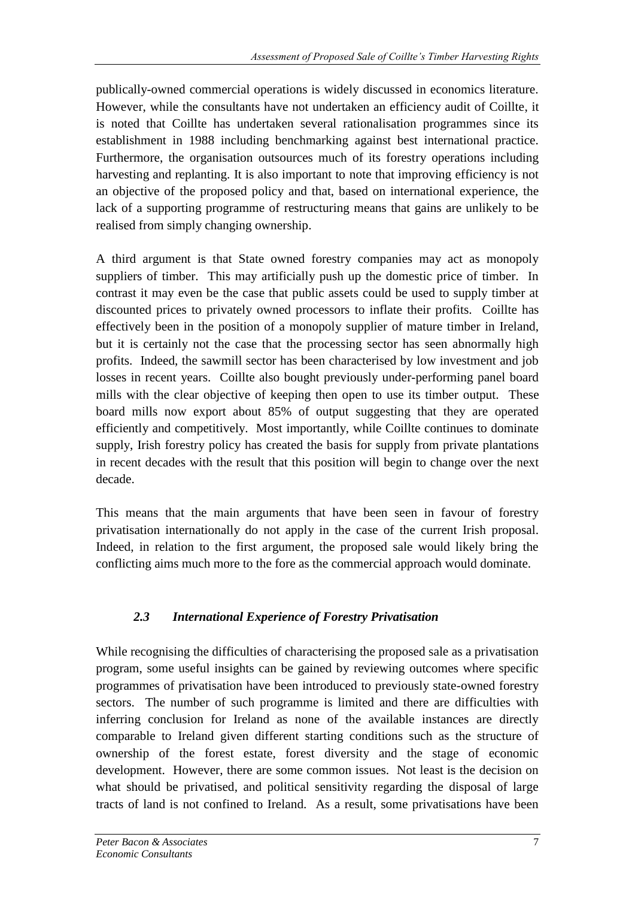publically-owned commercial operations is widely discussed in economics literature. However, while the consultants have not undertaken an efficiency audit of Coillte, it is noted that Coillte has undertaken several rationalisation programmes since its establishment in 1988 including benchmarking against best international practice. Furthermore, the organisation outsources much of its forestry operations including harvesting and replanting. It is also important to note that improving efficiency is not an objective of the proposed policy and that, based on international experience, the lack of a supporting programme of restructuring means that gains are unlikely to be realised from simply changing ownership.

A third argument is that State owned forestry companies may act as monopoly suppliers of timber. This may artificially push up the domestic price of timber. In contrast it may even be the case that public assets could be used to supply timber at discounted prices to privately owned processors to inflate their profits. Coillte has effectively been in the position of a monopoly supplier of mature timber in Ireland, but it is certainly not the case that the processing sector has seen abnormally high profits. Indeed, the sawmill sector has been characterised by low investment and job losses in recent years. Coillte also bought previously under-performing panel board mills with the clear objective of keeping then open to use its timber output. These board mills now export about 85% of output suggesting that they are operated efficiently and competitively. Most importantly, while Coillte continues to dominate supply, Irish forestry policy has created the basis for supply from private plantations in recent decades with the result that this position will begin to change over the next decade.

This means that the main arguments that have been seen in favour of forestry privatisation internationally do not apply in the case of the current Irish proposal. Indeed, in relation to the first argument, the proposed sale would likely bring the conflicting aims much more to the fore as the commercial approach would dominate.

### *2.3 International Experience of Forestry Privatisation*

While recognising the difficulties of characterising the proposed sale as a privatisation program, some useful insights can be gained by reviewing outcomes where specific programmes of privatisation have been introduced to previously state-owned forestry sectors. The number of such programme is limited and there are difficulties with inferring conclusion for Ireland as none of the available instances are directly comparable to Ireland given different starting conditions such as the structure of ownership of the forest estate, forest diversity and the stage of economic development. However, there are some common issues. Not least is the decision on what should be privatised, and political sensitivity regarding the disposal of large tracts of land is not confined to Ireland. As a result, some privatisations have been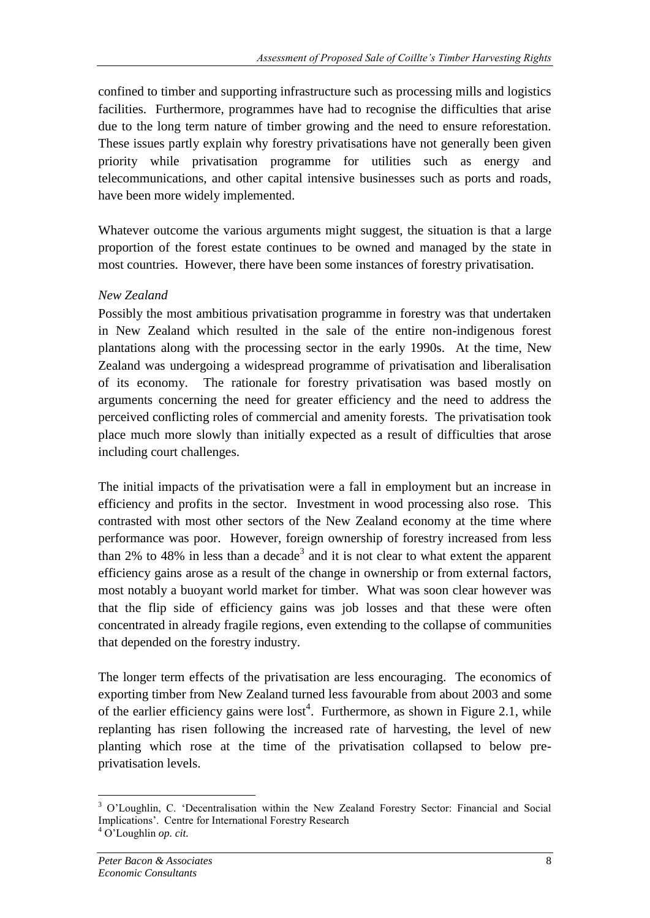confined to timber and supporting infrastructure such as processing mills and logistics facilities. Furthermore, programmes have had to recognise the difficulties that arise due to the long term nature of timber growing and the need to ensure reforestation. These issues partly explain why forestry privatisations have not generally been given priority while privatisation programme for utilities such as energy and telecommunications, and other capital intensive businesses such as ports and roads, have been more widely implemented.

Whatever outcome the various arguments might suggest, the situation is that a large proportion of the forest estate continues to be owned and managed by the state in most countries. However, there have been some instances of forestry privatisation.

*New Zealand*

Possibly the most ambitious privatisation programme in forestry was that undertaken in New Zealand which resulted in the sale of the entire non-indigenous forest plantations along with the processing sector in the early 1990s. At the time, New Zealand was undergoing a widespread programme of privatisation and liberalisation of its economy. The rationale for forestry privatisation was based mostly on arguments concerning the need for greater efficiency and the need to address the perceived conflicting roles of commercial and amenity forests. The privatisation took place much more slowly than initially expected as a result of difficulties that arose including court challenges.

The initial impacts of the privatisation were a fall in employment but an increase in efficiency and profits in the sector. Investment in wood processing also rose. This contrasted with most other sectors of the New Zealand economy at the time where performance was poor. However, foreign ownership of forestry increased from less than 2% to 48% in less than a decade[3] and it is not clear to what extent the apparent efficiency gains arose as a result of the change in ownership or from external factors, most notably a buoyant world market for timber. What was soon clear however was that the flip side of efficiency gains was job losses and that these were often concentrated in already fragile regions, even extending to the collapse of communities that depended on the forestry industry.

The longer term effects of the privatisation are less encouraging. The economics of exporting timber from New Zealand turned less favourable from about 2003 and some of the earlier efficiency gains were lost[4]. Furthermore, as shown in Figure 2.1, while replanting has risen following the increased rate of harvesting, the level of new planting which rose at the time of the privatisation collapsed to below pre-privatisation levels.

---

[3] O'Loughlin, C. 'Decentralisation within the New Zealand Forestry Sector: Financial and Social Implications'. Centre for International Forestry Research

[4] O'Loughlin *op. cit.*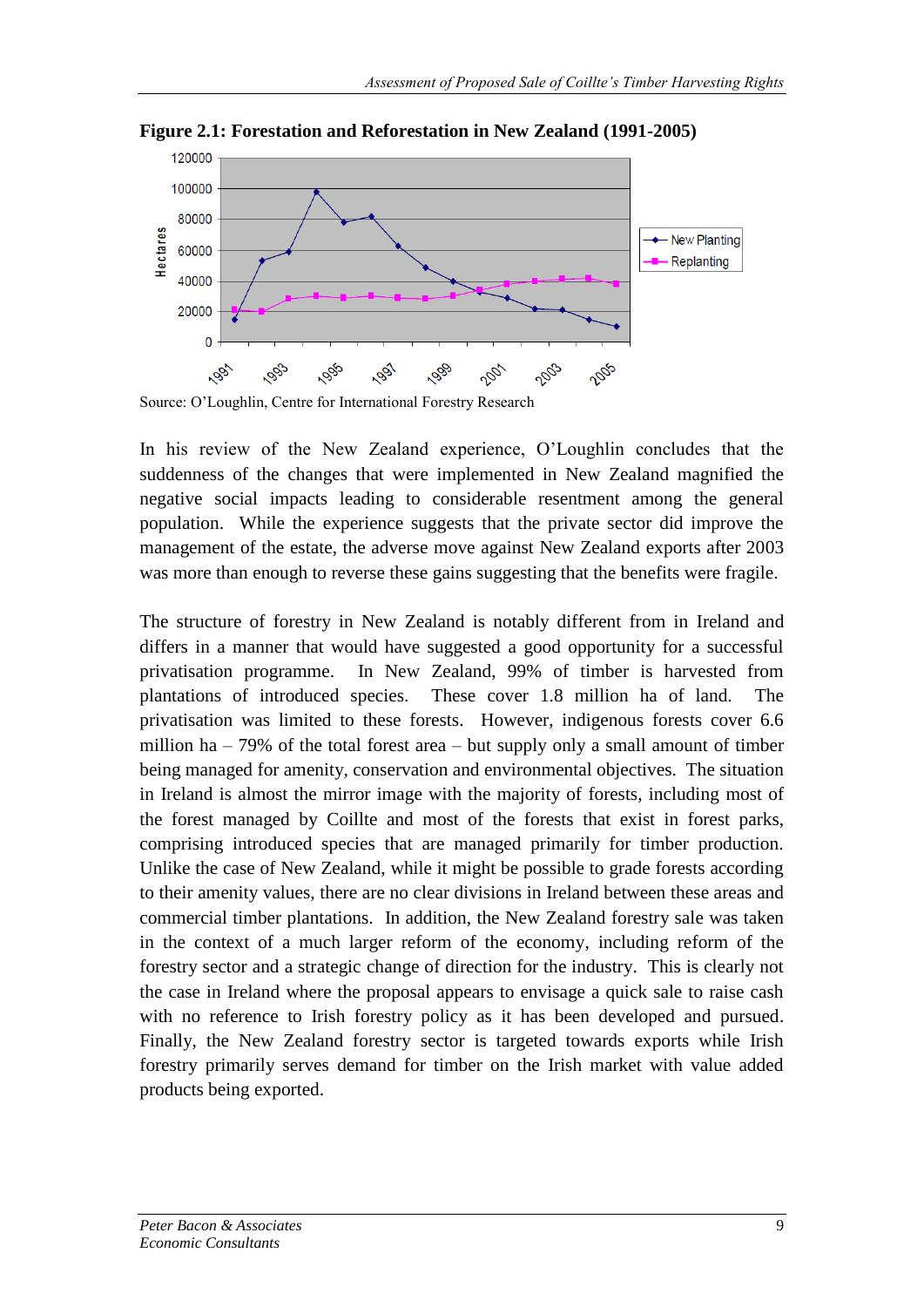**Figure 2.1: Forestation and Reforestation in New Zealand (1991-2005)**

Source: O'Loughlin, Centre for International Forestry Research

In his review of the New Zealand experience, O'Loughlin concludes that the suddenness of the changes that were implemented in New Zealand magnified the negative social impacts leading to considerable resentment among the general population. While the experience suggests that the private sector did improve the management of the estate, the adverse move against New Zealand exports after 2003 was more than enough to reverse these gains suggesting that the benefits were fragile.

The structure of forestry in New Zealand is notably different from in Ireland and differs in a manner that would have suggested a good opportunity for a successful privatisation programme. In New Zealand, 99% of timber is harvested from plantations of introduced species. These cover 1.8 million ha of land. The privatisation was limited to these forests. However, indigenous forests cover 6.6 million ha – 79% of the total forest area – but supply only a small amount of timber being managed for amenity, conservation and environmental objectives. The situation in Ireland is almost the mirror image with the majority of forests, including most of the forest managed by Coillte and most of the forests that exist in forest parks, comprising introduced species that are managed primarily for timber production. Unlike the case of New Zealand, while it might be possible to grade forests according to their amenity values, there are no clear divisions in Ireland between these areas and commercial timber plantations. In addition, the New Zealand forestry sale was taken in the context of a much larger reform of the economy, including reform of the forestry sector and a strategic change of direction for the industry. This is clearly not the case in Ireland where the proposal appears to envisage a quick sale to raise cash with no reference to Irish forestry policy as it has been developed and pursued. Finally, the New Zealand forestry sector is targeted towards exports while Irish forestry primarily serves demand for timber on the Irish market with value added products being exported.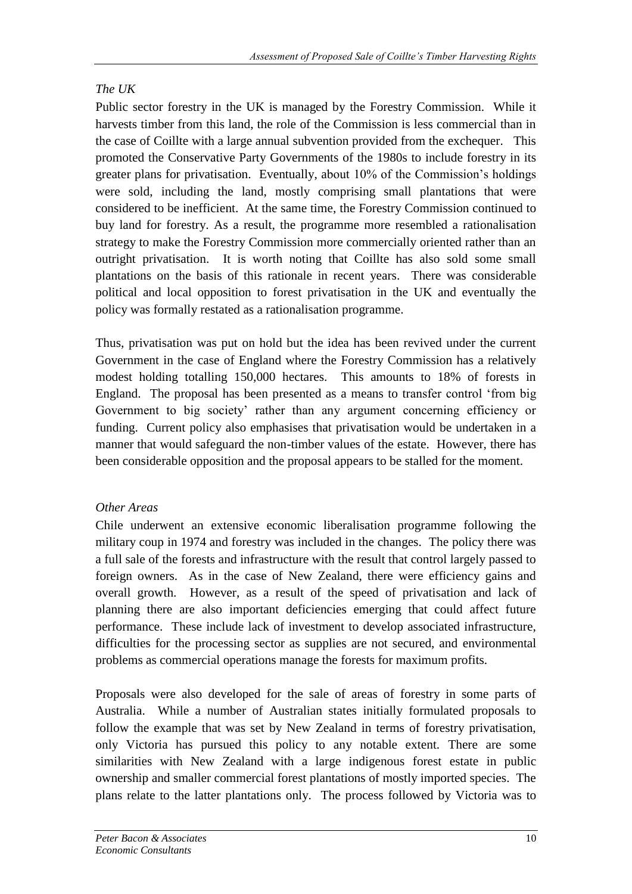*The UK*

Public sector forestry in the UK is managed by the Forestry Commission. While it harvests timber from this land, the role of the Commission is less commercial than in the case of Coillte with a large annual subvention provided from the exchequer. This promoted the Conservative Party Governments of the 1980s to include forestry in its greater plans for privatisation. Eventually, about 10% of the Commission's holdings were sold, including the land, mostly comprising small plantations that were considered to be inefficient. At the same time, the Forestry Commission continued to buy land for forestry. As a result, the programme more resembled a rationalisation strategy to make the Forestry Commission more commercially oriented rather than an outright privatisation. It is worth noting that Coillte has also sold some small plantations on the basis of this rationale in recent years. There was considerable political and local opposition to forest privatisation in the UK and eventually the policy was formally restated as a rationalisation programme.

Thus, privatisation was put on hold but the idea has been revived under the current Government in the case of England where the Forestry Commission has a relatively modest holding totalling 150,000 hectares. This amounts to 18% of forests in England. The proposal has been presented as a means to transfer control 'from big Government to big society' rather than any argument concerning efficiency or funding. Current policy also emphasises that privatisation would be undertaken in a manner that would safeguard the non-timber values of the estate. However, there has been considerable opposition and the proposal appears to be stalled for the moment.

*Other Areas*

Chile underwent an extensive economic liberalisation programme following the military coup in 1974 and forestry was included in the changes. The policy there was a full sale of the forests and infrastructure with the result that control largely passed to foreign owners. As in the case of New Zealand, there were efficiency gains and overall growth. However, as a result of the speed of privatisation and lack of planning there are also important deficiencies emerging that could affect future performance. These include lack of investment to develop associated infrastructure, difficulties for the processing sector as supplies are not secured, and environmental problems as commercial operations manage the forests for maximum profits.

Proposals were also developed for the sale of areas of forestry in some parts of Australia. While a number of Australian states initially formulated proposals to follow the example that was set by New Zealand in terms of forestry privatisation, only Victoria has pursued this policy to any notable extent. There are some similarities with New Zealand with a large indigenous forest estate in public ownership and smaller commercial forest plantations of mostly imported species. The plans relate to the latter plantations only. The process followed by Victoria was to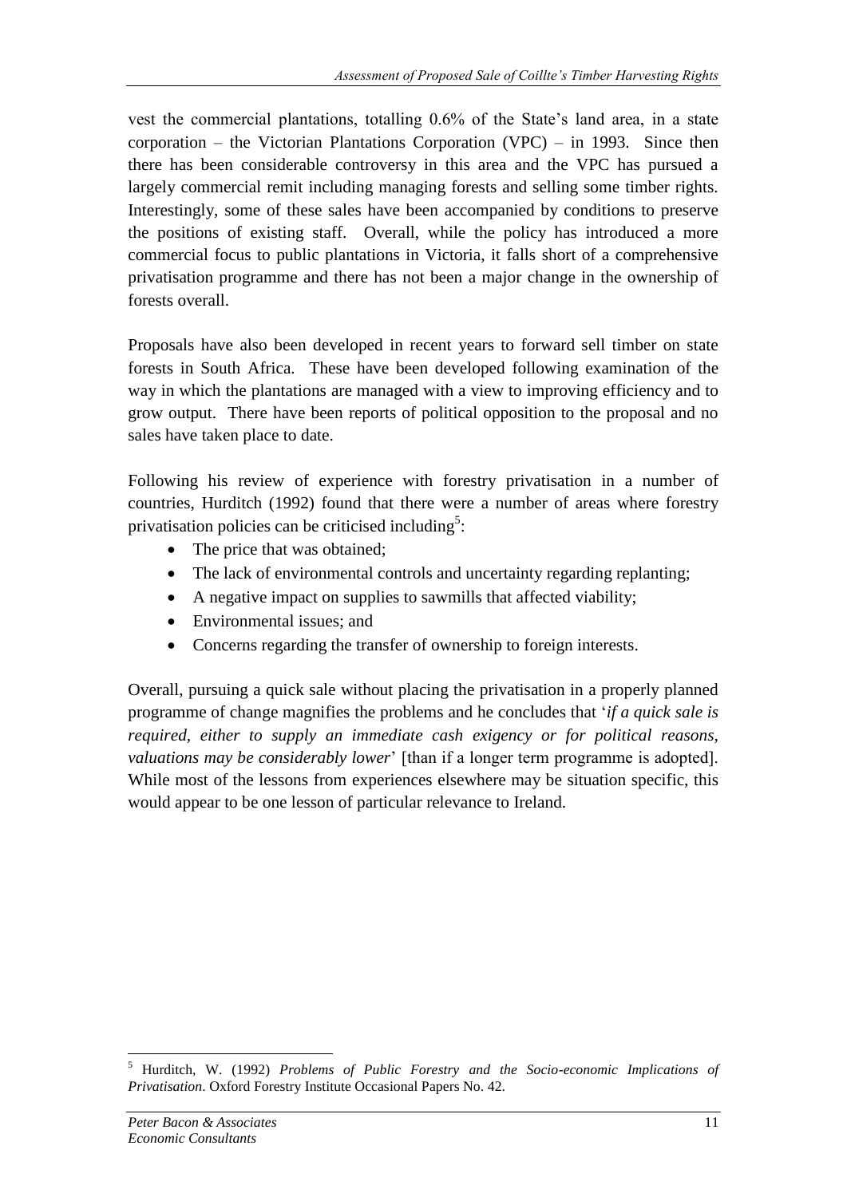vest the commercial plantations, totalling 0.6% of the State's land area, in a state corporation – the Victorian Plantations Corporation (VPC) – in 1993. Since then there has been considerable controversy in this area and the VPC has pursued a largely commercial remit including managing forests and selling some timber rights. Interestingly, some of these sales have been accompanied by conditions to preserve the positions of existing staff. Overall, while the policy has introduced a more commercial focus to public plantations in Victoria, it falls short of a comprehensive privatisation programme and there has not been a major change in the ownership of forests overall.

Proposals have also been developed in recent years to forward sell timber on state forests in South Africa. These have been developed following examination of the way in which the plantations are managed with a view to improving efficiency and to grow output. There have been reports of political opposition to the proposal and no sales have taken place to date.

Following his review of experience with forestry privatisation in a number of countries, Hurditch (1992) found that there were a number of areas where forestry privatisation policies can be criticised including[5]:

- The price that was obtained;
- The lack of environmental controls and uncertainty regarding replanting;
- A negative impact on supplies to sawmills that affected viability;
- Environmental issues; and
- Concerns regarding the transfer of ownership to foreign interests.

Overall, pursuing a quick sale without placing the privatisation in a properly planned programme of change magnifies the problems and he concludes that '*if a quick sale is required, either to supply an immediate cash exigency or for political reasons, valuations may be considerably lower*' [than if a longer term programme is adopted]. While most of the lessons from experiences elsewhere may be situation specific, this would appear to be one lesson of particular relevance to Ireland.

[5] Hurditch, W. (1992) *Problems of Public Forestry and the Socio-economic Implications of Privatisation*. Oxford Forestry Institute Occasional Papers No. 42.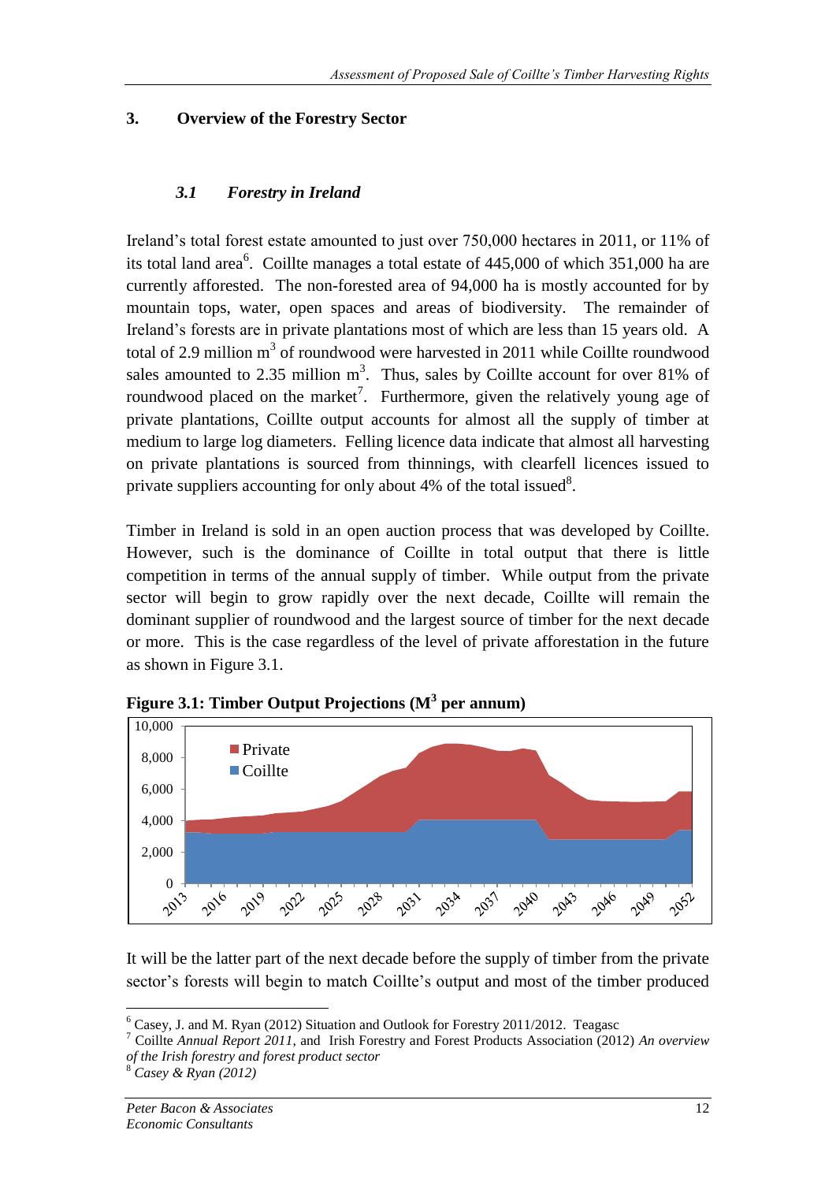## 3. Overview of the Forestry Sector

### *3.1 Forestry in Ireland*

Ireland's total forest estate amounted to just over 750,000 hectares in 2011, or 11% of its total land area[6]. Coillte manages a total estate of 445,000 of which 351,000 ha are currently afforested. The non-forested area of 94,000 ha is mostly accounted for by mountain tops, water, open spaces and areas of biodiversity. The remainder of Ireland's forests are in private plantations most of which are less than 15 years old. A total of 2.9 million $m^3$ of roundwood were harvested in 2011 while Coillte roundwood sales amounted to 2.35 million $m^3$. Thus, sales by Coillte account for over 81% of roundwood placed on the market[7]. Furthermore, given the relatively young age of private plantations, Coillte output accounts for almost all the supply of timber at medium to large log diameters. Felling licence data indicate that almost all harvesting on private plantations is sourced from thinnings, with clearfell licences issued to private suppliers accounting for only about 4% of the total issued[8].

Timber in Ireland is sold in an open auction process that was developed by Coillte. However, such is the dominance of Coillte in total output that there is little competition in terms of the annual supply of timber. While output from the private sector will begin to grow rapidly over the next decade, Coillte will remain the dominant supplier of roundwood and the largest source of timber for the next decade or more. This is the case regardless of the level of private afforestation in the future as shown in Figure 3.1.

**Figure 3.1: Timber Output Projections ($M^3$ per annum)**

It will be the latter part of the next decade before the supply of timber from the private sector's forests will begin to match Coillte's output and most of the timber produced

---

[6] Casey, J. and M. Ryan (2012) Situation and Outlook for Forestry 2011/2012. Teagasc

[7] Coillte *Annual Report 2011*, and Irish Forestry and Forest Products Association (2012) *An overview of the Irish forestry and forest product sector*

[8] *Casey & Ryan (2012)*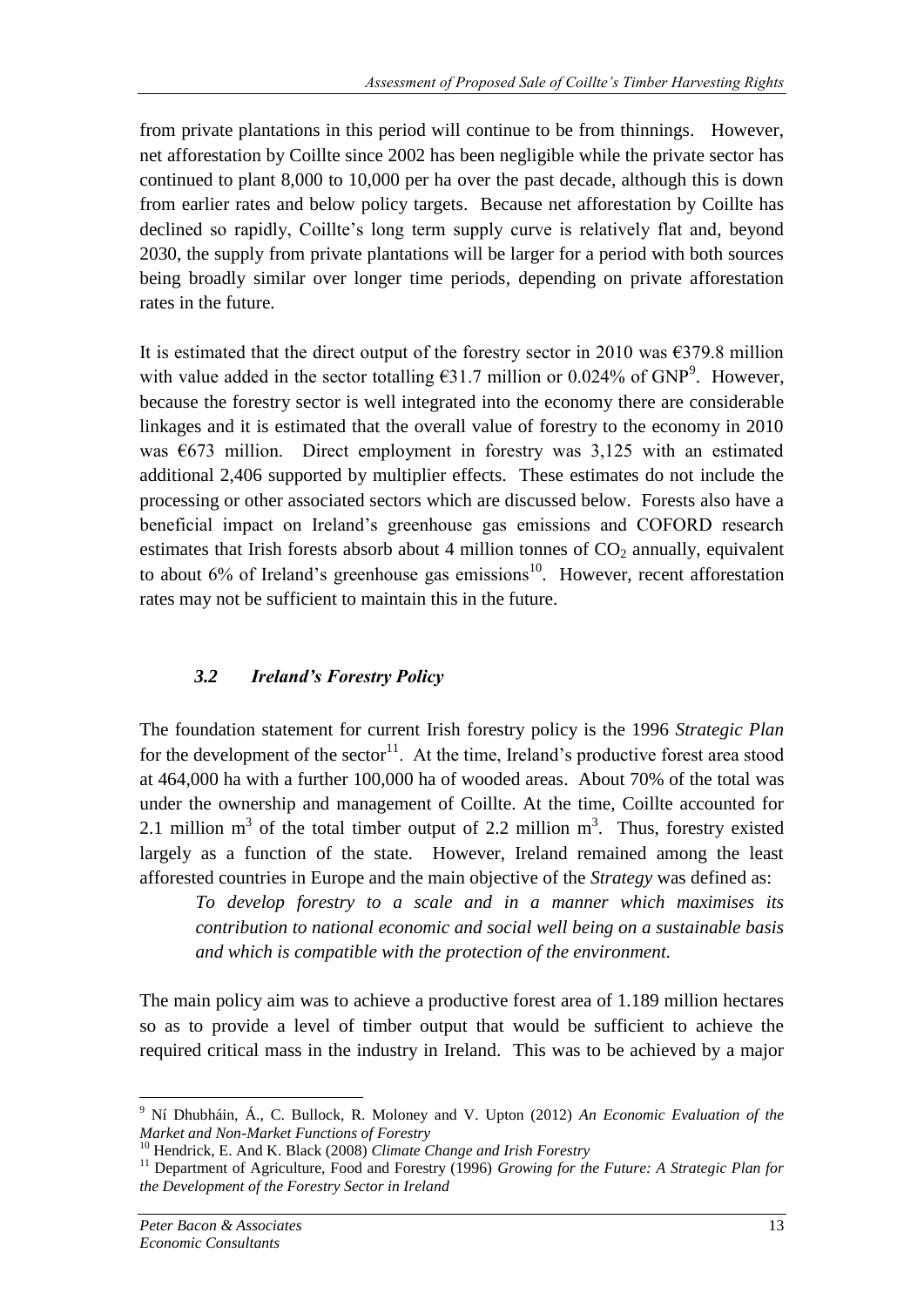from private plantations in this period will continue to be from thinnings. However, net afforestation by Coillte since 2002 has been negligible while the private sector has continued to plant 8,000 to 10,000 per ha over the past decade, although this is down from earlier rates and below policy targets. Because net afforestation by Coillte has declined so rapidly, Coillte's long term supply curve is relatively flat and, beyond 2030, the supply from private plantations will be larger for a period with both sources being broadly similar over longer time periods, depending on private afforestation rates in the future.

It is estimated that the direct output of the forestry sector in 2010 was €379.8 million with value added in the sector totalling €31.7 million or 0.024% of GNP[9]. However, because the forestry sector is well integrated into the economy there are considerable linkages and it is estimated that the overall value of forestry to the economy in 2010 was €673 million. Direct employment in forestry was 3,125 with an estimated additional 2,406 supported by multiplier effects. These estimates do not include the processing or other associated sectors which are discussed below. Forests also have a beneficial impact on Ireland's greenhouse gas emissions and COFORD research estimates that Irish forests absorb about 4 million tonnes of $CO_2$ annually, equivalent to about 6% of Ireland's greenhouse gas emissions[10]. However, recent afforestation rates may not be sufficient to maintain this in the future.

### *3.2 Ireland's Forestry Policy*

The foundation statement for current Irish forestry policy is the 1996 *Strategic Plan* for the development of the sector[11]. At the time, Ireland's productive forest area stood at 464,000 ha with a further 100,000 ha of wooded areas. About 70% of the total was under the ownership and management of Coillte. At the time, Coillte accounted for 2.1 million $m^3$ of the total timber output of 2.2 million $m^3$. Thus, forestry existed largely as a function of the state. However, Ireland remained among the least afforested countries in Europe and the main objective of the *Strategy* was defined as:

> *To develop forestry to a scale and in a manner which maximises its contribution to national economic and social well being on a sustainable basis and which is compatible with the protection of the environment.*

The main policy aim was to achieve a productive forest area of 1.189 million hectares so as to provide a level of timber output that would be sufficient to achieve the required critical mass in the industry in Ireland. This was to be achieved by a major

---

[9] Ní Dhubháin, Á., C. Bullock, R. Moloney and V. Upton (2012) *An Economic Evaluation of the Market and Non-Market Functions of Forestry*

[10] Hendrick, E. And K. Black (2008) *Climate Change and Irish Forestry*

[11] Department of Agriculture, Food and Forestry (1996) *Growing for the Future: A Strategic Plan for the Development of the Forestry Sector in Ireland*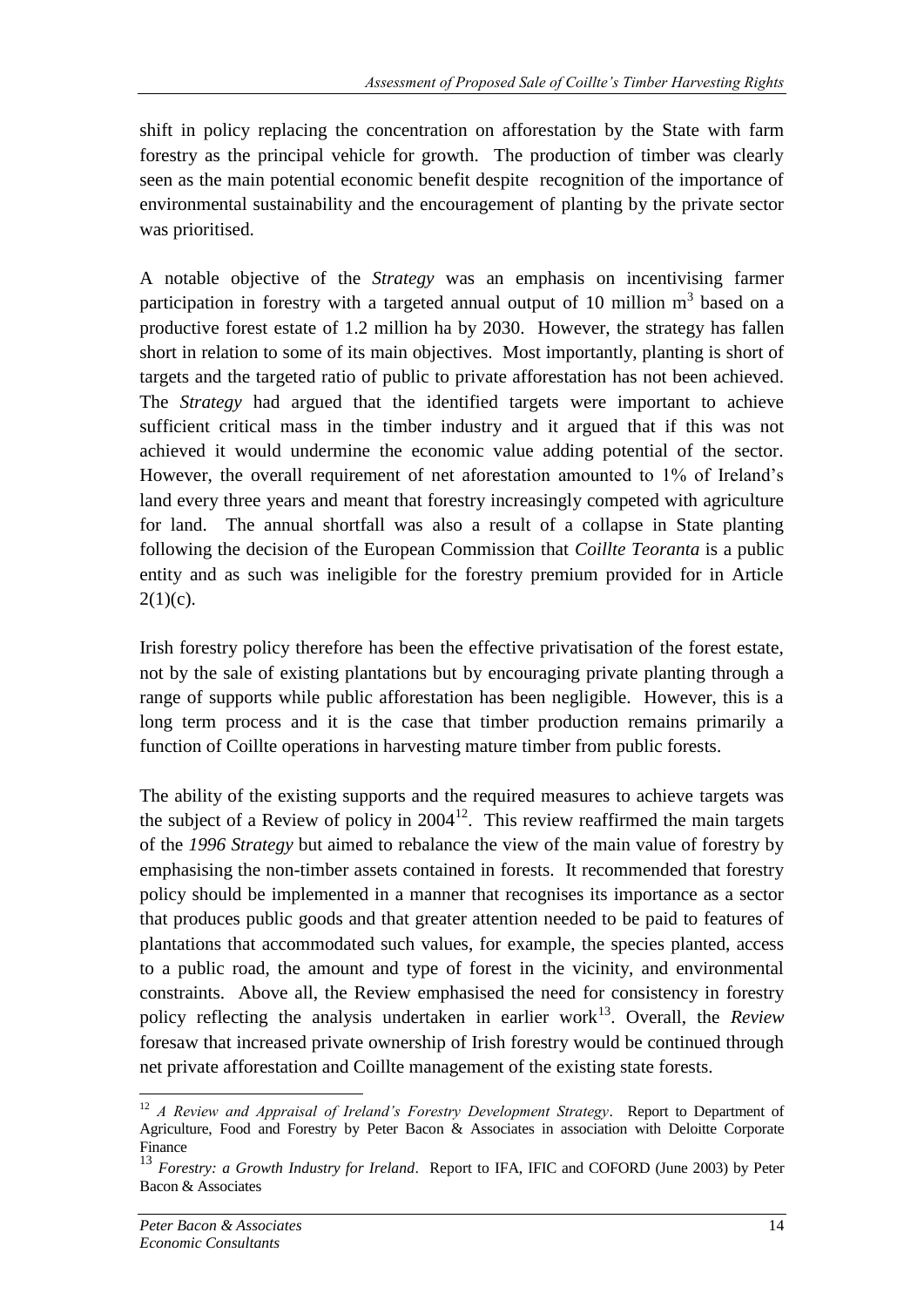shift in policy replacing the concentration on afforestation by the State with farm forestry as the principal vehicle for growth. The production of timber was clearly seen as the main potential economic benefit despite recognition of the importance of environmental sustainability and the encouragement of planting by the private sector was prioritised.

A notable objective of the *Strategy* was an emphasis on incentivising farmer participation in forestry with a targeted annual output of 10 million $m^3$ based on a productive forest estate of 1.2 million ha by 2030. However, the strategy has fallen short in relation to some of its main objectives. Most importantly, planting is short of targets and the targeted ratio of public to private afforestation has not been achieved. The *Strategy* had argued that the identified targets were important to achieve sufficient critical mass in the timber industry and it argued that if this was not achieved it would undermine the economic value adding potential of the sector. However, the overall requirement of net aforestation amounted to 1% of Ireland's land every three years and meant that forestry increasingly competed with agriculture for land. The annual shortfall was also a result of a collapse in State planting following the decision of the European Commission that *Coillte Teoranta* is a public entity and as such was ineligible for the forestry premium provided for in Article 2(1)(c).

Irish forestry policy therefore has been the effective privatisation of the forest estate, not by the sale of existing plantations but by encouraging private planting through a range of supports while public afforestation has been negligible. However, this is a long term process and it is the case that timber production remains primarily a function of Coillte operations in harvesting mature timber from public forests.

The ability of the existing supports and the required measures to achieve targets was the subject of a Review of policy in 2004[12]. This review reaffirmed the main targets of the *1996 Strategy* but aimed to rebalance the view of the main value of forestry by emphasising the non-timber assets contained in forests. It recommended that forestry policy should be implemented in a manner that recognises its importance as a sector that produces public goods and that greater attention needed to be paid to features of plantations that accommodated such values, for example, the species planted, access to a public road, the amount and type of forest in the vicinity, and environmental constraints. Above all, the Review emphasised the need for consistency in forestry policy reflecting the analysis undertaken in earlier work[13]. Overall, the *Review* foresaw that increased private ownership of Irish forestry would be continued through net private afforestation and Coillte management of the existing state forests.

---

[12] *A Review and Appraisal of Ireland's Forestry Development Strategy*. Report to Department of Agriculture, Food and Forestry by Peter Bacon & Associates in association with Deloitte Corporate Finance

[13] *Forestry: a Growth Industry for Ireland*. Report to IFA, IFIC and COFORD (June 2003) by Peter Bacon & Associates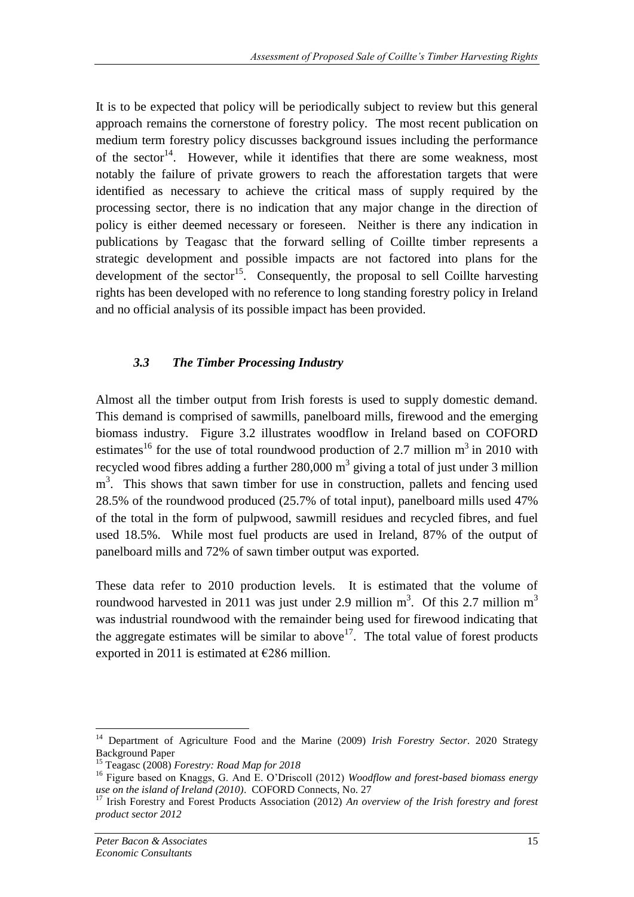It is to be expected that policy will be periodically subject to review but this general approach remains the cornerstone of forestry policy. The most recent publication on medium term forestry policy discusses background issues including the performance of the sector[14]. However, while it identifies that there are some weakness, most notably the failure of private growers to reach the afforestation targets that were identified as necessary to achieve the critical mass of supply required by the processing sector, there is no indication that any major change in the direction of policy is either deemed necessary or foreseen. Neither is there any indication in publications by Teagasc that the forward selling of Coillte timber represents a strategic development and possible impacts are not factored into plans for the development of the sector[15]. Consequently, the proposal to sell Coillte harvesting rights has been developed with no reference to long standing forestry policy in Ireland and no official analysis of its possible impact has been provided.

### *3.3 The Timber Processing Industry*

Almost all the timber output from Irish forests is used to supply domestic demand. This demand is comprised of sawmills, panelboard mills, firewood and the emerging biomass industry. Figure 3.2 illustrates woodflow in Ireland based on COFORD estimates[16] for the use of total roundwood production of 2.7 million $m^3$ in 2010 with recycled wood fibres adding a further 280,000 $m^3$ giving a total of just under 3 million $m^3$. This shows that sawn timber for use in construction, pallets and fencing used 28.5% of the roundwood produced (25.7% of total input), panelboard mills used 47% of the total in the form of pulpwood, sawmill residues and recycled fibres, and fuel used 18.5%. While most fuel products are used in Ireland, 87% of the output of panelboard mills and 72% of sawn timber output was exported.

These data refer to 2010 production levels. It is estimated that the volume of roundwood harvested in 2011 was just under 2.9 million $m^3$. Of this 2.7 million $m^3$ was industrial roundwood with the remainder being used for firewood indicating that the aggregate estimates will be similar to above[17]. The total value of forest products exported in 2011 is estimated at €286 million.

---

[14] Department of Agriculture Food and the Marine (2009) *Irish Forestry Sector*. 2020 Strategy Background Paper

[15] Teagasc (2008) *Forestry: Road Map for 2018*

[16] Figure based on Knaggs, G. And E. O'Driscoll (2012) *Woodflow and forest-based biomass energy use on the island of Ireland (2010)*. COFORD Connects, No. 27

[17] Irish Forestry and Forest Products Association (2012) *An overview of the Irish forestry and forest product sector 2012*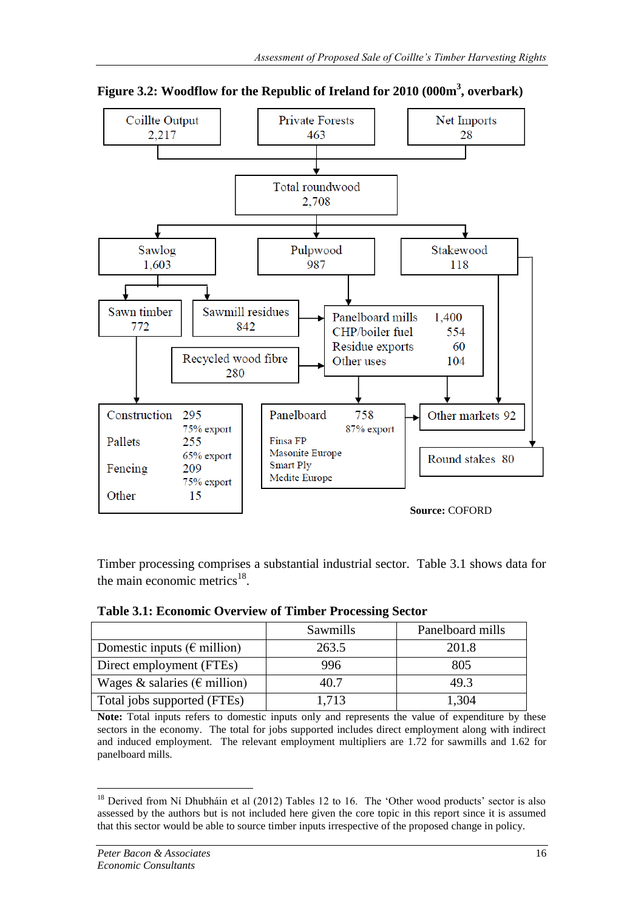**Figure 3.2: Woodflow for the Republic of Ireland for 2010 (000m³, overbark)**

Coillte Output 2,217

Private Forests 463

Net Imports 28

Total roundwood 2,708

Sawlog 1,603

Pulpwood 987

Stakewood 118

Sawn timber 772

Sawmill residues 842

Recycled wood fibre 280

| | |
|---|---|
| Panelboard mills | 1,400 |
| CHP/boiler fuel | 554 |
| Residue exports | 60 |
| Other uses | 104 |

| | |
|---|---|
| Construction | 295 (75% export) |
| Pallets | 255 (65% export) |
| Fencing | 209 (75% export) |
| Other | 15 |

Panelboard 758 (87% export)

Finsa FP
Masonite Europe
Smart Ply
Medite Europe

Other markets 92

Round stakes 80

**Source:** COFORD

Timber processing comprises a substantial industrial sector. Table 3.1 shows data for the main economic metrics[18].

**Table 3.1: Economic Overview of Timber Processing Sector**

| | Sawmills | Panelboard mills |
|---|---|---|
| Domestic inputs (€ million) | 263.5 | 201.8 |
| Direct employment (FTEs) | 996 | 805 |
| Wages & salaries (€ million) | 40.7 | 49.3 |
| Total jobs supported (FTEs) | 1,713 | 1,304 |

**Note:** Total inputs refers to domestic inputs only and represents the value of expenditure by these sectors in the economy. The total for jobs supported includes direct employment along with indirect and induced employment. The relevant employment multipliers are 1.72 for sawmills and 1.62 for panelboard mills.

[18] Derived from Ní Dhubháin et al (2012) Tables 12 to 16. The 'Other wood products' sector is also assessed by the authors but is not included here given the core topic in this report since it is assumed that this sector would be able to source timber inputs irrespective of the proposed change in policy.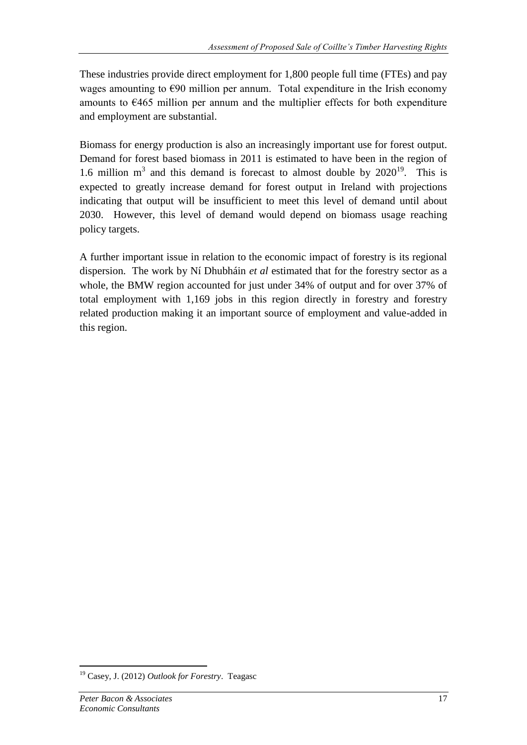These industries provide direct employment for 1,800 people full time (FTEs) and pay wages amounting to €90 million per annum. Total expenditure in the Irish economy amounts to €465 million per annum and the multiplier effects for both expenditure and employment are substantial.

Biomass for energy production is also an increasingly important use for forest output. Demand for forest based biomass in 2011 is estimated to have been in the region of 1.6 million $m^3$ and this demand is forecast to almost double by 2020[19]. This is expected to greatly increase demand for forest output in Ireland with projections indicating that output will be insufficient to meet this level of demand until about 2030. However, this level of demand would depend on biomass usage reaching policy targets.

A further important issue in relation to the economic impact of forestry is its regional dispersion. The work by Ní Dhubháin *et al* estimated that for the forestry sector as a whole, the BMW region accounted for just under 34% of output and for over 37% of total employment with 1,169 jobs in this region directly in forestry and forestry related production making it an important source of employment and value-added in this region.

[19] Casey, J. (2012) *Outlook for Forestry*. Teagasc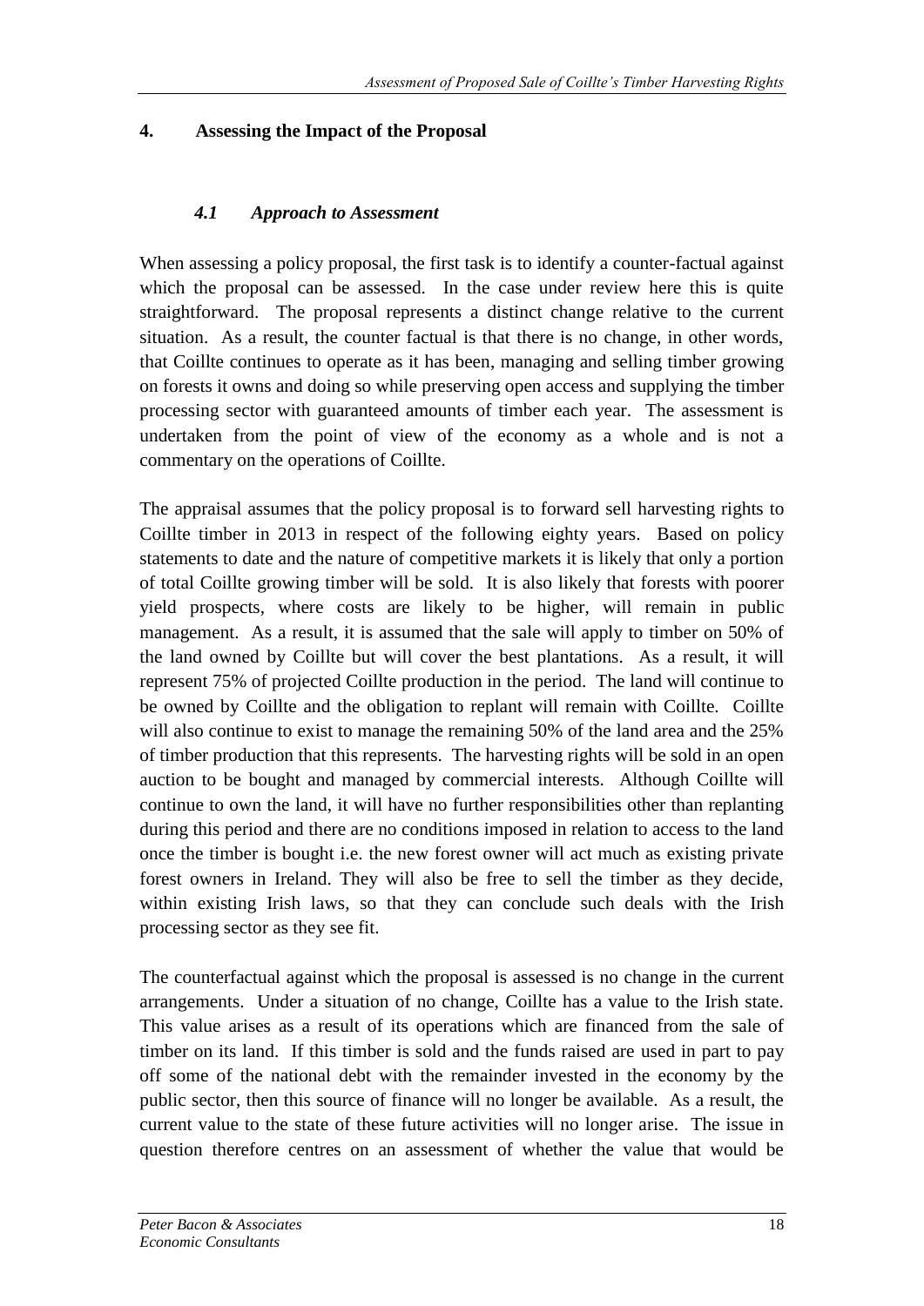## 4. Assessing the Impact of the Proposal

### *4.1 Approach to Assessment*

When assessing a policy proposal, the first task is to identify a counter-factual against which the proposal can be assessed. In the case under review here this is quite straightforward. The proposal represents a distinct change relative to the current situation. As a result, the counter factual is that there is no change, in other words, that Coillte continues to operate as it has been, managing and selling timber growing on forests it owns and doing so while preserving open access and supplying the timber processing sector with guaranteed amounts of timber each year. The assessment is undertaken from the point of view of the economy as a whole and is not a commentary on the operations of Coillte.

The appraisal assumes that the policy proposal is to forward sell harvesting rights to Coillte timber in 2013 in respect of the following eighty years. Based on policy statements to date and the nature of competitive markets it is likely that only a portion of total Coillte growing timber will be sold. It is also likely that forests with poorer yield prospects, where costs are likely to be higher, will remain in public management. As a result, it is assumed that the sale will apply to timber on 50% of the land owned by Coillte but will cover the best plantations. As a result, it will represent 75% of projected Coillte production in the period. The land will continue to be owned by Coillte and the obligation to replant will remain with Coillte. Coillte will also continue to exist to manage the remaining 50% of the land area and the 25% of timber production that this represents. The harvesting rights will be sold in an open auction to be bought and managed by commercial interests. Although Coillte will continue to own the land, it will have no further responsibilities other than replanting during this period and there are no conditions imposed in relation to access to the land once the timber is bought i.e. the new forest owner will act much as existing private forest owners in Ireland. They will also be free to sell the timber as they decide, within existing Irish laws, so that they can conclude such deals with the Irish processing sector as they see fit.

The counterfactual against which the proposal is assessed is no change in the current arrangements. Under a situation of no change, Coillte has a value to the Irish state. This value arises as a result of its operations which are financed from the sale of timber on its land. If this timber is sold and the funds raised are used in part to pay off some of the national debt with the remainder invested in the economy by the public sector, then this source of finance will no longer be available. As a result, the current value to the state of these future activities will no longer arise. The issue in question therefore centres on an assessment of whether the value that would be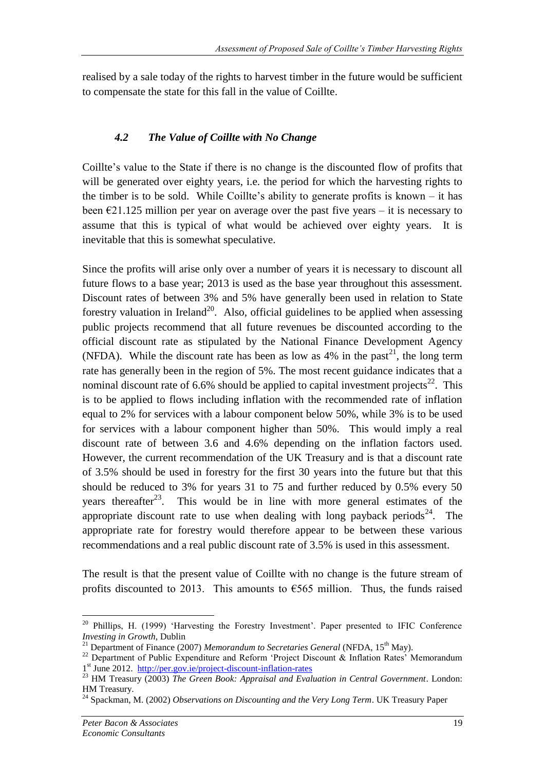realised by a sale today of the rights to harvest timber in the future would be sufficient to compensate the state for this fall in the value of Coillte.

### *4.2 The Value of Coillte with No Change*

Coillte's value to the State if there is no change is the discounted flow of profits that will be generated over eighty years, i.e. the period for which the harvesting rights to the timber is to be sold. While Coillte's ability to generate profits is known – it has been €21.125 million per year on average over the past five years – it is necessary to assume that this is typical of what would be achieved over eighty years. It is inevitable that this is somewhat speculative.

Since the profits will arise only over a number of years it is necessary to discount all future flows to a base year; 2013 is used as the base year throughout this assessment. Discount rates of between 3% and 5% have generally been used in relation to State forestry valuation in Ireland[20]. Also, official guidelines to be applied when assessing public projects recommend that all future revenues be discounted according to the official discount rate as stipulated by the National Finance Development Agency (NFDA). While the discount rate has been as low as 4% in the past[21], the long term rate has generally been in the region of 5%. The most recent guidance indicates that a nominal discount rate of 6.6% should be applied to capital investment projects[22]. This is to be applied to flows including inflation with the recommended rate of inflation equal to 2% for services with a labour component below 50%, while 3% is to be used for services with a labour component higher than 50%. This would imply a real discount rate of between 3.6 and 4.6% depending on the inflation factors used. However, the current recommendation of the UK Treasury and is that a discount rate of 3.5% should be used in forestry for the first 30 years into the future but that this should be reduced to 3% for years 31 to 75 and further reduced by 0.5% every 50 years thereafter[23]. This would be in line with more general estimates of the appropriate discount rate to use when dealing with long payback periods[24]. The appropriate rate for forestry would therefore appear to be between these various recommendations and a real public discount rate of 3.5% is used in this assessment.

The result is that the present value of Coillte with no change is the future stream of profits discounted to 2013. This amounts to €565 million. Thus, the funds raised

---

[20] Phillips, H. (1999) 'Harvesting the Forestry Investment'. Paper presented to IFIC Conference *Investing in Growth*, Dublin

[21] Department of Finance (2007) *Memorandum to Secretaries General* (NFDA, 15th May).

[22] Department of Public Expenditure and Reform 'Project Discount & Inflation Rates' Memorandum 1st June 2012. http://per.gov.ie/project-discount-inflation-rates

[23] HM Treasury (2003) *The Green Book: Appraisal and Evaluation in Central Government*. London: HM Treasury.

[24] Spackman, M. (2002) *Observations on Discounting and the Very Long Term*. UK Treasury Paper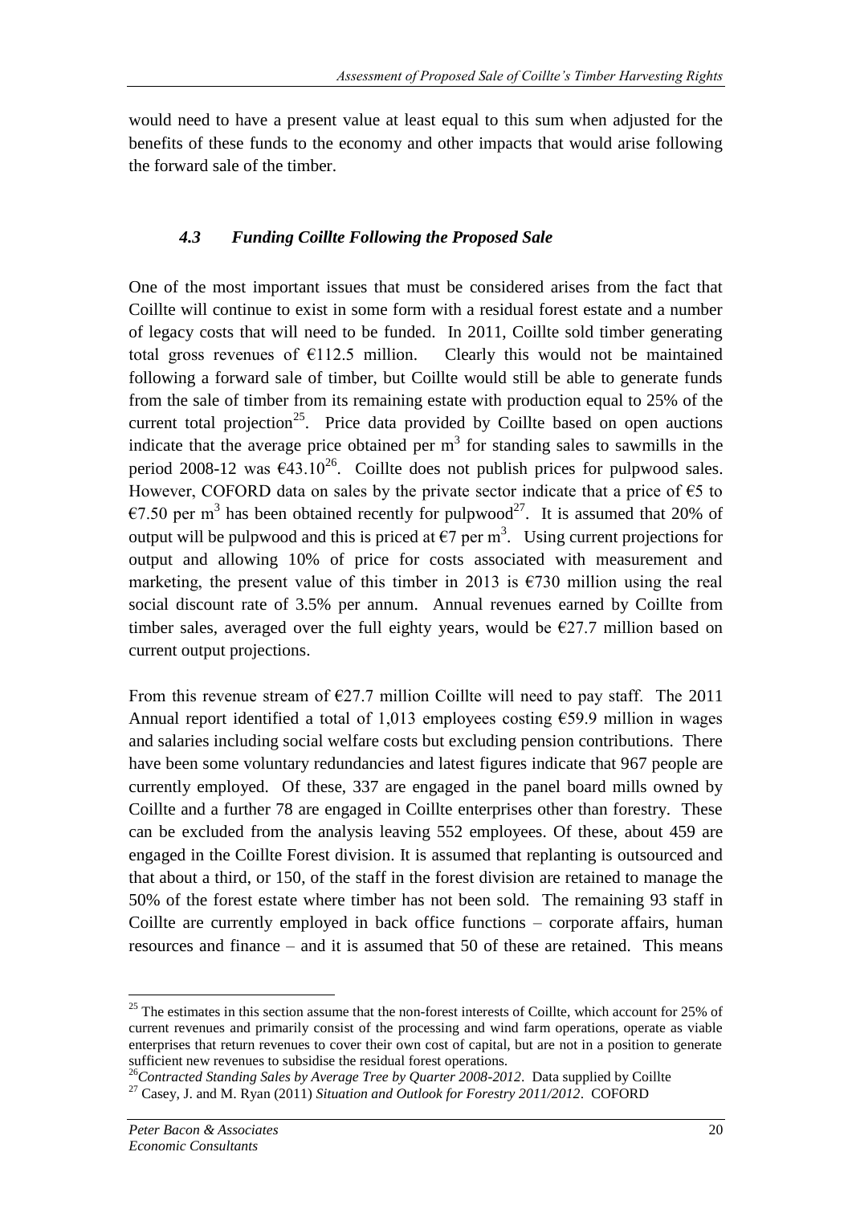would need to have a present value at least equal to this sum when adjusted for the benefits of these funds to the economy and other impacts that would arise following the forward sale of the timber.

### *4.3 Funding Coillte Following the Proposed Sale*

One of the most important issues that must be considered arises from the fact that Coillte will continue to exist in some form with a residual forest estate and a number of legacy costs that will need to be funded. In 2011, Coillte sold timber generating total gross revenues of €112.5 million. Clearly this would not be maintained following a forward sale of timber, but Coillte would still be able to generate funds from the sale of timber from its remaining estate with production equal to 25% of the current total projection[25]. Price data provided by Coillte based on open auctions indicate that the average price obtained per $m^3$ for standing sales to sawmills in the period 2008-12 was €43.10[26]. Coillte does not publish prices for pulpwood sales. However, COFORD data on sales by the private sector indicate that a price of €5 to €7.50 per $m^3$ has been obtained recently for pulpwood[27]. It is assumed that 20% of output will be pulpwood and this is priced at €7 per $m^3$. Using current projections for output and allowing 10% of price for costs associated with measurement and marketing, the present value of this timber in 2013 is €730 million using the real social discount rate of 3.5% per annum. Annual revenues earned by Coillte from timber sales, averaged over the full eighty years, would be €27.7 million based on current output projections.

From this revenue stream of €27.7 million Coillte will need to pay staff. The 2011 Annual report identified a total of 1,013 employees costing €59.9 million in wages and salaries including social welfare costs but excluding pension contributions. There have been some voluntary redundancies and latest figures indicate that 967 people are currently employed. Of these, 337 are engaged in the panel board mills owned by Coillte and a further 78 are engaged in Coillte enterprises other than forestry. These can be excluded from the analysis leaving 552 employees. Of these, about 459 are engaged in the Coillte Forest division. It is assumed that replanting is outsourced and that about a third, or 150, of the staff in the forest division are retained to manage the 50% of the forest estate where timber has not been sold. The remaining 93 staff in Coillte are currently employed in back office functions – corporate affairs, human resources and finance – and it is assumed that 50 of these are retained. This means

---

[25] The estimates in this section assume that the non-forest interests of Coillte, which account for 25% of current revenues and primarily consist of the processing and wind farm operations, operate as viable enterprises that return revenues to cover their own cost of capital, but are not in a position to generate sufficient new revenues to subsidise the residual forest operations.

[26] *Contracted Standing Sales by Average Tree by Quarter 2008-2012*. Data supplied by Coillte

[27] Casey, J. and M. Ryan (2011) *Situation and Outlook for Forestry 2011/2012*. COFORD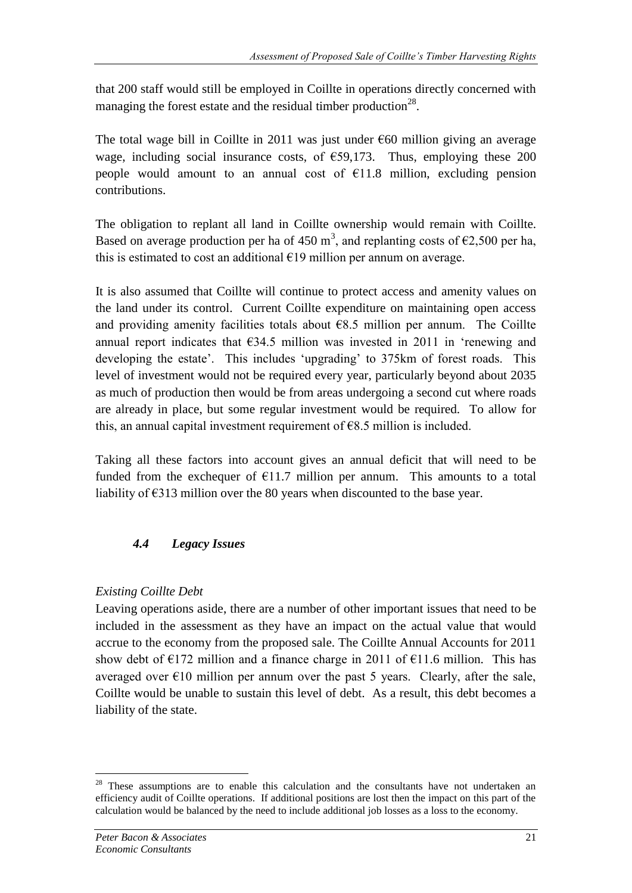that 200 staff would still be employed in Coillte in operations directly concerned with managing the forest estate and the residual timber production[28].

The total wage bill in Coillte in 2011 was just under €60 million giving an average wage, including social insurance costs, of €59,173. Thus, employing these 200 people would amount to an annual cost of €11.8 million, excluding pension contributions.

The obligation to replant all land in Coillte ownership would remain with Coillte. Based on average production per ha of 450 $m^3$, and replanting costs of €2,500 per ha, this is estimated to cost an additional €19 million per annum on average.

It is also assumed that Coillte will continue to protect access and amenity values on the land under its control. Current Coillte expenditure on maintaining open access and providing amenity facilities totals about €8.5 million per annum. The Coillte annual report indicates that €34.5 million was invested in 2011 in 'renewing and developing the estate'. This includes 'upgrading' to 375km of forest roads. This level of investment would not be required every year, particularly beyond about 2035 as much of production then would be from areas undergoing a second cut where roads are already in place, but some regular investment would be required. To allow for this, an annual capital investment requirement of €8.5 million is included.

Taking all these factors into account gives an annual deficit that will need to be funded from the exchequer of €11.7 million per annum. This amounts to a total liability of €313 million over the 80 years when discounted to the base year.

### *4.4 Legacy Issues*

*Existing Coillte Debt*

Leaving operations aside, there are a number of other important issues that need to be included in the assessment as they have an impact on the actual value that would accrue to the economy from the proposed sale. The Coillte Annual Accounts for 2011 show debt of €172 million and a finance charge in 2011 of €11.6 million. This has averaged over €10 million per annum over the past 5 years. Clearly, after the sale, Coillte would be unable to sustain this level of debt. As a result, this debt becomes a liability of the state.

---

[28] These assumptions are to enable this calculation and the consultants have not undertaken an efficiency audit of Coillte operations. If additional positions are lost then the impact on this part of the calculation would be balanced by the need to include additional job losses as a loss to the economy.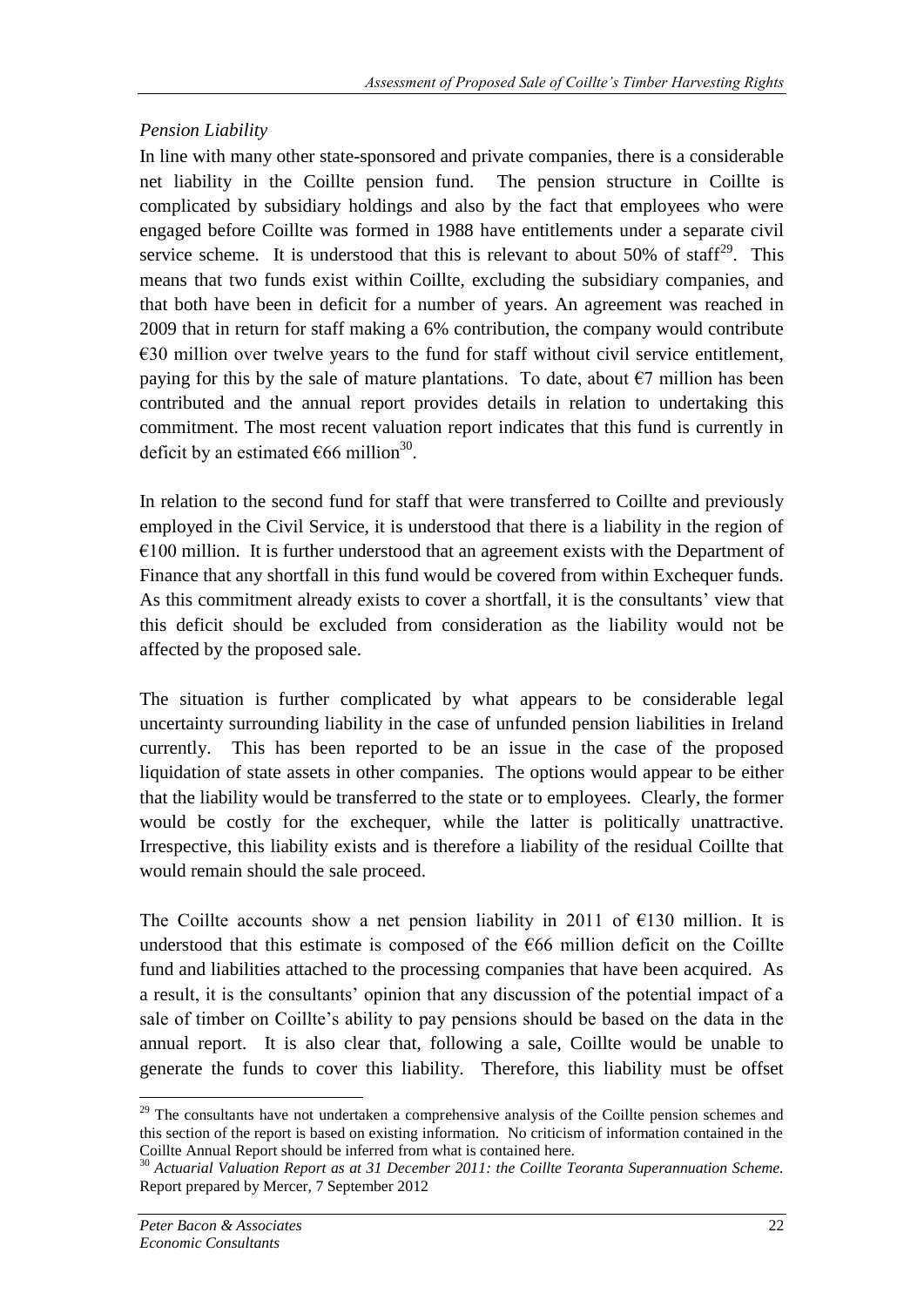*Pension Liability*

In line with many other state-sponsored and private companies, there is a considerable net liability in the Coillte pension fund. The pension structure in Coillte is complicated by subsidiary holdings and also by the fact that employees who were engaged before Coillte was formed in 1988 have entitlements under a separate civil service scheme. It is understood that this is relevant to about 50% of staff[29]. This means that two funds exist within Coillte, excluding the subsidiary companies, and that both have been in deficit for a number of years. An agreement was reached in 2009 that in return for staff making a 6% contribution, the company would contribute €30 million over twelve years to the fund for staff without civil service entitlement, paying for this by the sale of mature plantations. To date, about €7 million has been contributed and the annual report provides details in relation to undertaking this commitment. The most recent valuation report indicates that this fund is currently in deficit by an estimated €66 million[30].

In relation to the second fund for staff that were transferred to Coillte and previously employed in the Civil Service, it is understood that there is a liability in the region of €100 million. It is further understood that an agreement exists with the Department of Finance that any shortfall in this fund would be covered from within Exchequer funds. As this commitment already exists to cover a shortfall, it is the consultants' view that this deficit should be excluded from consideration as the liability would not be affected by the proposed sale.

The situation is further complicated by what appears to be considerable legal uncertainty surrounding liability in the case of unfunded pension liabilities in Ireland currently. This has been reported to be an issue in the case of the proposed liquidation of state assets in other companies. The options would appear to be either that the liability would be transferred to the state or to employees. Clearly, the former would be costly for the exchequer, while the latter is politically unattractive. Irrespective, this liability exists and is therefore a liability of the residual Coillte that would remain should the sale proceed.

The Coillte accounts show a net pension liability in 2011 of €130 million. It is understood that this estimate is composed of the €66 million deficit on the Coillte fund and liabilities attached to the processing companies that have been acquired. As a result, it is the consultants' opinion that any discussion of the potential impact of a sale of timber on Coillte's ability to pay pensions should be based on the data in the annual report. It is also clear that, following a sale, Coillte would be unable to generate the funds to cover this liability. Therefore, this liability must be offset

---

[29] The consultants have not undertaken a comprehensive analysis of the Coillte pension schemes and this section of the report is based on existing information. No criticism of information contained in the Coillte Annual Report should be inferred from what is contained here.

[30] *Actuarial Valuation Report as at 31 December 2011: the Coillte Teoranta Superannuation Scheme.* Report prepared by Mercer, 7 September 2012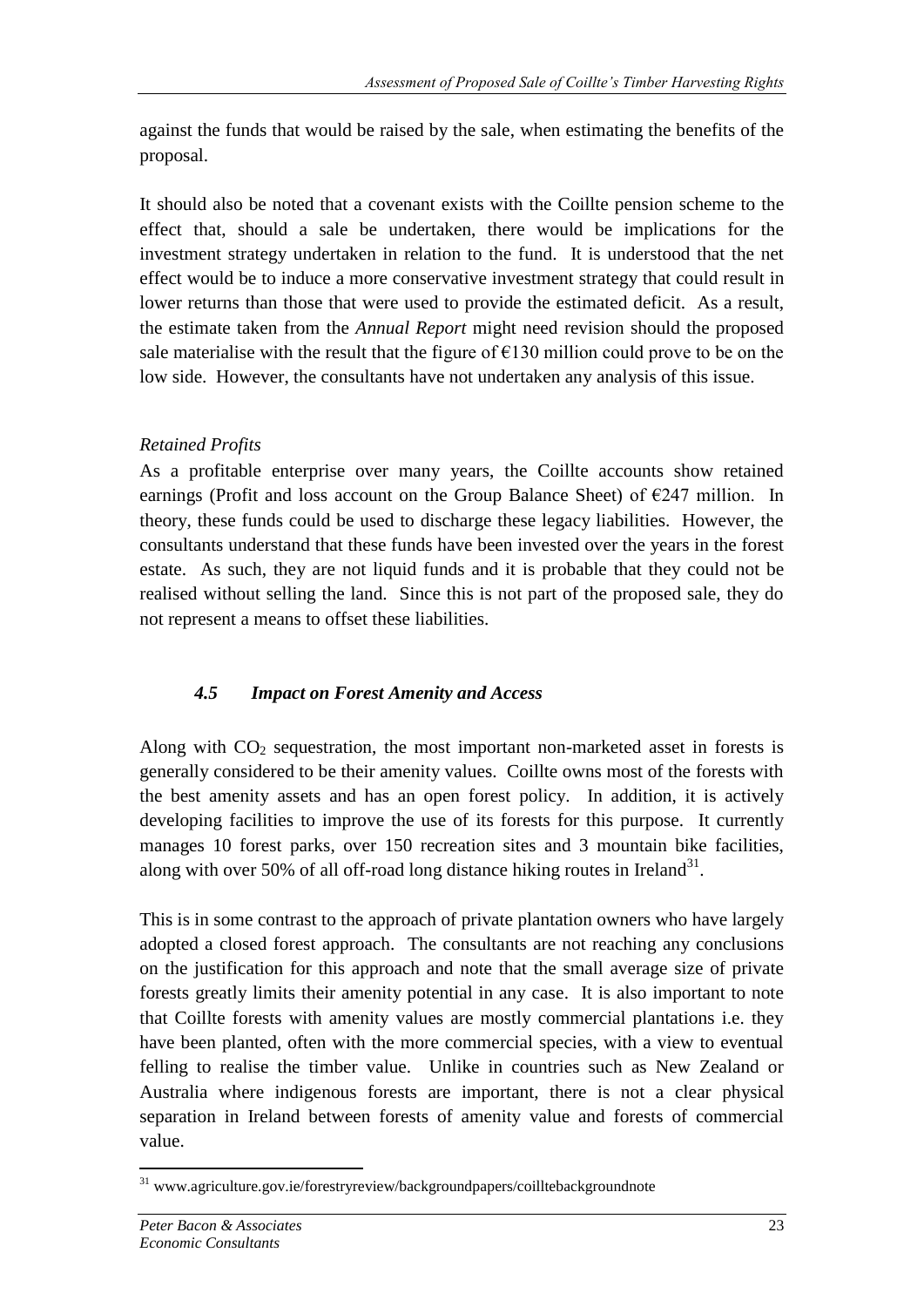against the funds that would be raised by the sale, when estimating the benefits of the proposal.

It should also be noted that a covenant exists with the Coillte pension scheme to the effect that, should a sale be undertaken, there would be implications for the investment strategy undertaken in relation to the fund. It is understood that the net effect would be to induce a more conservative investment strategy that could result in lower returns than those that were used to provide the estimated deficit. As a result, the estimate taken from the *Annual Report* might need revision should the proposed sale materialise with the result that the figure of €130 million could prove to be on the low side. However, the consultants have not undertaken any analysis of this issue.

*Retained Profits*

As a profitable enterprise over many years, the Coillte accounts show retained earnings (Profit and loss account on the Group Balance Sheet) of €247 million. In theory, these funds could be used to discharge these legacy liabilities. However, the consultants understand that these funds have been invested over the years in the forest estate. As such, they are not liquid funds and it is probable that they could not be realised without selling the land. Since this is not part of the proposed sale, they do not represent a means to offset these liabilities.

### *4.5 Impact on Forest Amenity and Access*

Along with $CO_2$ sequestration, the most important non-marketed asset in forests is generally considered to be their amenity values. Coillte owns most of the forests with the best amenity assets and has an open forest policy. In addition, it is actively developing facilities to improve the use of its forests for this purpose. It currently manages 10 forest parks, over 150 recreation sites and 3 mountain bike facilities, along with over 50% of all off-road long distance hiking routes in Ireland[31].

This is in some contrast to the approach of private plantation owners who have largely adopted a closed forest approach. The consultants are not reaching any conclusions on the justification for this approach and note that the small average size of private forests greatly limits their amenity potential in any case. It is also important to note that Coillte forests with amenity values are mostly commercial plantations i.e. they have been planted, often with the more commercial species, with a view to eventual felling to realise the timber value. Unlike in countries such as New Zealand or Australia where indigenous forests are important, there is not a clear physical separation in Ireland between forests of amenity value and forests of commercial value.

[31] www.agriculture.gov.ie/forestryreview/backgroundpapers/coilltebackgroundnote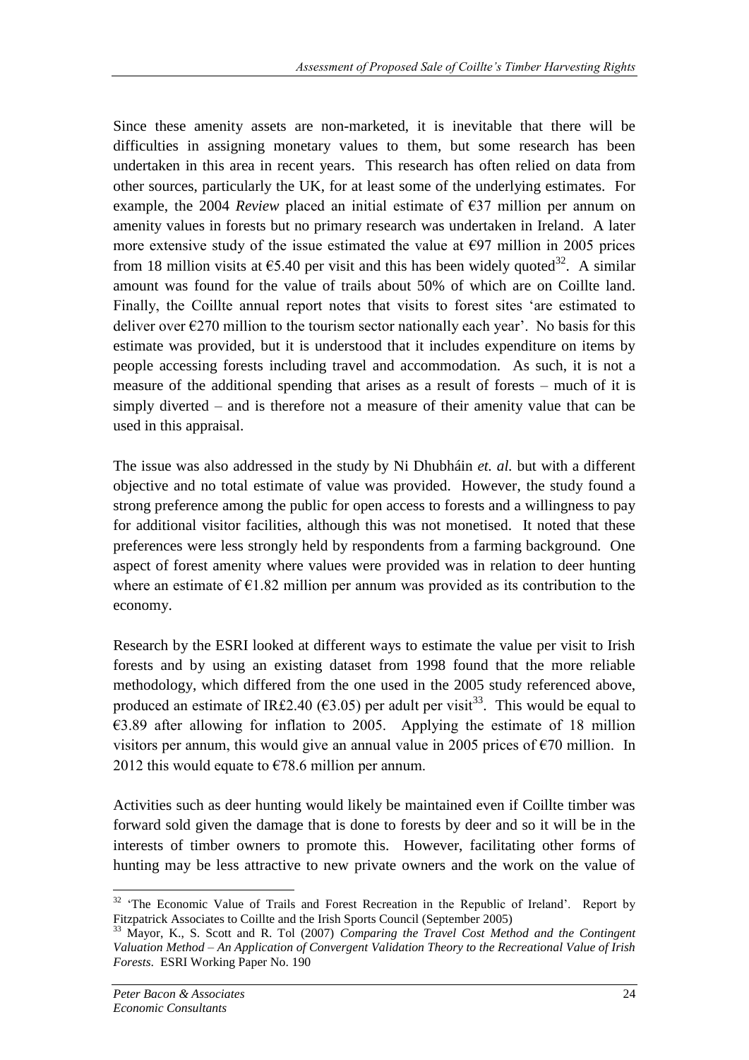Since these amenity assets are non-marketed, it is inevitable that there will be difficulties in assigning monetary values to them, but some research has been undertaken in this area in recent years. This research has often relied on data from other sources, particularly the UK, for at least some of the underlying estimates. For example, the 2004 *Review* placed an initial estimate of €37 million per annum on amenity values in forests but no primary research was undertaken in Ireland. A later more extensive study of the issue estimated the value at €97 million in 2005 prices from 18 million visits at €5.40 per visit and this has been widely quoted[32]. A similar amount was found for the value of trails about 50% of which are on Coillte land. Finally, the Coillte annual report notes that visits to forest sites 'are estimated to deliver over €270 million to the tourism sector nationally each year'. No basis for this estimate was provided, but it is understood that it includes expenditure on items by people accessing forests including travel and accommodation. As such, it is not a measure of the additional spending that arises as a result of forests – much of it is simply diverted – and is therefore not a measure of their amenity value that can be used in this appraisal.

The issue was also addressed in the study by Ni Dhubháin *et. al.* but with a different objective and no total estimate of value was provided. However, the study found a strong preference among the public for open access to forests and a willingness to pay for additional visitor facilities, although this was not monetised. It noted that these preferences were less strongly held by respondents from a farming background. One aspect of forest amenity where values were provided was in relation to deer hunting where an estimate of €1.82 million per annum was provided as its contribution to the economy.

Research by the ESRI looked at different ways to estimate the value per visit to Irish forests and by using an existing dataset from 1998 found that the more reliable methodology, which differed from the one used in the 2005 study referenced above, produced an estimate of IR£2.40 (€3.05) per adult per visit[33]. This would be equal to €3.89 after allowing for inflation to 2005. Applying the estimate of 18 million visitors per annum, this would give an annual value in 2005 prices of €70 million. In 2012 this would equate to €78.6 million per annum.

Activities such as deer hunting would likely be maintained even if Coillte timber was forward sold given the damage that is done to forests by deer and so it will be in the interests of timber owners to promote this. However, facilitating other forms of hunting may be less attractive to new private owners and the work on the value of

---

[32] 'The Economic Value of Trails and Forest Recreation in the Republic of Ireland'. Report by Fitzpatrick Associates to Coillte and the Irish Sports Council (September 2005)

[33] Mayor, K., S. Scott and R. Tol (2007) *Comparing the Travel Cost Method and the Contingent Valuation Method – An Application of Convergent Validation Theory to the Recreational Value of Irish Forests.* ESRI Working Paper No. 190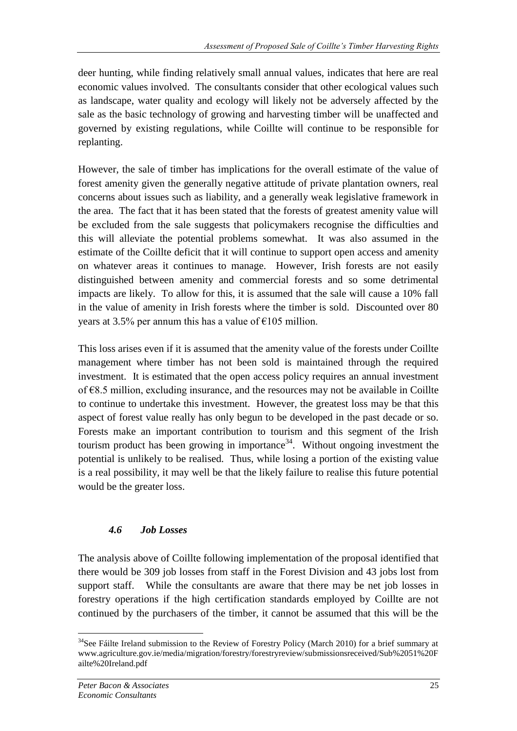deer hunting, while finding relatively small annual values, indicates that here are real economic values involved. The consultants consider that other ecological values such as landscape, water quality and ecology will likely not be adversely affected by the sale as the basic technology of growing and harvesting timber will be unaffected and governed by existing regulations, while Coillte will continue to be responsible for replanting.

However, the sale of timber has implications for the overall estimate of the value of forest amenity given the generally negative attitude of private plantation owners, real concerns about issues such as liability, and a generally weak legislative framework in the area. The fact that it has been stated that the forests of greatest amenity value will be excluded from the sale suggests that policymakers recognise the difficulties and this will alleviate the potential problems somewhat. It was also assumed in the estimate of the Coillte deficit that it will continue to support open access and amenity on whatever areas it continues to manage. However, Irish forests are not easily distinguished between amenity and commercial forests and so some detrimental impacts are likely. To allow for this, it is assumed that the sale will cause a 10% fall in the value of amenity in Irish forests where the timber is sold. Discounted over 80 years at 3.5% per annum this has a value of €105 million.

This loss arises even if it is assumed that the amenity value of the forests under Coillte management where timber has not been sold is maintained through the required investment. It is estimated that the open access policy requires an annual investment of €8.5 million, excluding insurance, and the resources may not be available in Coillte to continue to undertake this investment. However, the greatest loss may be that this aspect of forest value really has only begun to be developed in the past decade or so. Forests make an important contribution to tourism and this segment of the Irish tourism product has been growing in importance[34]. Without ongoing investment the potential is unlikely to be realised. Thus, while losing a portion of the existing value is a real possibility, it may well be that the likely failure to realise this future potential would be the greater loss.

### *4.6 Job Losses*

The analysis above of Coillte following implementation of the proposal identified that there would be 309 job losses from staff in the Forest Division and 43 jobs lost from support staff. While the consultants are aware that there may be net job losses in forestry operations if the high certification standards employed by Coillte are not continued by the purchasers of the timber, it cannot be assumed that this will be the

---

[34] See Fáilte Ireland submission to the Review of Forestry Policy (March 2010) for a brief summary at www.agriculture.gov.ie/media/migration/forestry/forestryreview/submissionsreceived/Sub%2051%20Failte%20Ireland.pdf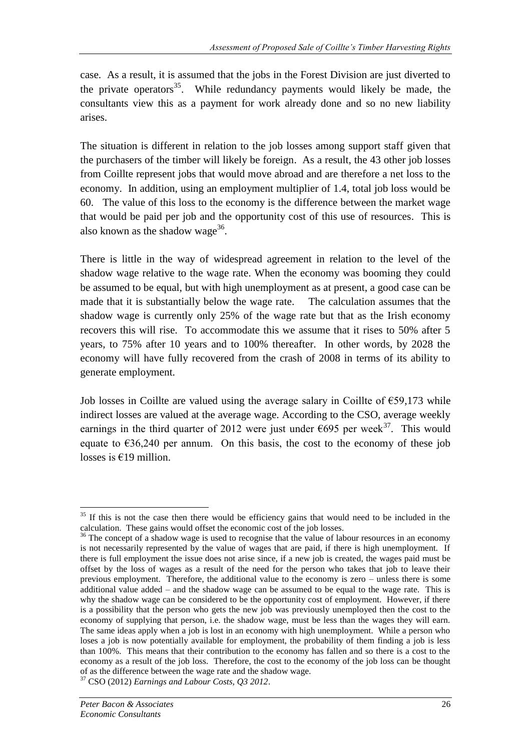case. As a result, it is assumed that the jobs in the Forest Division are just diverted to the private operators[35]. While redundancy payments would likely be made, the consultants view this as a payment for work already done and so no new liability arises.

The situation is different in relation to the job losses among support staff given that the purchasers of the timber will likely be foreign. As a result, the 43 other job losses from Coillte represent jobs that would move abroad and are therefore a net loss to the economy. In addition, using an employment multiplier of 1.4, total job loss would be 60. The value of this loss to the economy is the difference between the market wage that would be paid per job and the opportunity cost of this use of resources. This is also known as the shadow wage[36].

There is little in the way of widespread agreement in relation to the level of the shadow wage relative to the wage rate. When the economy was booming they could be assumed to be equal, but with high unemployment as at present, a good case can be made that it is substantially below the wage rate. The calculation assumes that the shadow wage is currently only 25% of the wage rate but that as the Irish economy recovers this will rise. To accommodate this we assume that it rises to 50% after 5 years, to 75% after 10 years and to 100% thereafter. In other words, by 2028 the economy will have fully recovered from the crash of 2008 in terms of its ability to generate employment.

Job losses in Coillte are valued using the average salary in Coillte of €59,173 while indirect losses are valued at the average wage. According to the CSO, average weekly earnings in the third quarter of 2012 were just under €695 per week[37]. This would equate to €36,240 per annum. On this basis, the cost to the economy of these job losses is €19 million.

---

[35] If this is not the case then there would be efficiency gains that would need to be included in the calculation. These gains would offset the economic cost of the job losses.

[36] The concept of a shadow wage is used to recognise that the value of labour resources in an economy is not necessarily represented by the value of wages that are paid, if there is high unemployment. If there is full employment the issue does not arise since, if a new job is created, the wages paid must be offset by the loss of wages as a result of the need for the person who takes that job to leave their previous employment. Therefore, the additional value to the economy is zero – unless there is some additional value added – and the shadow wage can be assumed to be equal to the wage rate. This is why the shadow wage can be considered to be the opportunity cost of employment. However, if there is a possibility that the person who gets the new job was previously unemployed then the cost to the economy of supplying that person, i.e. the shadow wage, must be less than the wages they will earn. The same ideas apply when a job is lost in an economy with high unemployment. While a person who loses a job is now potentially available for employment, the probability of them finding a job is less than 100%. This means that their contribution to the economy has fallen and so there is a cost to the economy as a result of the job loss. Therefore, the cost to the economy of the job loss can be thought of as the difference between the wage rate and the shadow wage.

[37] CSO (2012) *Earnings and Labour Costs, Q3 2012*.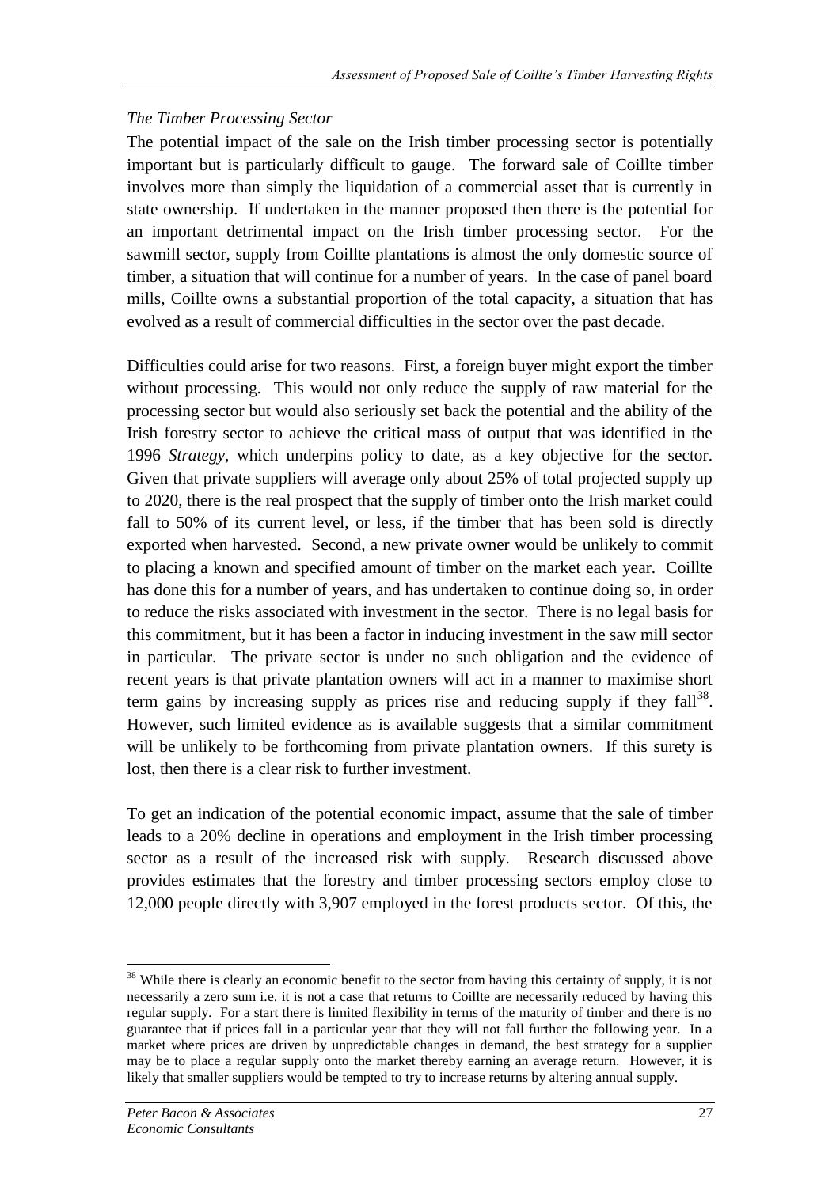*The Timber Processing Sector*

The potential impact of the sale on the Irish timber processing sector is potentially important but is particularly difficult to gauge. The forward sale of Coillte timber involves more than simply the liquidation of a commercial asset that is currently in state ownership. If undertaken in the manner proposed then there is the potential for an important detrimental impact on the Irish timber processing sector. For the sawmill sector, supply from Coillte plantations is almost the only domestic source of timber, a situation that will continue for a number of years. In the case of panel board mills, Coillte owns a substantial proportion of the total capacity, a situation that has evolved as a result of commercial difficulties in the sector over the past decade.

Difficulties could arise for two reasons. First, a foreign buyer might export the timber without processing. This would not only reduce the supply of raw material for the processing sector but would also seriously set back the potential and the ability of the Irish forestry sector to achieve the critical mass of output that was identified in the 1996 *Strategy*, which underpins policy to date, as a key objective for the sector. Given that private suppliers will average only about 25% of total projected supply up to 2020, there is the real prospect that the supply of timber onto the Irish market could fall to 50% of its current level, or less, if the timber that has been sold is directly exported when harvested. Second, a new private owner would be unlikely to commit to placing a known and specified amount of timber on the market each year. Coillte has done this for a number of years, and has undertaken to continue doing so, in order to reduce the risks associated with investment in the sector. There is no legal basis for this commitment, but it has been a factor in inducing investment in the saw mill sector in particular. The private sector is under no such obligation and the evidence of recent years is that private plantation owners will act in a manner to maximise short term gains by increasing supply as prices rise and reducing supply if they fall[38]. However, such limited evidence as is available suggests that a similar commitment will be unlikely to be forthcoming from private plantation owners. If this surety is lost, then there is a clear risk to further investment.

To get an indication of the potential economic impact, assume that the sale of timber leads to a 20% decline in operations and employment in the Irish timber processing sector as a result of the increased risk with supply. Research discussed above provides estimates that the forestry and timber processing sectors employ close to 12,000 people directly with 3,907 employed in the forest products sector. Of this, the

---

[38] While there is clearly an economic benefit to the sector from having this certainty of supply, it is not necessarily a zero sum i.e. it is not a case that returns to Coillte are necessarily reduced by having this regular supply. For a start there is limited flexibility in terms of the maturity of timber and there is no guarantee that if prices fall in a particular year that they will not fall further the following year. In a market where prices are driven by unpredictable changes in demand, the best strategy for a supplier may be to place a regular supply onto the market thereby earning an average return. However, it is likely that smaller suppliers would be tempted to try to increase returns by altering annual supply.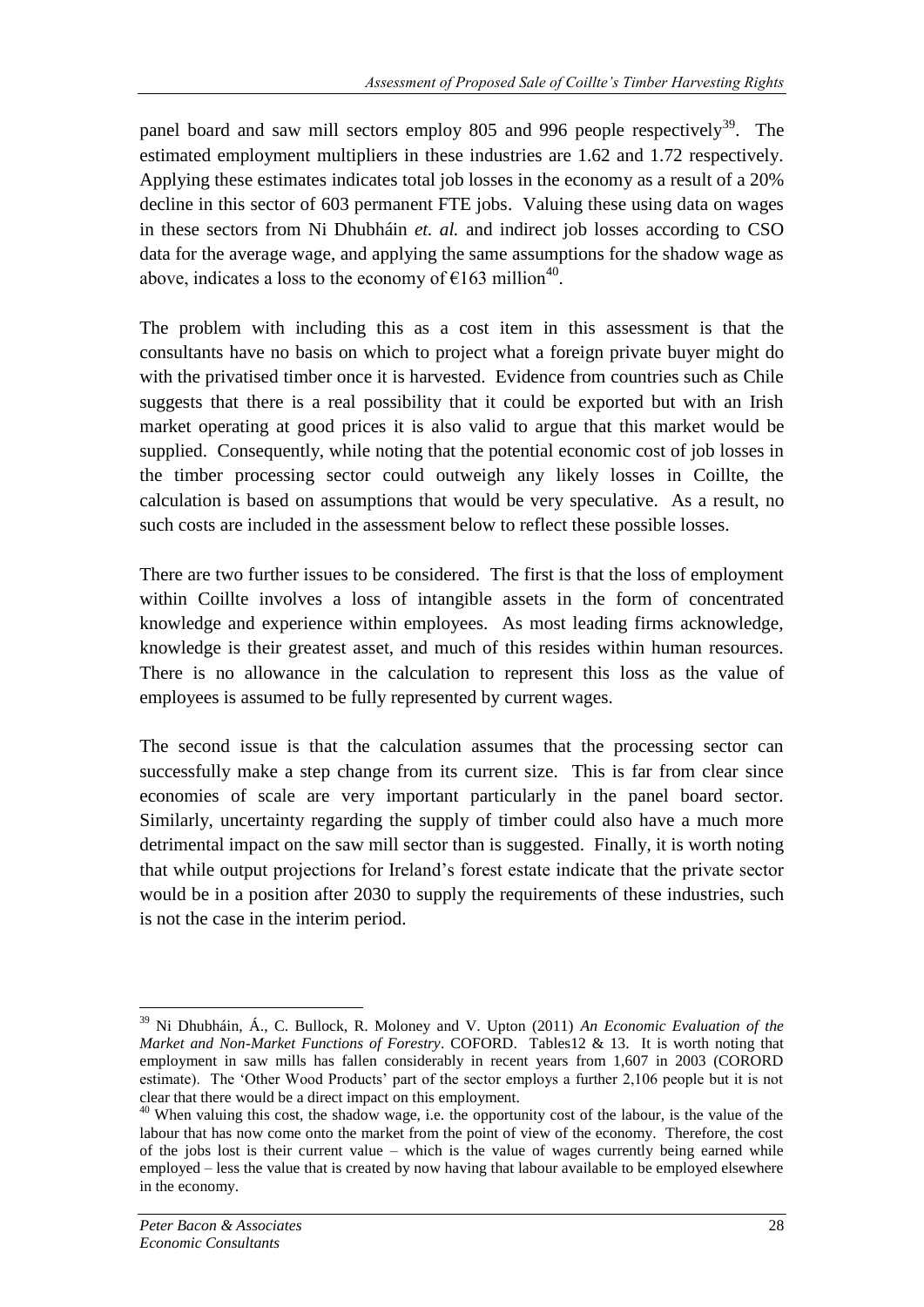panel board and saw mill sectors employ 805 and 996 people respectively[39]. The estimated employment multipliers in these industries are 1.62 and 1.72 respectively. Applying these estimates indicates total job losses in the economy as a result of a 20% decline in this sector of 603 permanent FTE jobs. Valuing these using data on wages in these sectors from Ni Dhubháin *et. al.* and indirect job losses according to CSO data for the average wage, and applying the same assumptions for the shadow wage as above, indicates a loss to the economy of €163 million[40].

The problem with including this as a cost item in this assessment is that the consultants have no basis on which to project what a foreign private buyer might do with the privatised timber once it is harvested. Evidence from countries such as Chile suggests that there is a real possibility that it could be exported but with an Irish market operating at good prices it is also valid to argue that this market would be supplied. Consequently, while noting that the potential economic cost of job losses in the timber processing sector could outweigh any likely losses in Coillte, the calculation is based on assumptions that would be very speculative. As a result, no such costs are included in the assessment below to reflect these possible losses.

There are two further issues to be considered. The first is that the loss of employment within Coillte involves a loss of intangible assets in the form of concentrated knowledge and experience within employees. As most leading firms acknowledge, knowledge is their greatest asset, and much of this resides within human resources. There is no allowance in the calculation to represent this loss as the value of employees is assumed to be fully represented by current wages.

The second issue is that the calculation assumes that the processing sector can successfully make a step change from its current size. This is far from clear since economies of scale are very important particularly in the panel board sector. Similarly, uncertainty regarding the supply of timber could also have a much more detrimental impact on the saw mill sector than is suggested. Finally, it is worth noting that while output projections for Ireland's forest estate indicate that the private sector would be in a position after 2030 to supply the requirements of these industries, such is not the case in the interim period.

---

[39] Ni Dhubháin, Á., C. Bullock, R. Moloney and V. Upton (2011) *An Economic Evaluation of the Market and Non-Market Functions of Forestry*. COFORD. Tables12 & 13. It is worth noting that employment in saw mills has fallen considerably in recent years from 1,607 in 2003 (CORORD estimate). The 'Other Wood Products' part of the sector employs a further 2,106 people but it is not clear that there would be a direct impact on this employment.

[40] When valuing this cost, the shadow wage, i.e. the opportunity cost of the labour, is the value of the labour that has now come onto the market from the point of view of the economy. Therefore, the cost of the jobs lost is their current value – which is the value of wages currently being earned while employed – less the value that is created by now having that labour available to be employed elsewhere in the economy.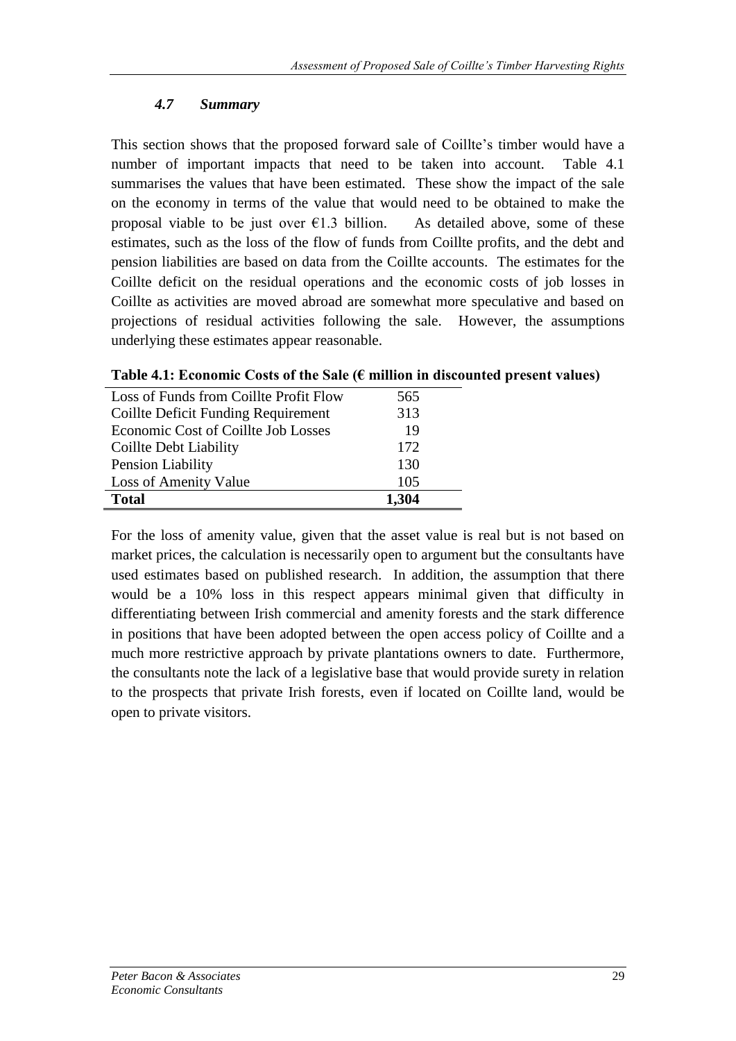### *4.7 Summary*

This section shows that the proposed forward sale of Coillte's timber would have a number of important impacts that need to be taken into account. Table 4.1 summarises the values that have been estimated. These show the impact of the sale on the economy in terms of the value that would need to be obtained to make the proposal viable to be just over €1.3 billion. As detailed above, some of these estimates, such as the loss of the flow of funds from Coillte profits, and the debt and pension liabilities are based on data from the Coillte accounts. The estimates for the Coillte deficit on the residual operations and the economic costs of job losses in Coillte as activities are moved abroad are somewhat more speculative and based on projections of residual activities following the sale. However, the assumptions underlying these estimates appear reasonable.

**Table 4.1: Economic Costs of the Sale (€ million in discounted present values)**

| | |
|---|---|
| Loss of Funds from Coillte Profit Flow | 565 |
| Coillte Deficit Funding Requirement | 313 |
| Economic Cost of Coillte Job Losses | 19 |
| Coillte Debt Liability | 172 |
| Pension Liability | 130 |
| Loss of Amenity Value | 105 |
| **Total** | **1,304** |

For the loss of amenity value, given that the asset value is real but is not based on market prices, the calculation is necessarily open to argument but the consultants have used estimates based on published research. In addition, the assumption that there would be a 10% loss in this respect appears minimal given that difficulty in differentiating between Irish commercial and amenity forests and the stark difference in positions that have been adopted between the open access policy of Coillte and a much more restrictive approach by private plantations owners to date. Furthermore, the consultants note the lack of a legislative base that would provide surety in relation to the prospects that private Irish forests, even if located on Coillte land, would be open to private visitors.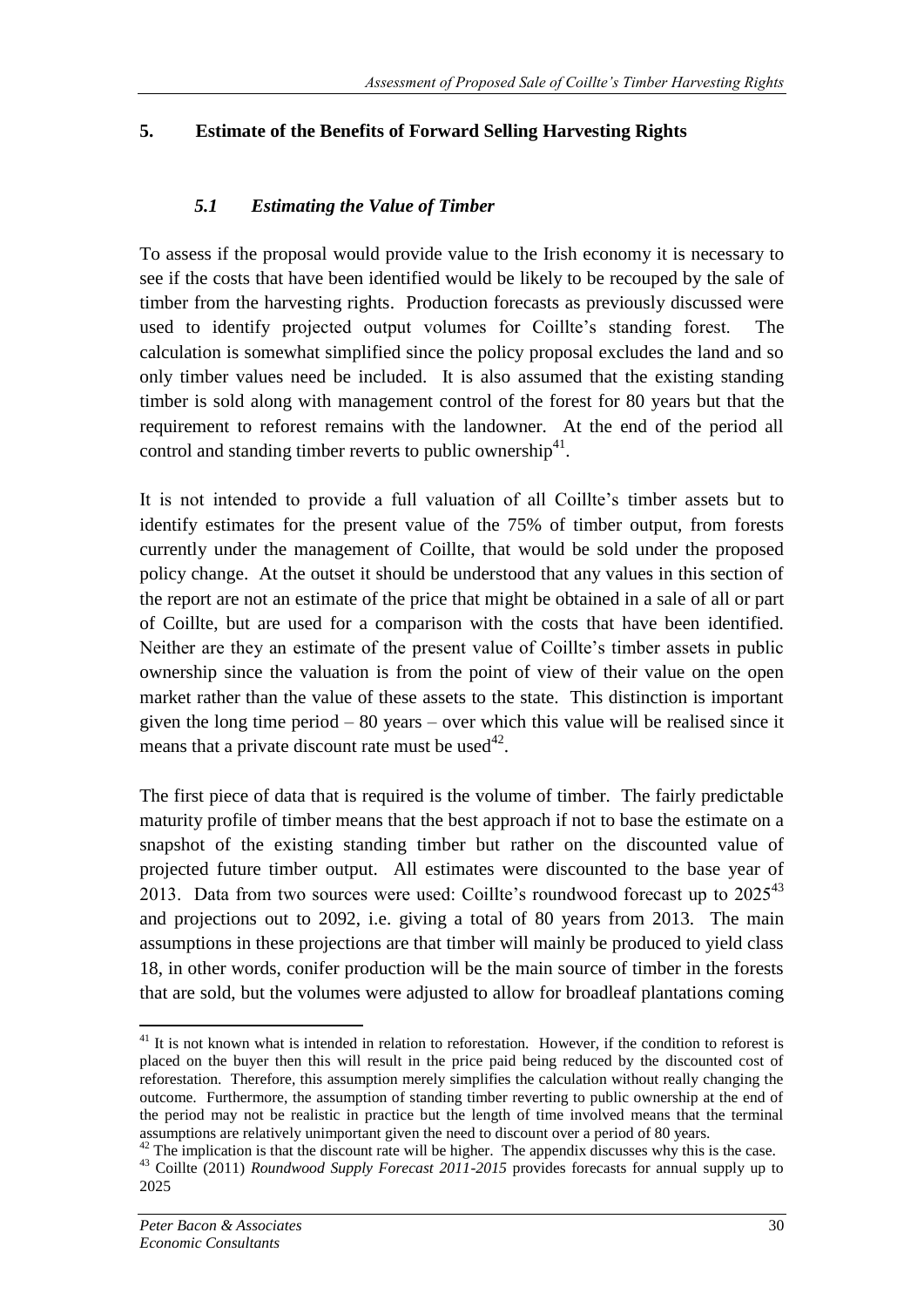## 5. Estimate of the Benefits of Forward Selling Harvesting Rights

### *5.1 Estimating the Value of Timber*

To assess if the proposal would provide value to the Irish economy it is necessary to see if the costs that have been identified would be likely to be recouped by the sale of timber from the harvesting rights. Production forecasts as previously discussed were used to identify projected output volumes for Coillte's standing forest. The calculation is somewhat simplified since the policy proposal excludes the land and so only timber values need be included. It is also assumed that the existing standing timber is sold along with management control of the forest for 80 years but that the requirement to reforest remains with the landowner. At the end of the period all control and standing timber reverts to public ownership[41].

It is not intended to provide a full valuation of all Coillte's timber assets but to identify estimates for the present value of the 75% of timber output, from forests currently under the management of Coillte, that would be sold under the proposed policy change. At the outset it should be understood that any values in this section of the report are not an estimate of the price that might be obtained in a sale of all or part of Coillte, but are used for a comparison with the costs that have been identified. Neither are they an estimate of the present value of Coillte's timber assets in public ownership since the valuation is from the point of view of their value on the open market rather than the value of these assets to the state. This distinction is important given the long time period – 80 years – over which this value will be realised since it means that a private discount rate must be used[42].

The first piece of data that is required is the volume of timber. The fairly predictable maturity profile of timber means that the best approach if not to base the estimate on a snapshot of the existing standing timber but rather on the discounted value of projected future timber output. All estimates were discounted to the base year of 2013. Data from two sources were used: Coillte's roundwood forecast up to 2025[43] and projections out to 2092, i.e. giving a total of 80 years from 2013. The main assumptions in these projections are that timber will mainly be produced to yield class 18, in other words, conifer production will be the main source of timber in the forests that are sold, but the volumes were adjusted to allow for broadleaf plantations coming

---

[41] It is not known what is intended in relation to reforestation. However, if the condition to reforest is placed on the buyer then this will result in the price paid being reduced by the discounted cost of reforestation. Therefore, this assumption merely simplifies the calculation without really changing the outcome. Furthermore, the assumption of standing timber reverting to public ownership at the end of the period may not be realistic in practice but the length of time involved means that the terminal assumptions are relatively unimportant given the need to discount over a period of 80 years.

[42] The implication is that the discount rate will be higher. The appendix discusses why this is the case.

[43] Coillte (2011) *Roundwood Supply Forecast 2011-2015* provides forecasts for annual supply up to 2025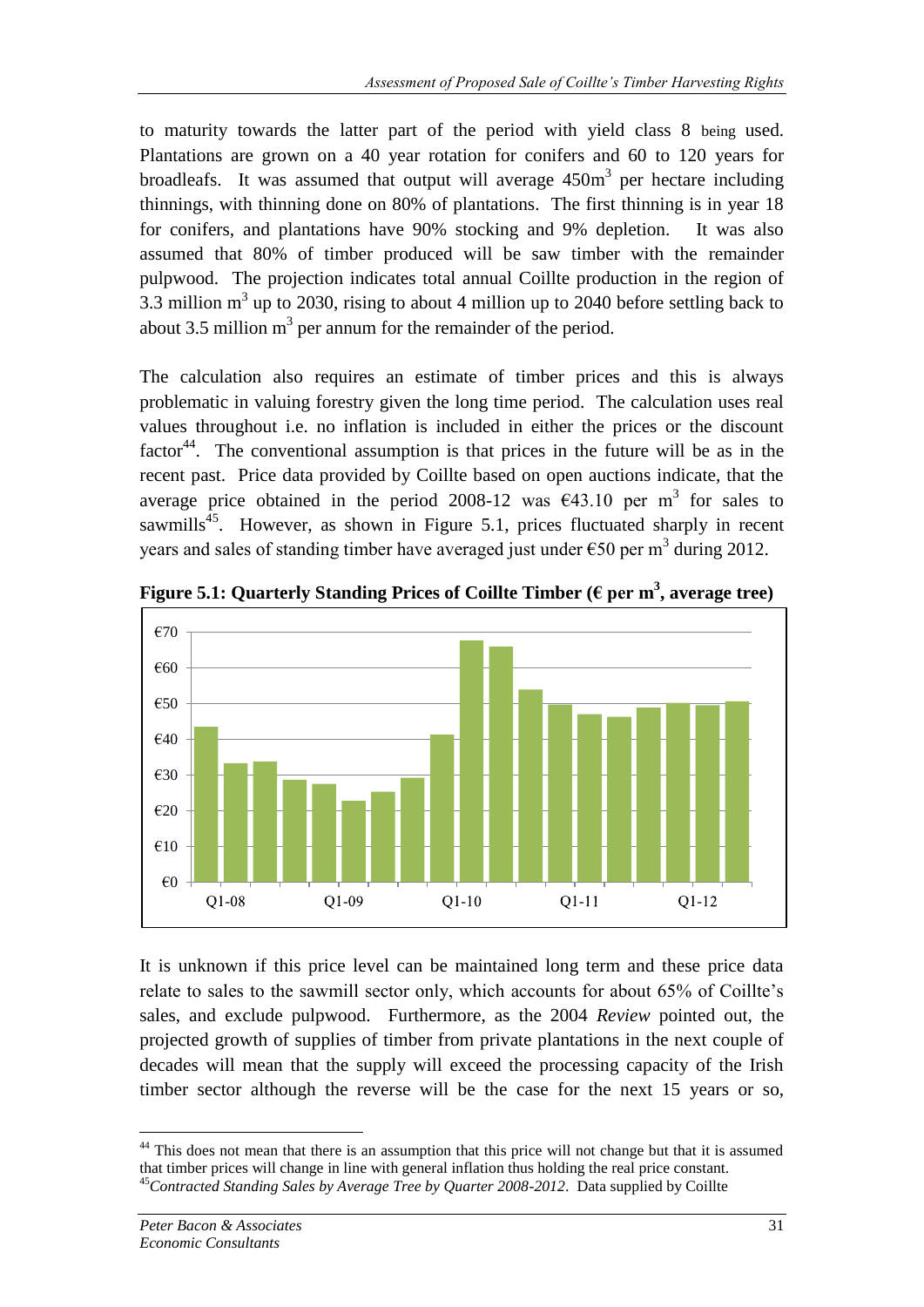to maturity towards the latter part of the period with yield class 8 being used. Plantations are grown on a 40 year rotation for conifers and 60 to 120 years for broadleafs. It was assumed that output will average $450m^3$ per hectare including thinnings, with thinning done on 80% of plantations. The first thinning is in year 18 for conifers, and plantations have 90% stocking and 9% depletion. It was also assumed that 80% of timber produced will be saw timber with the remainder pulpwood. The projection indicates total annual Coillte production in the region of 3.3 million $m^3$ up to 2030, rising to about 4 million up to 2040 before settling back to about 3.5 million $m^3$ per annum for the remainder of the period.

The calculation also requires an estimate of timber prices and this is always problematic in valuing forestry given the long time period. The calculation uses real values throughout i.e. no inflation is included in either the prices or the discount factor[44]. The conventional assumption is that prices in the future will be as in the recent past. Price data provided by Coillte based on open auctions indicate, that the average price obtained in the period 2008-12 was €43.10 per $m^3$ for sales to sawmills[45]. However, as shown in Figure 5.1, prices fluctuated sharply in recent years and sales of standing timber have averaged just under €50 per $m^3$ during 2012.

**Figure 5.1: Quarterly Standing Prices of Coillte Timber (€ per $m^3$, average tree)**

It is unknown if this price level can be maintained long term and these price data relate to sales to the sawmill sector only, which accounts for about 65% of Coillte's sales, and exclude pulpwood. Furthermore, as the 2004 *Review* pointed out, the projected growth of supplies of timber from private plantations in the next couple of decades will mean that the supply will exceed the processing capacity of the Irish timber sector although the reverse will be the case for the next 15 years or so,

---

[44] This does not mean that there is an assumption that this price will not change but that it is assumed that timber prices will change in line with general inflation thus holding the real price constant.

[45] *Contracted Standing Sales by Average Tree by Quarter 2008-2012*. Data supplied by Coillte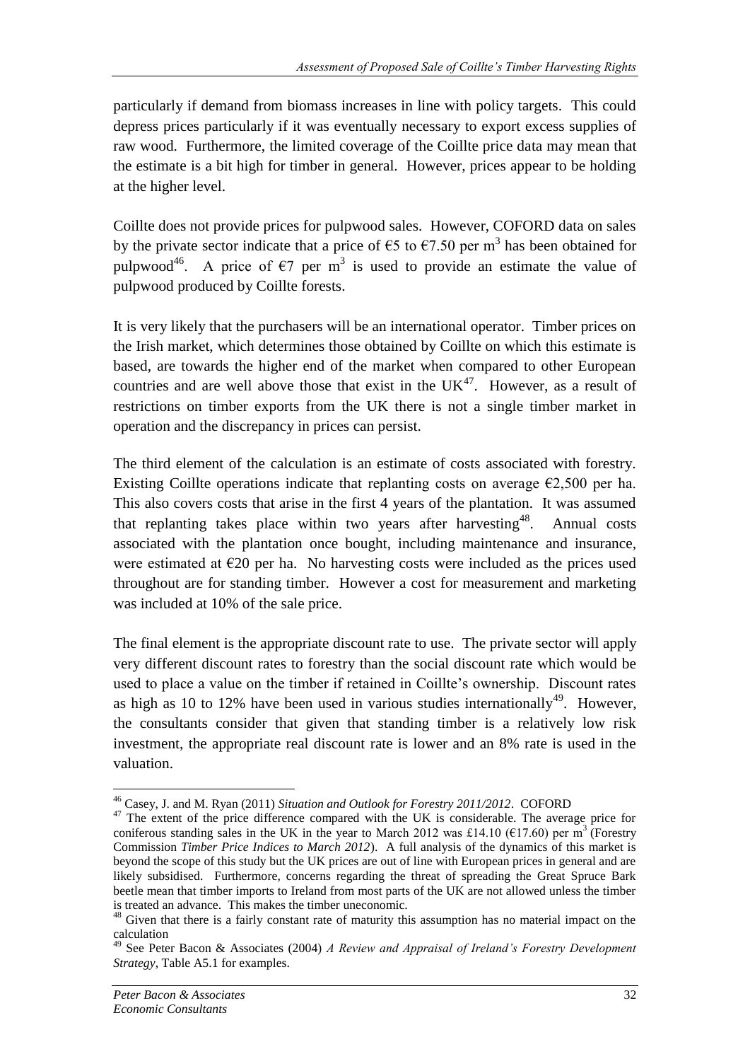particularly if demand from biomass increases in line with policy targets. This could depress prices particularly if it was eventually necessary to export excess supplies of raw wood. Furthermore, the limited coverage of the Coillte price data may mean that the estimate is a bit high for timber in general. However, prices appear to be holding at the higher level.

Coillte does not provide prices for pulpwood sales. However, COFORD data on sales by the private sector indicate that a price of €5 to €7.50 per m$^3$ has been obtained for pulpwood[46]. A price of €7 per m$^3$ is used to provide an estimate the value of pulpwood produced by Coillte forests.

It is very likely that the purchasers will be an international operator. Timber prices on the Irish market, which determines those obtained by Coillte on which this estimate is based, are towards the higher end of the market when compared to other European countries and are well above those that exist in the UK[47]. However, as a result of restrictions on timber exports from the UK there is not a single timber market in operation and the discrepancy in prices can persist.

The third element of the calculation is an estimate of costs associated with forestry. Existing Coillte operations indicate that replanting costs on average €2,500 per ha. This also covers costs that arise in the first 4 years of the plantation. It was assumed that replanting takes place within two years after harvesting[48]. Annual costs associated with the plantation once bought, including maintenance and insurance, were estimated at €20 per ha. No harvesting costs were included as the prices used throughout are for standing timber. However a cost for measurement and marketing was included at 10% of the sale price.

The final element is the appropriate discount rate to use. The private sector will apply very different discount rates to forestry than the social discount rate which would be used to place a value on the timber if retained in Coillte's ownership. Discount rates as high as 10 to 12% have been used in various studies internationally[49]. However, the consultants consider that given that standing timber is a relatively low risk investment, the appropriate real discount rate is lower and an 8% rate is used in the valuation.

---

[46] Casey, J. and M. Ryan (2011) *Situation and Outlook for Forestry 2011/2012*. COFORD

[47] The extent of the price difference compared with the UK is considerable. The average price for coniferous standing sales in the UK in the year to March 2012 was £14.10 (€17.60) per m$^3$ (Forestry Commission *Timber Price Indices to March 2012*). A full analysis of the dynamics of this market is beyond the scope of this study but the UK prices are out of line with European prices in general and are likely subsidised. Furthermore, concerns regarding the threat of spreading the Great Spruce Bark beetle mean that timber imports to Ireland from most parts of the UK are not allowed unless the timber is treated an advance. This makes the timber uneconomic.

[48] Given that there is a fairly constant rate of maturity this assumption has no material impact on the calculation

[49] See Peter Bacon & Associates (2004) *A Review and Appraisal of Ireland's Forestry Development Strategy*, Table A5.1 for examples.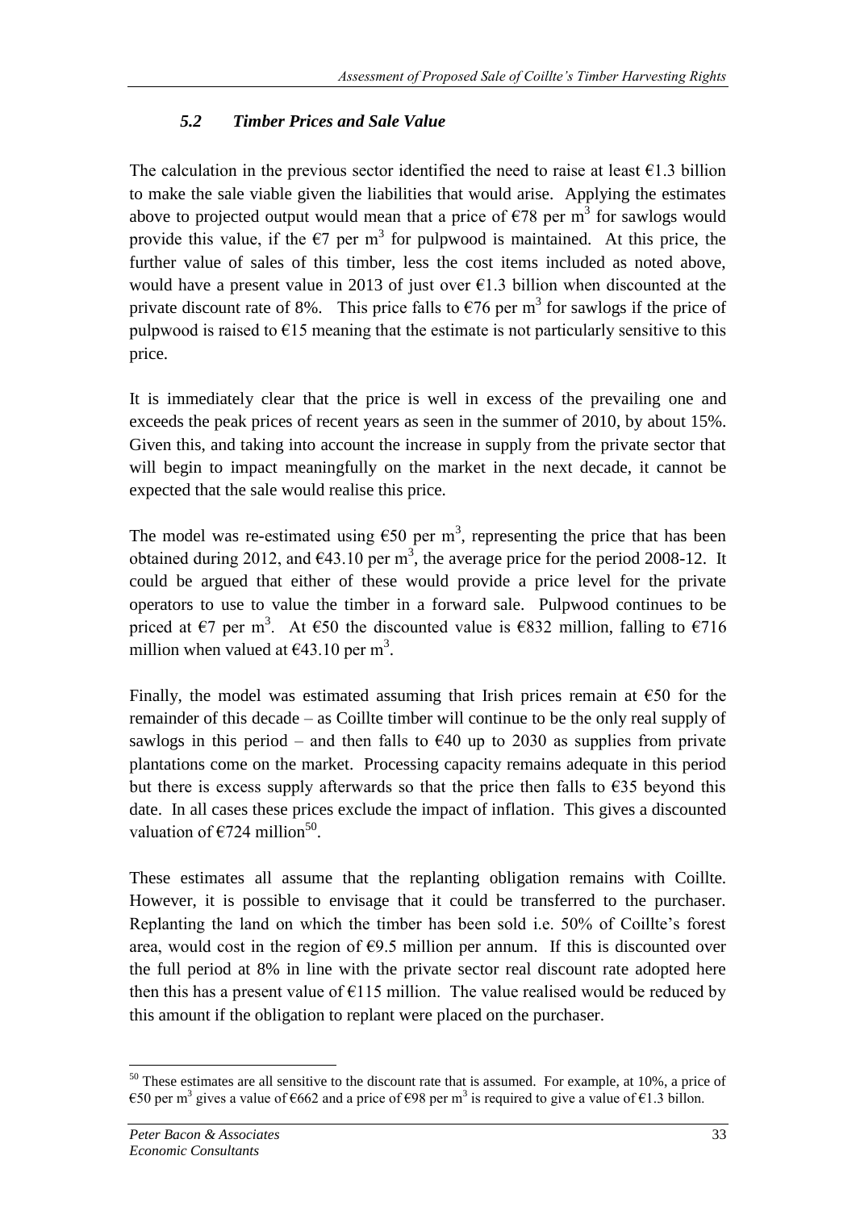### *5.2 Timber Prices and Sale Value*

The calculation in the previous sector identified the need to raise at least €1.3 billion to make the sale viable given the liabilities that would arise. Applying the estimates above to projected output would mean that a price of €78 per $m^3$ for sawlogs would provide this value, if the €7 per $m^3$ for pulpwood is maintained. At this price, the further value of sales of this timber, less the cost items included as noted above, would have a present value in 2013 of just over €1.3 billion when discounted at the private discount rate of 8%. This price falls to €76 per $m^3$ for sawlogs if the price of pulpwood is raised to €15 meaning that the estimate is not particularly sensitive to this price.

It is immediately clear that the price is well in excess of the prevailing one and exceeds the peak prices of recent years as seen in the summer of 2010, by about 15%. Given this, and taking into account the increase in supply from the private sector that will begin to impact meaningfully on the market in the next decade, it cannot be expected that the sale would realise this price.

The model was re-estimated using €50 per $m^3$, representing the price that has been obtained during 2012, and €43.10 per $m^3$, the average price for the period 2008-12. It could be argued that either of these would provide a price level for the private operators to use to value the timber in a forward sale. Pulpwood continues to be priced at €7 per $m^3$. At €50 the discounted value is €832 million, falling to €716 million when valued at €43.10 per $m^3$.

Finally, the model was estimated assuming that Irish prices remain at €50 for the remainder of this decade – as Coillte timber will continue to be the only real supply of sawlogs in this period – and then falls to €40 up to 2030 as supplies from private plantations come on the market. Processing capacity remains adequate in this period but there is excess supply afterwards so that the price then falls to €35 beyond this date. In all cases these prices exclude the impact of inflation. This gives a discounted valuation of €724 million[50].

These estimates all assume that the replanting obligation remains with Coillte. However, it is possible to envisage that it could be transferred to the purchaser. Replanting the land on which the timber has been sold i.e. 50% of Coillte's forest area, would cost in the region of €9.5 million per annum. If this is discounted over the full period at 8% in line with the private sector real discount rate adopted here then this has a present value of €115 million. The value realised would be reduced by this amount if the obligation to replant were placed on the purchaser.

---

[50] These estimates are all sensitive to the discount rate that is assumed. For example, at 10%, a price of €50 per $m^3$ gives a value of €662 and a price of €98 per $m^3$ is required to give a value of €1.3 billon.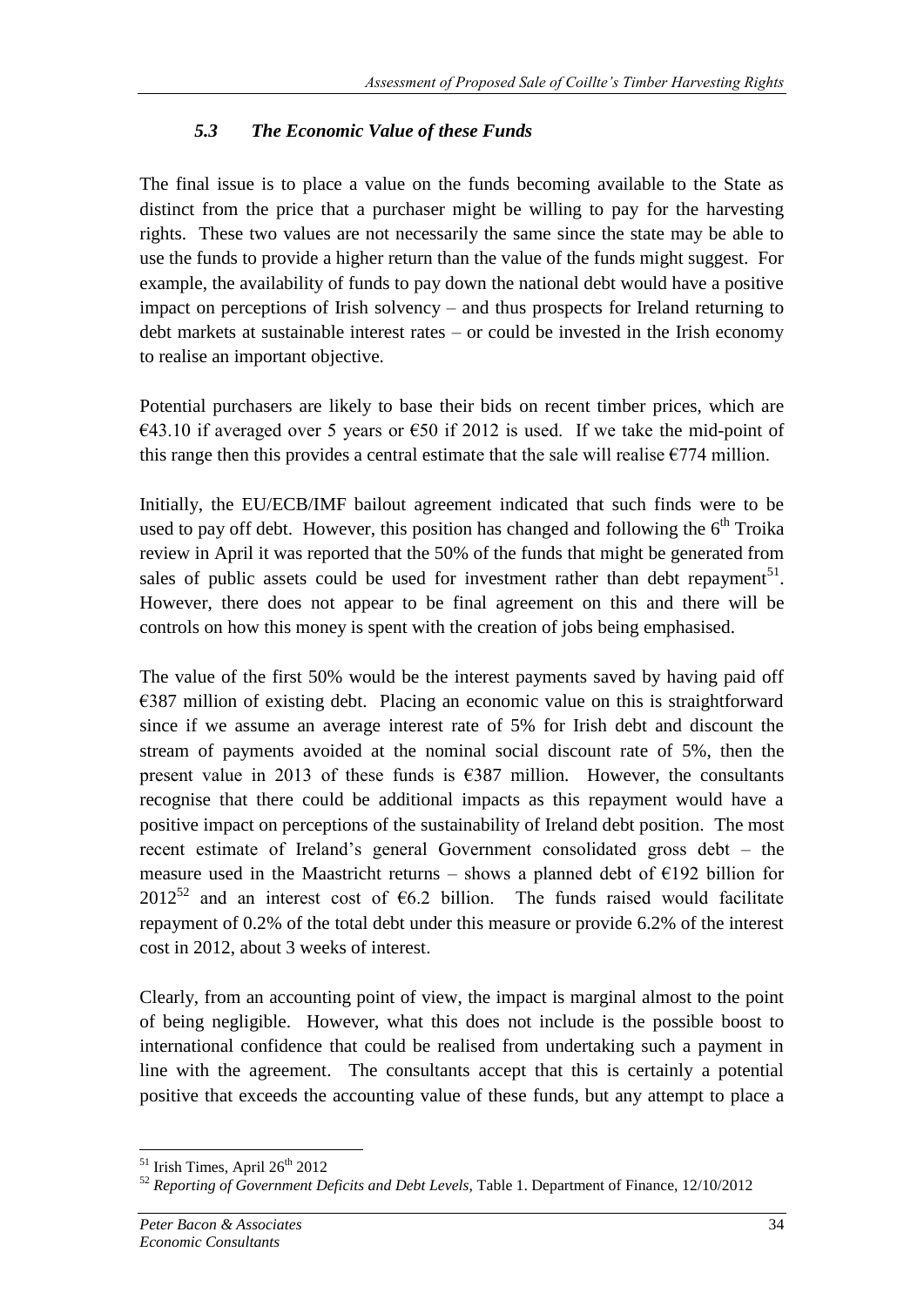### *5.3 The Economic Value of these Funds*

The final issue is to place a value on the funds becoming available to the State as distinct from the price that a purchaser might be willing to pay for the harvesting rights. These two values are not necessarily the same since the state may be able to use the funds to provide a higher return than the value of the funds might suggest. For example, the availability of funds to pay down the national debt would have a positive impact on perceptions of Irish solvency – and thus prospects for Ireland returning to debt markets at sustainable interest rates – or could be invested in the Irish economy to realise an important objective.

Potential purchasers are likely to base their bids on recent timber prices, which are €43.10 if averaged over 5 years or €50 if 2012 is used. If we take the mid-point of this range then this provides a central estimate that the sale will realise €774 million.

Initially, the EU/ECB/IMF bailout agreement indicated that such finds were to be used to pay off debt. However, this position has changed and following the 6th Troika review in April it was reported that the 50% of the funds that might be generated from sales of public assets could be used for investment rather than debt repayment[51]. However, there does not appear to be final agreement on this and there will be controls on how this money is spent with the creation of jobs being emphasised.

The value of the first 50% would be the interest payments saved by having paid off €387 million of existing debt. Placing an economic value on this is straightforward since if we assume an average interest rate of 5% for Irish debt and discount the stream of payments avoided at the nominal social discount rate of 5%, then the present value in 2013 of these funds is €387 million. However, the consultants recognise that there could be additional impacts as this repayment would have a positive impact on perceptions of the sustainability of Ireland debt position. The most recent estimate of Ireland's general Government consolidated gross debt – the measure used in the Maastricht returns – shows a planned debt of €192 billion for 2012[52] and an interest cost of €6.2 billion. The funds raised would facilitate repayment of 0.2% of the total debt under this measure or provide 6.2% of the interest cost in 2012, about 3 weeks of interest.

Clearly, from an accounting point of view, the impact is marginal almost to the point of being negligible. However, what this does not include is the possible boost to international confidence that could be realised from undertaking such a payment in line with the agreement. The consultants accept that this is certainly a potential positive that exceeds the accounting value of these funds, but any attempt to place a

[51] Irish Times, April 26th 2012

[52] *Reporting of Government Deficits and Debt Levels*, Table 1. Department of Finance, 12/10/2012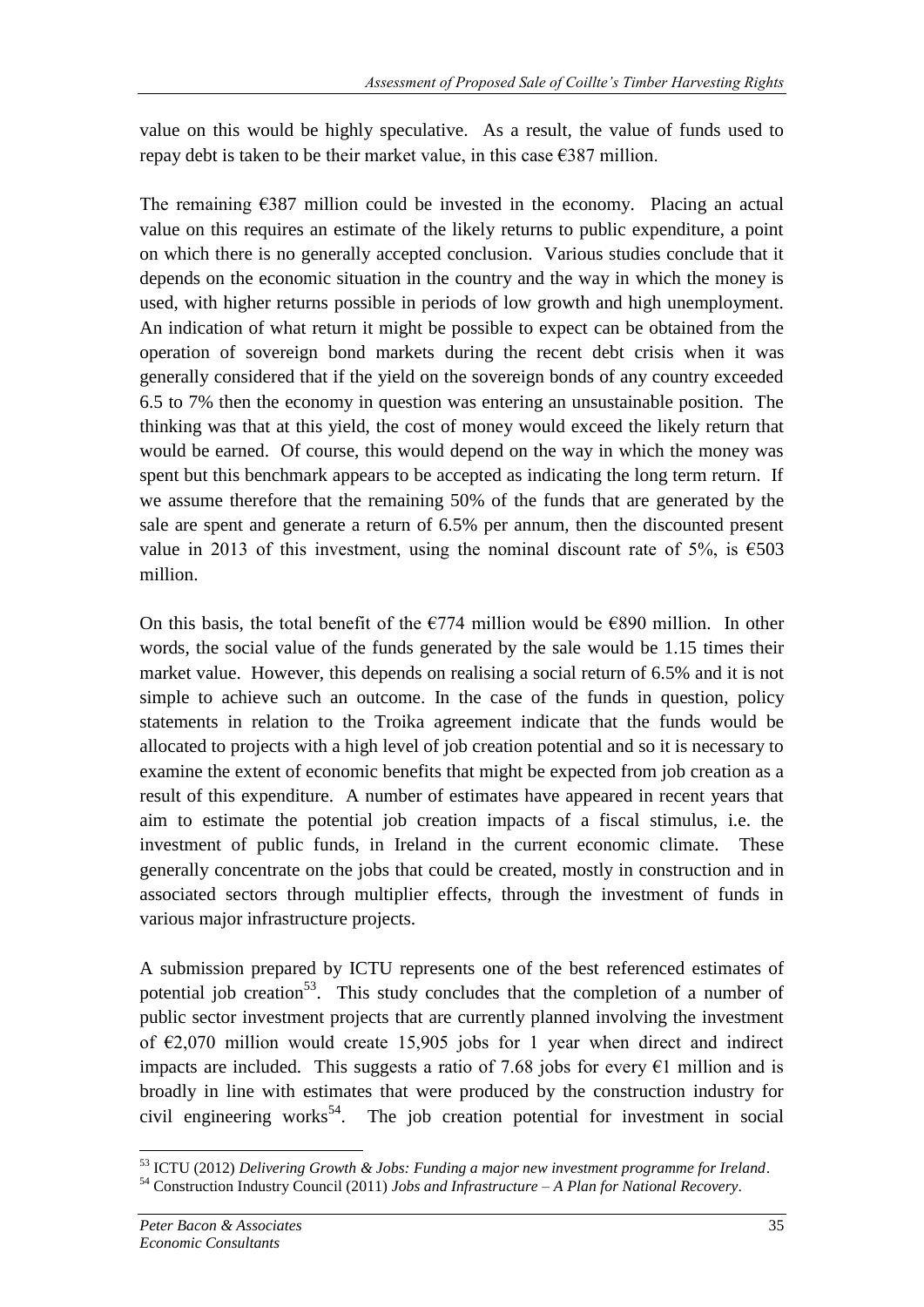value on this would be highly speculative. As a result, the value of funds used to repay debt is taken to be their market value, in this case €387 million.

The remaining €387 million could be invested in the economy. Placing an actual value on this requires an estimate of the likely returns to public expenditure, a point on which there is no generally accepted conclusion. Various studies conclude that it depends on the economic situation in the country and the way in which the money is used, with higher returns possible in periods of low growth and high unemployment. An indication of what return it might be possible to expect can be obtained from the operation of sovereign bond markets during the recent debt crisis when it was generally considered that if the yield on the sovereign bonds of any country exceeded 6.5 to 7% then the economy in question was entering an unsustainable position. The thinking was that at this yield, the cost of money would exceed the likely return that would be earned. Of course, this would depend on the way in which the money was spent but this benchmark appears to be accepted as indicating the long term return. If we assume therefore that the remaining 50% of the funds that are generated by the sale are spent and generate a return of 6.5% per annum, then the discounted present value in 2013 of this investment, using the nominal discount rate of 5%, is €503 million.

On this basis, the total benefit of the €774 million would be €890 million. In other words, the social value of the funds generated by the sale would be 1.15 times their market value. However, this depends on realising a social return of 6.5% and it is not simple to achieve such an outcome. In the case of the funds in question, policy statements in relation to the Troika agreement indicate that the funds would be allocated to projects with a high level of job creation potential and so it is necessary to examine the extent of economic benefits that might be expected from job creation as a result of this expenditure. A number of estimates have appeared in recent years that aim to estimate the potential job creation impacts of a fiscal stimulus, i.e. the investment of public funds, in Ireland in the current economic climate. These generally concentrate on the jobs that could be created, mostly in construction and in associated sectors through multiplier effects, through the investment of funds in various major infrastructure projects.

A submission prepared by ICTU represents one of the best referenced estimates of potential job creation[53]. This study concludes that the completion of a number of public sector investment projects that are currently planned involving the investment of €2,070 million would create 15,905 jobs for 1 year when direct and indirect impacts are included. This suggests a ratio of 7.68 jobs for every €1 million and is broadly in line with estimates that were produced by the construction industry for civil engineering works[54]. The job creation potential for investment in social

[53] ICTU (2012) *Delivering Growth & Jobs: Funding a major new investment programme for Ireland*.

[54] Construction Industry Council (2011) *Jobs and Infrastructure – A Plan for National Recovery*.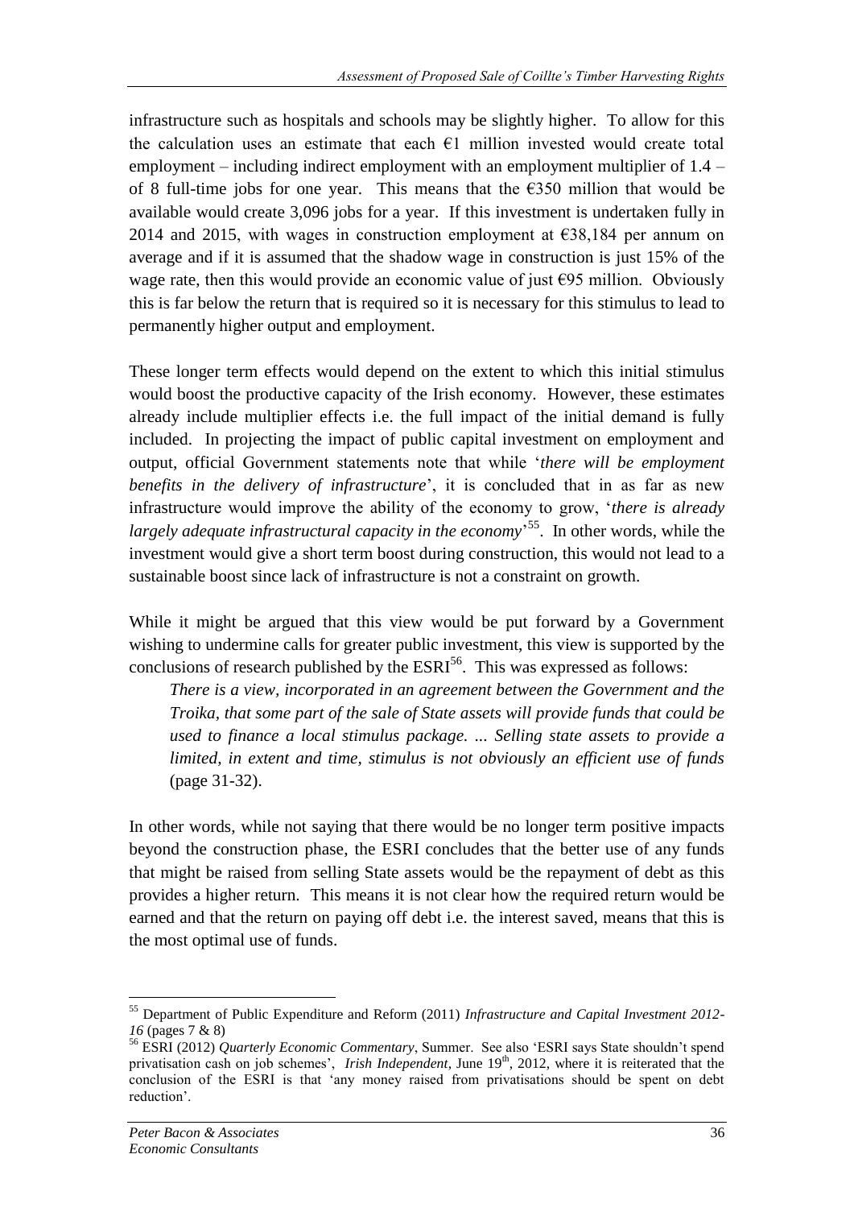infrastructure such as hospitals and schools may be slightly higher. To allow for this the calculation uses an estimate that each €1 million invested would create total employment – including indirect employment with an employment multiplier of 1.4 – of 8 full-time jobs for one year. This means that the €350 million that would be available would create 3,096 jobs for a year. If this investment is undertaken fully in 2014 and 2015, with wages in construction employment at €38,184 per annum on average and if it is assumed that the shadow wage in construction is just 15% of the wage rate, then this would provide an economic value of just €95 million. Obviously this is far below the return that is required so it is necessary for this stimulus to lead to permanently higher output and employment.

These longer term effects would depend on the extent to which this initial stimulus would boost the productive capacity of the Irish economy. However, these estimates already include multiplier effects i.e. the full impact of the initial demand is fully included. In projecting the impact of public capital investment on employment and output, official Government statements note that while '*there will be employment benefits in the delivery of infrastructure*', it is concluded that in as far as new infrastructure would improve the ability of the economy to grow, '*there is already largely adequate infrastructural capacity in the economy*'[55]. In other words, while the investment would give a short term boost during construction, this would not lead to a sustainable boost since lack of infrastructure is not a constraint on growth.

While it might be argued that this view would be put forward by a Government wishing to undermine calls for greater public investment, this view is supported by the conclusions of research published by the ESRI[56]. This was expressed as follows:

> *There is a view, incorporated in an agreement between the Government and the Troika, that some part of the sale of State assets will provide funds that could be used to finance a local stimulus package. ... Selling state assets to provide a limited, in extent and time, stimulus is not obviously an efficient use of funds* (page 31-32).

In other words, while not saying that there would be no longer term positive impacts beyond the construction phase, the ESRI concludes that the better use of any funds that might be raised from selling State assets would be the repayment of debt as this provides a higher return. This means it is not clear how the required return would be earned and that the return on paying off debt i.e. the interest saved, means that this is the most optimal use of funds.

---

[55] Department of Public Expenditure and Reform (2011) *Infrastructure and Capital Investment 2012-16* (pages 7 & 8)

[56] ESRI (2012) *Quarterly Economic Commentary*, Summer. See also 'ESRI says State shouldn't spend privatisation cash on job schemes', *Irish Independent*, June 19th, 2012, where it is reiterated that the conclusion of the ESRI is that 'any money raised from privatisations should be spent on debt reduction'.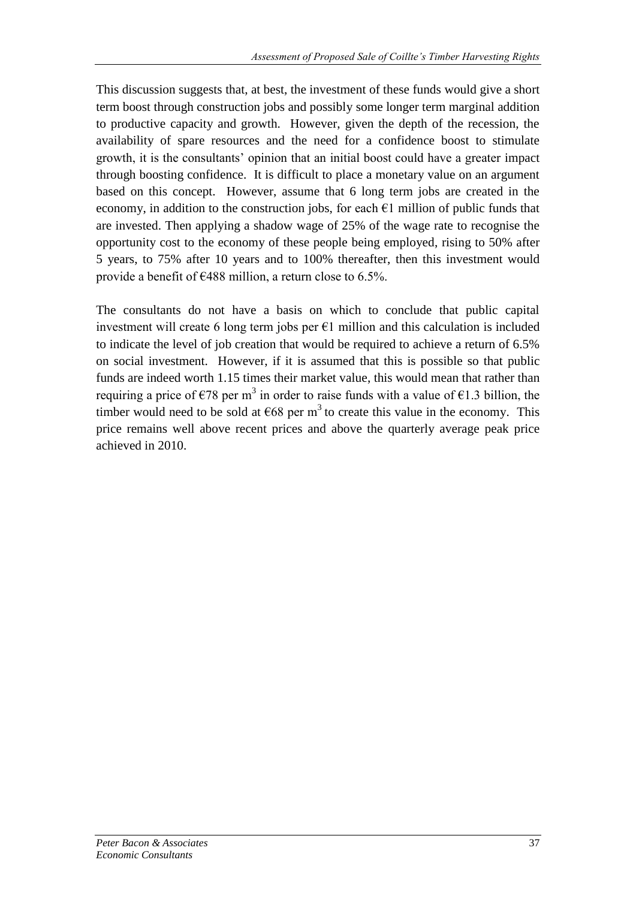This discussion suggests that, at best, the investment of these funds would give a short term boost through construction jobs and possibly some longer term marginal addition to productive capacity and growth. However, given the depth of the recession, the availability of spare resources and the need for a confidence boost to stimulate growth, it is the consultants' opinion that an initial boost could have a greater impact through boosting confidence. It is difficult to place a monetary value on an argument based on this concept. However, assume that 6 long term jobs are created in the economy, in addition to the construction jobs, for each €1 million of public funds that are invested. Then applying a shadow wage of 25% of the wage rate to recognise the opportunity cost to the economy of these people being employed, rising to 50% after 5 years, to 75% after 10 years and to 100% thereafter, then this investment would provide a benefit of €488 million, a return close to 6.5%.

The consultants do not have a basis on which to conclude that public capital investment will create 6 long term jobs per €1 million and this calculation is included to indicate the level of job creation that would be required to achieve a return of 6.5% on social investment. However, if it is assumed that this is possible so that public funds are indeed worth 1.15 times their market value, this would mean that rather than requiring a price of €78 per $m^3$ in order to raise funds with a value of €1.3 billion, the timber would need to be sold at €68 per $m^3$ to create this value in the economy. This price remains well above recent prices and above the quarterly average peak price achieved in 2010.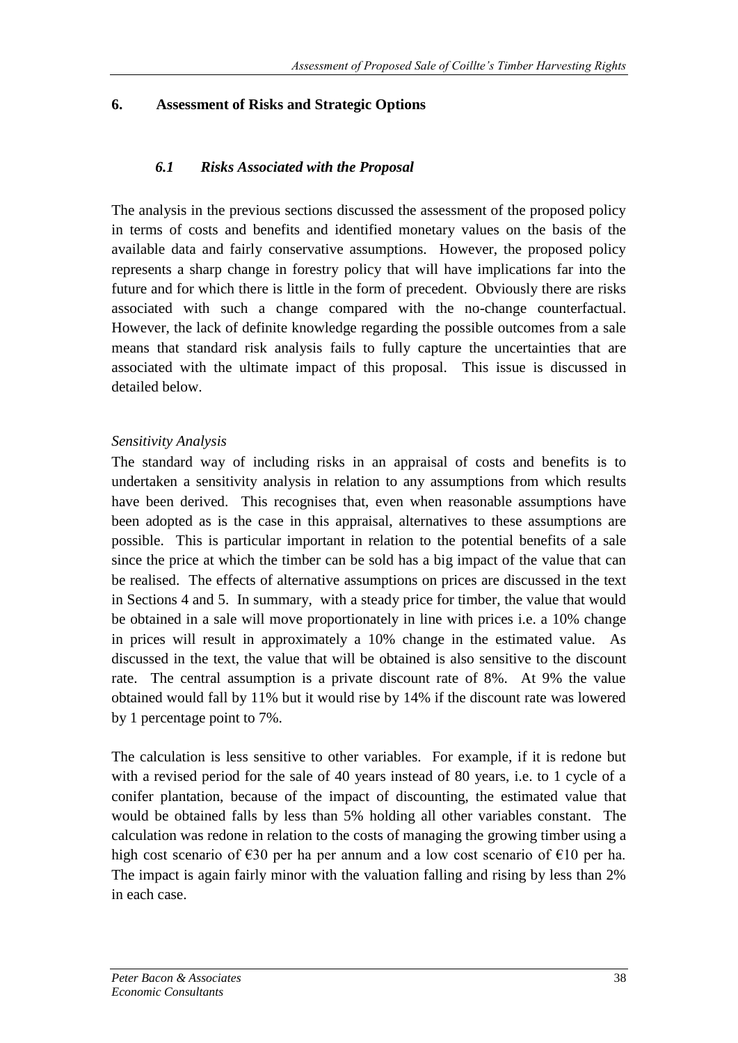## 6. Assessment of Risks and Strategic Options

### *6.1 Risks Associated with the Proposal*

The analysis in the previous sections discussed the assessment of the proposed policy in terms of costs and benefits and identified monetary values on the basis of the available data and fairly conservative assumptions. However, the proposed policy represents a sharp change in forestry policy that will have implications far into the future and for which there is little in the form of precedent. Obviously there are risks associated with such a change compared with the no-change counterfactual. However, the lack of definite knowledge regarding the possible outcomes from a sale means that standard risk analysis fails to fully capture the uncertainties that are associated with the ultimate impact of this proposal. This issue is discussed in detailed below.

*Sensitivity Analysis*

The standard way of including risks in an appraisal of costs and benefits is to undertaken a sensitivity analysis in relation to any assumptions from which results have been derived. This recognises that, even when reasonable assumptions have been adopted as is the case in this appraisal, alternatives to these assumptions are possible. This is particular important in relation to the potential benefits of a sale since the price at which the timber can be sold has a big impact of the value that can be realised. The effects of alternative assumptions on prices are discussed in the text in Sections 4 and 5. In summary, with a steady price for timber, the value that would be obtained in a sale will move proportionately in line with prices i.e. a 10% change in prices will result in approximately a 10% change in the estimated value. As discussed in the text, the value that will be obtained is also sensitive to the discount rate. The central assumption is a private discount rate of 8%. At 9% the value obtained would fall by 11% but it would rise by 14% if the discount rate was lowered by 1 percentage point to 7%.

The calculation is less sensitive to other variables. For example, if it is redone but with a revised period for the sale of 40 years instead of 80 years, i.e. to 1 cycle of a conifer plantation, because of the impact of discounting, the estimated value that would be obtained falls by less than 5% holding all other variables constant. The calculation was redone in relation to the costs of managing the growing timber using a high cost scenario of €30 per ha per annum and a low cost scenario of €10 per ha. The impact is again fairly minor with the valuation falling and rising by less than 2% in each case.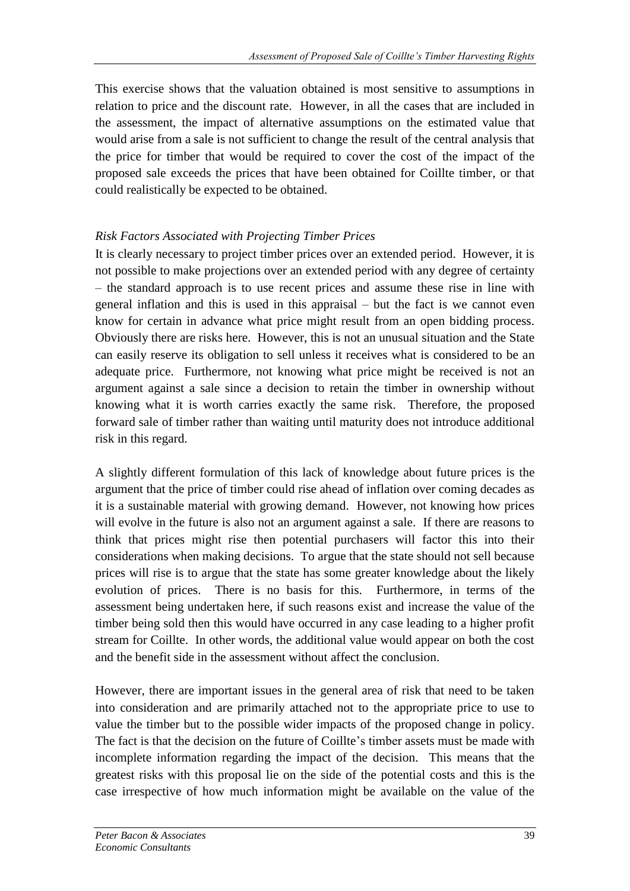This exercise shows that the valuation obtained is most sensitive to assumptions in relation to price and the discount rate. However, in all the cases that are included in the assessment, the impact of alternative assumptions on the estimated value that would arise from a sale is not sufficient to change the result of the central analysis that the price for timber that would be required to cover the cost of the impact of the proposed sale exceeds the prices that have been obtained for Coillte timber, or that could realistically be expected to be obtained.

*Risk Factors Associated with Projecting Timber Prices*

It is clearly necessary to project timber prices over an extended period. However, it is not possible to make projections over an extended period with any degree of certainty – the standard approach is to use recent prices and assume these rise in line with general inflation and this is used in this appraisal – but the fact is we cannot even know for certain in advance what price might result from an open bidding process. Obviously there are risks here. However, this is not an unusual situation and the State can easily reserve its obligation to sell unless it receives what is considered to be an adequate price. Furthermore, not knowing what price might be received is not an argument against a sale since a decision to retain the timber in ownership without knowing what it is worth carries exactly the same risk. Therefore, the proposed forward sale of timber rather than waiting until maturity does not introduce additional risk in this regard.

A slightly different formulation of this lack of knowledge about future prices is the argument that the price of timber could rise ahead of inflation over coming decades as it is a sustainable material with growing demand. However, not knowing how prices will evolve in the future is also not an argument against a sale. If there are reasons to think that prices might rise then potential purchasers will factor this into their considerations when making decisions. To argue that the state should not sell because prices will rise is to argue that the state has some greater knowledge about the likely evolution of prices. There is no basis for this. Furthermore, in terms of the assessment being undertaken here, if such reasons exist and increase the value of the timber being sold then this would have occurred in any case leading to a higher profit stream for Coillte. In other words, the additional value would appear on both the cost and the benefit side in the assessment without affect the conclusion.

However, there are important issues in the general area of risk that need to be taken into consideration and are primarily attached not to the appropriate price to use to value the timber but to the possible wider impacts of the proposed change in policy. The fact is that the decision on the future of Coillte's timber assets must be made with incomplete information regarding the impact of the decision. This means that the greatest risks with this proposal lie on the side of the potential costs and this is the case irrespective of how much information might be available on the value of the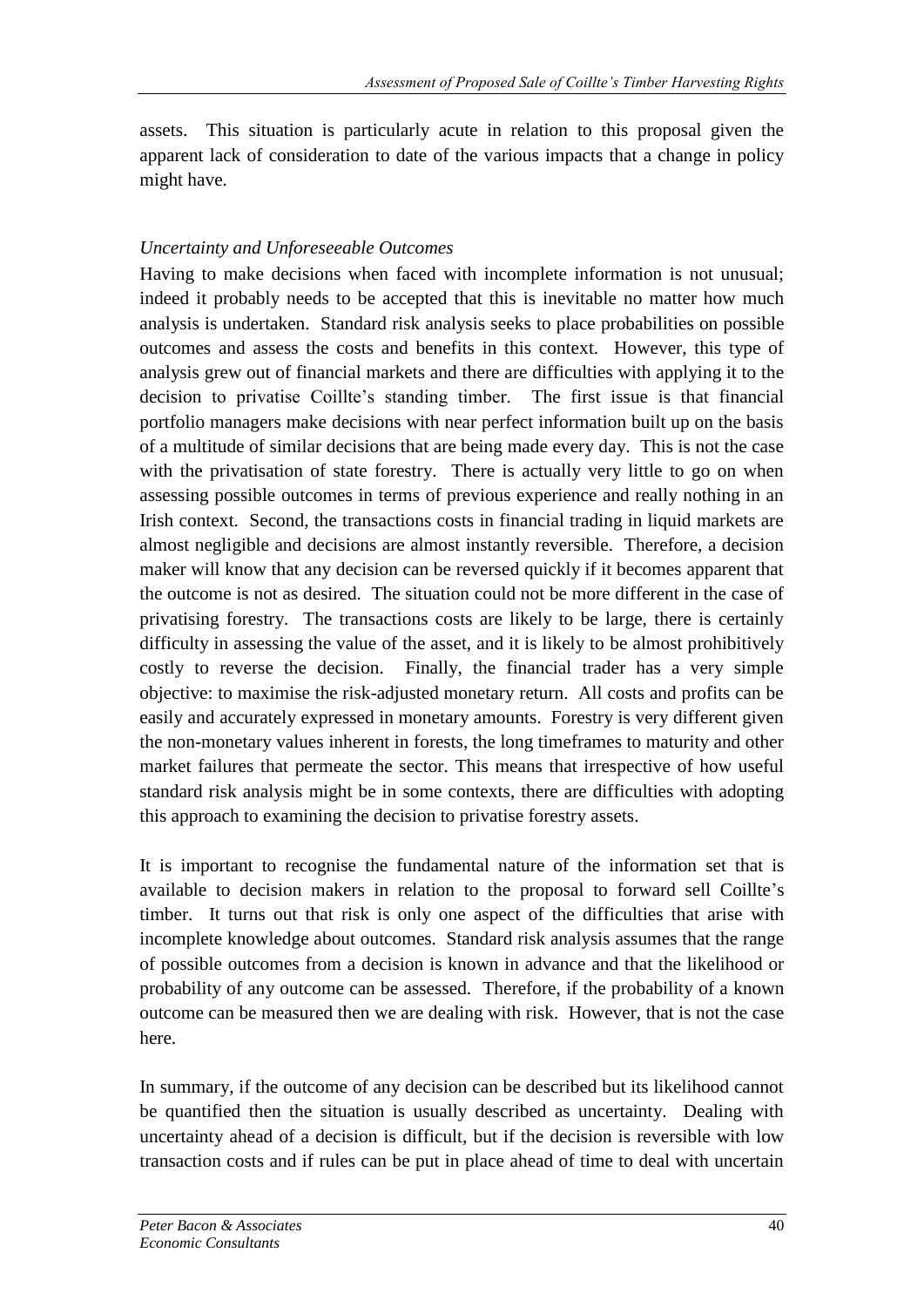assets. This situation is particularly acute in relation to this proposal given the apparent lack of consideration to date of the various impacts that a change in policy might have.

*Uncertainty and Unforeseeable Outcomes*

Having to make decisions when faced with incomplete information is not unusual; indeed it probably needs to be accepted that this is inevitable no matter how much analysis is undertaken. Standard risk analysis seeks to place probabilities on possible outcomes and assess the costs and benefits in this context. However, this type of analysis grew out of financial markets and there are difficulties with applying it to the decision to privatise Coillte's standing timber. The first issue is that financial portfolio managers make decisions with near perfect information built up on the basis of a multitude of similar decisions that are being made every day. This is not the case with the privatisation of state forestry. There is actually very little to go on when assessing possible outcomes in terms of previous experience and really nothing in an Irish context. Second, the transactions costs in financial trading in liquid markets are almost negligible and decisions are almost instantly reversible. Therefore, a decision maker will know that any decision can be reversed quickly if it becomes apparent that the outcome is not as desired. The situation could not be more different in the case of privatising forestry. The transactions costs are likely to be large, there is certainly difficulty in assessing the value of the asset, and it is likely to be almost prohibitively costly to reverse the decision. Finally, the financial trader has a very simple objective: to maximise the risk-adjusted monetary return. All costs and profits can be easily and accurately expressed in monetary amounts. Forestry is very different given the non-monetary values inherent in forests, the long timeframes to maturity and other market failures that permeate the sector. This means that irrespective of how useful standard risk analysis might be in some contexts, there are difficulties with adopting this approach to examining the decision to privatise forestry assets.

It is important to recognise the fundamental nature of the information set that is available to decision makers in relation to the proposal to forward sell Coillte's timber. It turns out that risk is only one aspect of the difficulties that arise with incomplete knowledge about outcomes. Standard risk analysis assumes that the range of possible outcomes from a decision is known in advance and that the likelihood or probability of any outcome can be assessed. Therefore, if the probability of a known outcome can be measured then we are dealing with risk. However, that is not the case here.

In summary, if the outcome of any decision can be described but its likelihood cannot be quantified then the situation is usually described as uncertainty. Dealing with uncertainty ahead of a decision is difficult, but if the decision is reversible with low transaction costs and if rules can be put in place ahead of time to deal with uncertain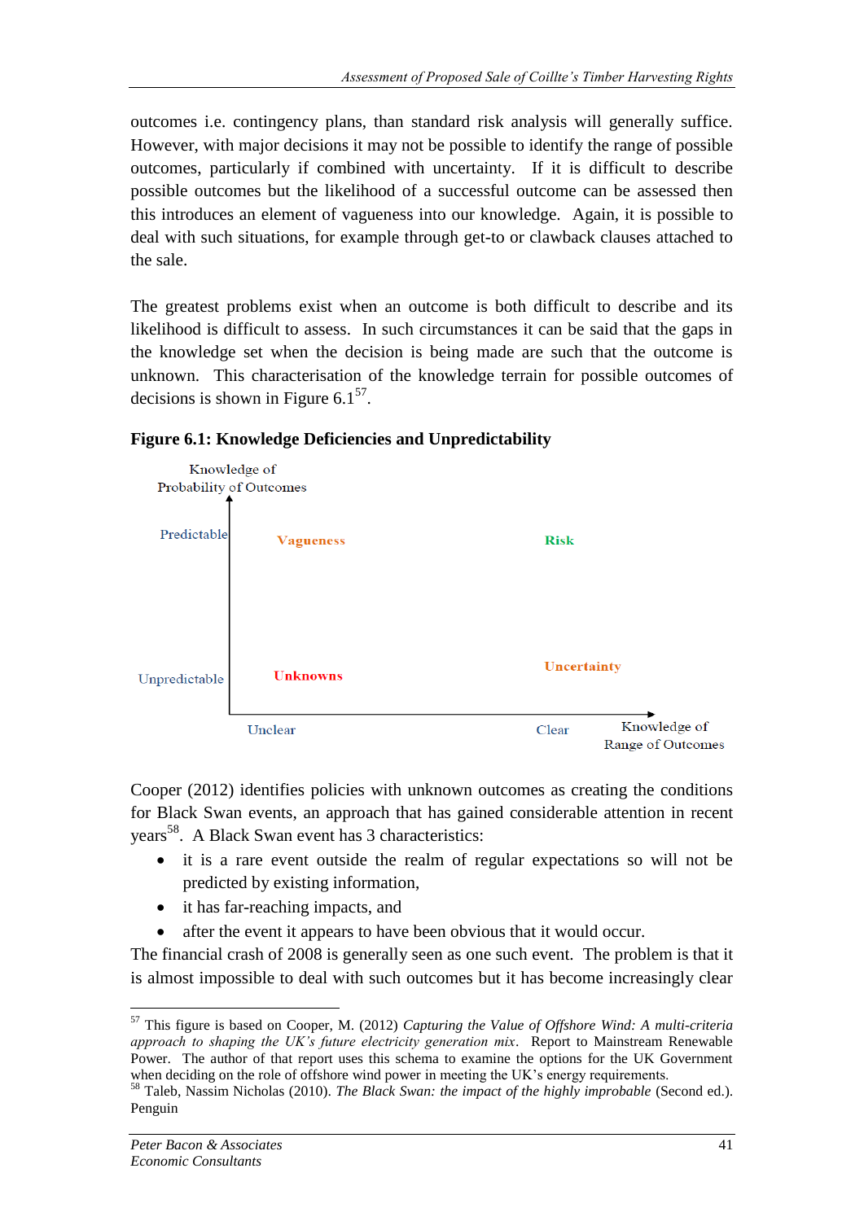outcomes i.e. contingency plans, than standard risk analysis will generally suffice. However, with major decisions it may not be possible to identify the range of possible outcomes, particularly if combined with uncertainty. If it is difficult to describe possible outcomes but the likelihood of a successful outcome can be assessed then this introduces an element of vagueness into our knowledge. Again, it is possible to deal with such situations, for example through get-to or clawback clauses attached to the sale.

The greatest problems exist when an outcome is both difficult to describe and its likelihood is difficult to assess. In such circumstances it can be said that the gaps in the knowledge set when the decision is being made are such that the outcome is unknown. This characterisation of the knowledge terrain for possible outcomes of decisions is shown in Figure 6.1[57].

**Figure 6.1: Knowledge Deficiencies and Unpredictability**

Knowledge of Probability of Outcomes

| | Unclear | Clear |
|---|---|---|
| Predictable | Vagueness | Risk |
| Unpredictable | Unknowns | Uncertainty |

Knowledge of Range of Outcomes

Cooper (2012) identifies policies with unknown outcomes as creating the conditions for Black Swan events, an approach that has gained considerable attention in recent years[58]. A Black Swan event has 3 characteristics:

- it is a rare event outside the realm of regular expectations so will not be predicted by existing information,
- it has far-reaching impacts, and
- after the event it appears to have been obvious that it would occur.

The financial crash of 2008 is generally seen as one such event. The problem is that it is almost impossible to deal with such outcomes but it has become increasingly clear

[57] This figure is based on Cooper, M. (2012) *Capturing the Value of Offshore Wind: A multi-criteria approach to shaping the UK's future electricity generation mix*. Report to Mainstream Renewable Power. The author of that report uses this schema to examine the options for the UK Government when deciding on the role of offshore wind power in meeting the UK's energy requirements.

[58] Taleb, Nassim Nicholas (2010). *The Black Swan: the impact of the highly improbable* (Second ed.). Penguin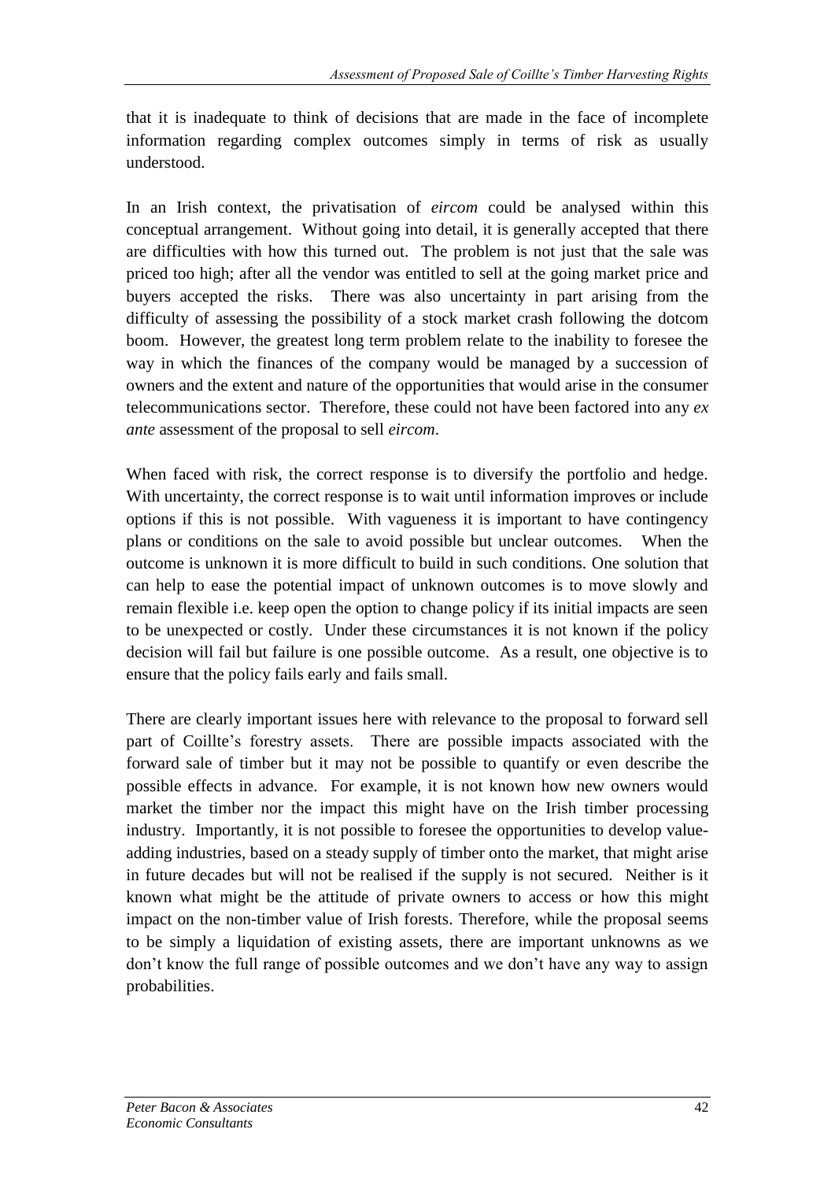that it is inadequate to think of decisions that are made in the face of incomplete information regarding complex outcomes simply in terms of risk as usually understood.

In an Irish context, the privatisation of *eircom* could be analysed within this conceptual arrangement. Without going into detail, it is generally accepted that there are difficulties with how this turned out. The problem is not just that the sale was priced too high; after all the vendor was entitled to sell at the going market price and buyers accepted the risks. There was also uncertainty in part arising from the difficulty of assessing the possibility of a stock market crash following the dotcom boom. However, the greatest long term problem relate to the inability to foresee the way in which the finances of the company would be managed by a succession of owners and the extent and nature of the opportunities that would arise in the consumer telecommunications sector. Therefore, these could not have been factored into any *ex ante* assessment of the proposal to sell *eircom*.

When faced with risk, the correct response is to diversify the portfolio and hedge. With uncertainty, the correct response is to wait until information improves or include options if this is not possible. With vagueness it is important to have contingency plans or conditions on the sale to avoid possible but unclear outcomes. When the outcome is unknown it is more difficult to build in such conditions. One solution that can help to ease the potential impact of unknown outcomes is to move slowly and remain flexible i.e. keep open the option to change policy if its initial impacts are seen to be unexpected or costly. Under these circumstances it is not known if the policy decision will fail but failure is one possible outcome. As a result, one objective is to ensure that the policy fails early and fails small.

There are clearly important issues here with relevance to the proposal to forward sell part of Coillte's forestry assets. There are possible impacts associated with the forward sale of timber but it may not be possible to quantify or even describe the possible effects in advance. For example, it is not known how new owners would market the timber nor the impact this might have on the Irish timber processing industry. Importantly, it is not possible to foresee the opportunities to develop value-adding industries, based on a steady supply of timber onto the market, that might arise in future decades but will not be realised if the supply is not secured. Neither is it known what might be the attitude of private owners to access or how this might impact on the non-timber value of Irish forests. Therefore, while the proposal seems to be simply a liquidation of existing assets, there are important unknowns as we don't know the full range of possible outcomes and we don't have any way to assign probabilities.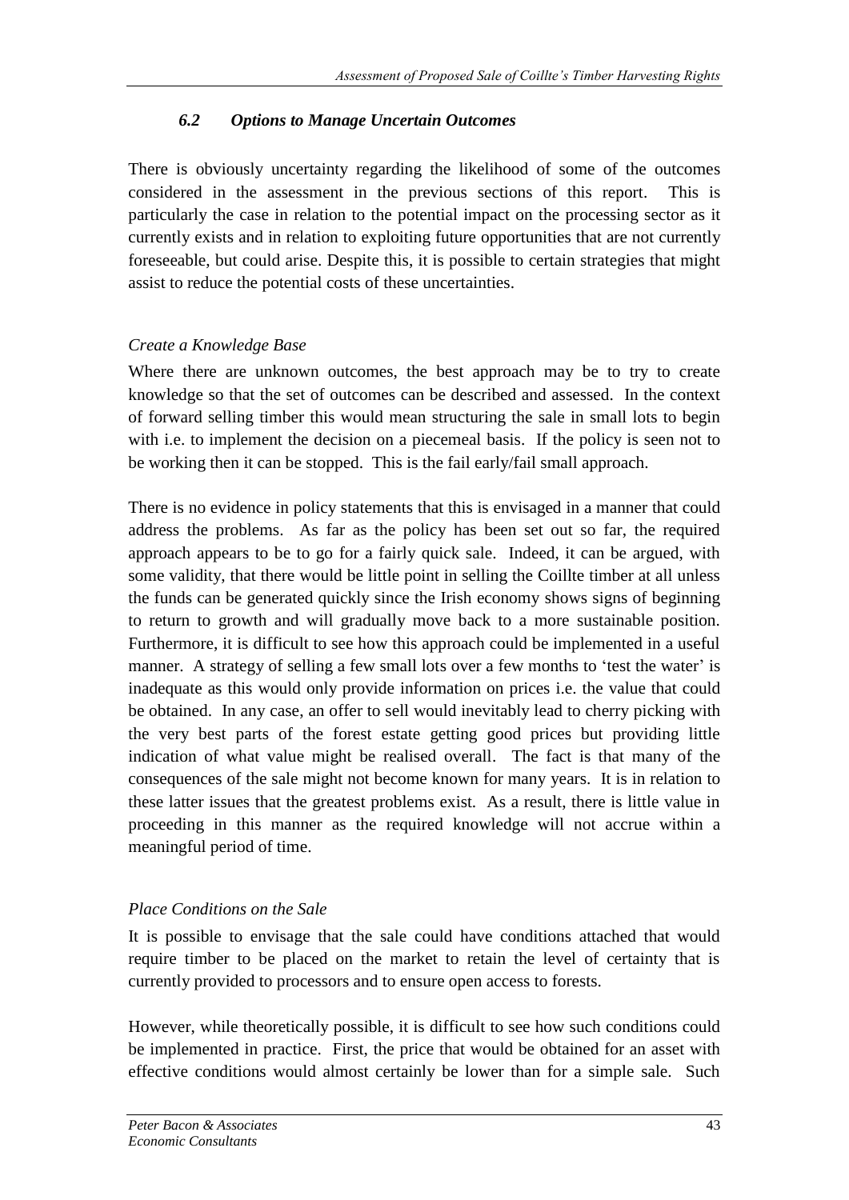### *6.2 Options to Manage Uncertain Outcomes*

There is obviously uncertainty regarding the likelihood of some of the outcomes considered in the assessment in the previous sections of this report. This is particularly the case in relation to the potential impact on the processing sector as it currently exists and in relation to exploiting future opportunities that are not currently foreseeable, but could arise. Despite this, it is possible to certain strategies that might assist to reduce the potential costs of these uncertainties.

*Create a Knowledge Base*

Where there are unknown outcomes, the best approach may be to try to create knowledge so that the set of outcomes can be described and assessed. In the context of forward selling timber this would mean structuring the sale in small lots to begin with i.e. to implement the decision on a piecemeal basis. If the policy is seen not to be working then it can be stopped. This is the fail early/fail small approach.

There is no evidence in policy statements that this is envisaged in a manner that could address the problems. As far as the policy has been set out so far, the required approach appears to be to go for a fairly quick sale. Indeed, it can be argued, with some validity, that there would be little point in selling the Coillte timber at all unless the funds can be generated quickly since the Irish economy shows signs of beginning to return to growth and will gradually move back to a more sustainable position. Furthermore, it is difficult to see how this approach could be implemented in a useful manner. A strategy of selling a few small lots over a few months to 'test the water' is inadequate as this would only provide information on prices i.e. the value that could be obtained. In any case, an offer to sell would inevitably lead to cherry picking with the very best parts of the forest estate getting good prices but providing little indication of what value might be realised overall. The fact is that many of the consequences of the sale might not become known for many years. It is in relation to these latter issues that the greatest problems exist. As a result, there is little value in proceeding in this manner as the required knowledge will not accrue within a meaningful period of time.

*Place Conditions on the Sale*

It is possible to envisage that the sale could have conditions attached that would require timber to be placed on the market to retain the level of certainty that is currently provided to processors and to ensure open access to forests.

However, while theoretically possible, it is difficult to see how such conditions could be implemented in practice. First, the price that would be obtained for an asset with effective conditions would almost certainly be lower than for a simple sale. Such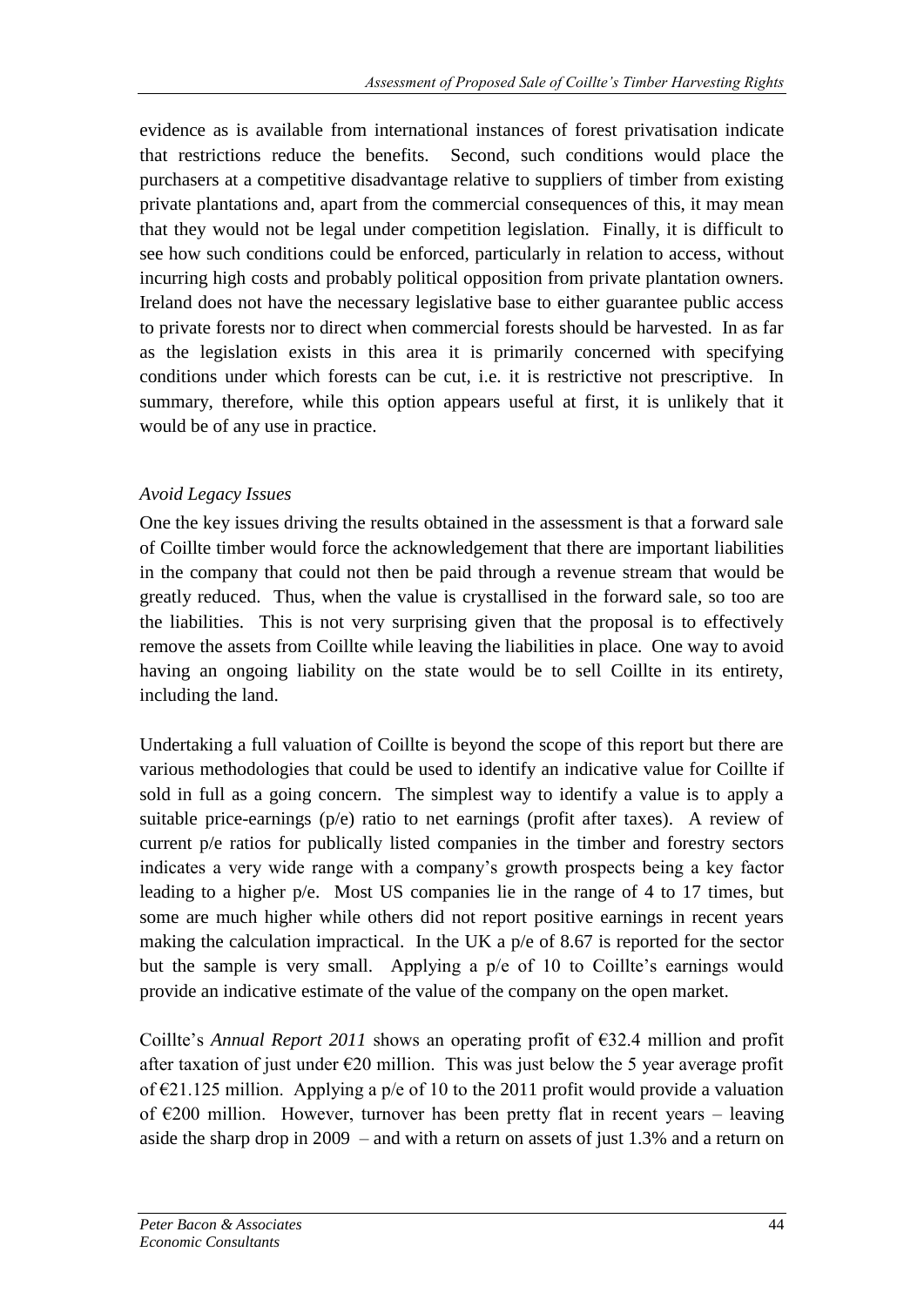evidence as is available from international instances of forest privatisation indicate that restrictions reduce the benefits. Second, such conditions would place the purchasers at a competitive disadvantage relative to suppliers of timber from existing private plantations and, apart from the commercial consequences of this, it may mean that they would not be legal under competition legislation. Finally, it is difficult to see how such conditions could be enforced, particularly in relation to access, without incurring high costs and probably political opposition from private plantation owners. Ireland does not have the necessary legislative base to either guarantee public access to private forests nor to direct when commercial forests should be harvested. In as far as the legislation exists in this area it is primarily concerned with specifying conditions under which forests can be cut, i.e. it is restrictive not prescriptive. In summary, therefore, while this option appears useful at first, it is unlikely that it would be of any use in practice.

*Avoid Legacy Issues*

One the key issues driving the results obtained in the assessment is that a forward sale of Coillte timber would force the acknowledgement that there are important liabilities in the company that could not then be paid through a revenue stream that would be greatly reduced. Thus, when the value is crystallised in the forward sale, so too are the liabilities. This is not very surprising given that the proposal is to effectively remove the assets from Coillte while leaving the liabilities in place. One way to avoid having an ongoing liability on the state would be to sell Coillte in its entirety, including the land.

Undertaking a full valuation of Coillte is beyond the scope of this report but there are various methodologies that could be used to identify an indicative value for Coillte if sold in full as a going concern. The simplest way to identify a value is to apply a suitable price-earnings (p/e) ratio to net earnings (profit after taxes). A review of current p/e ratios for publically listed companies in the timber and forestry sectors indicates a very wide range with a company's growth prospects being a key factor leading to a higher p/e. Most US companies lie in the range of 4 to 17 times, but some are much higher while others did not report positive earnings in recent years making the calculation impractical. In the UK a p/e of 8.67 is reported for the sector but the sample is very small. Applying a p/e of 10 to Coillte's earnings would provide an indicative estimate of the value of the company on the open market.

Coillte's *Annual Report 2011* shows an operating profit of €32.4 million and profit after taxation of just under €20 million. This was just below the 5 year average profit of €21.125 million. Applying a p/e of 10 to the 2011 profit would provide a valuation of €200 million. However, turnover has been pretty flat in recent years – leaving aside the sharp drop in 2009 – and with a return on assets of just 1.3% and a return on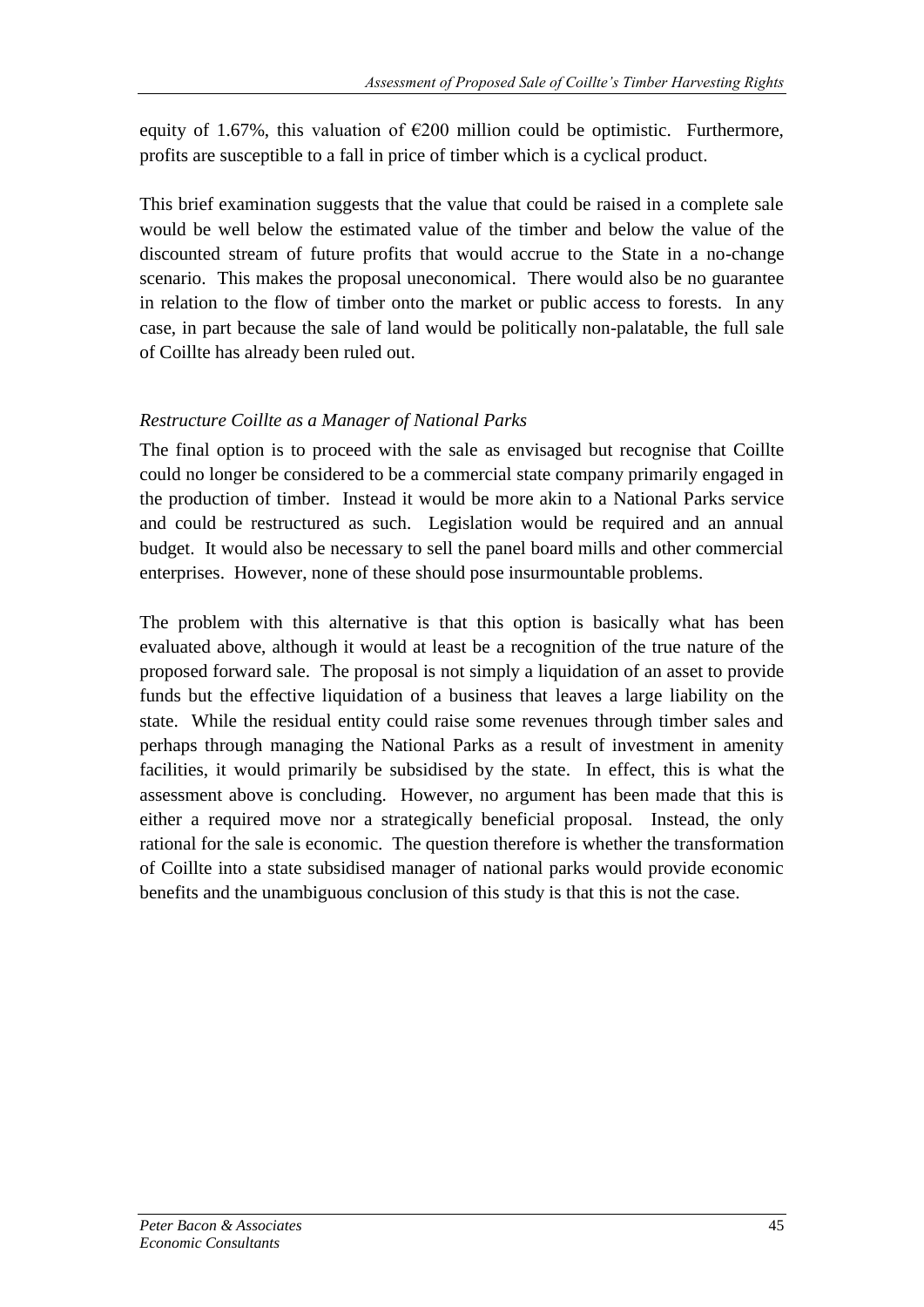equity of 1.67%, this valuation of €200 million could be optimistic. Furthermore, profits are susceptible to a fall in price of timber which is a cyclical product.

This brief examination suggests that the value that could be raised in a complete sale would be well below the estimated value of the timber and below the value of the discounted stream of future profits that would accrue to the State in a no-change scenario. This makes the proposal uneconomical. There would also be no guarantee in relation to the flow of timber onto the market or public access to forests. In any case, in part because the sale of land would be politically non-palatable, the full sale of Coillte has already been ruled out.

*Restructure Coillte as a Manager of National Parks*

The final option is to proceed with the sale as envisaged but recognise that Coillte could no longer be considered to be a commercial state company primarily engaged in the production of timber. Instead it would be more akin to a National Parks service and could be restructured as such. Legislation would be required and an annual budget. It would also be necessary to sell the panel board mills and other commercial enterprises. However, none of these should pose insurmountable problems.

The problem with this alternative is that this option is basically what has been evaluated above, although it would at least be a recognition of the true nature of the proposed forward sale. The proposal is not simply a liquidation of an asset to provide funds but the effective liquidation of a business that leaves a large liability on the state. While the residual entity could raise some revenues through timber sales and perhaps through managing the National Parks as a result of investment in amenity facilities, it would primarily be subsidised by the state. In effect, this is what the assessment above is concluding. However, no argument has been made that this is either a required move nor a strategically beneficial proposal. Instead, the only rational for the sale is economic. The question therefore is whether the transformation of Coillte into a state subsidised manager of national parks would provide economic benefits and the unambiguous conclusion of this study is that this is not the case.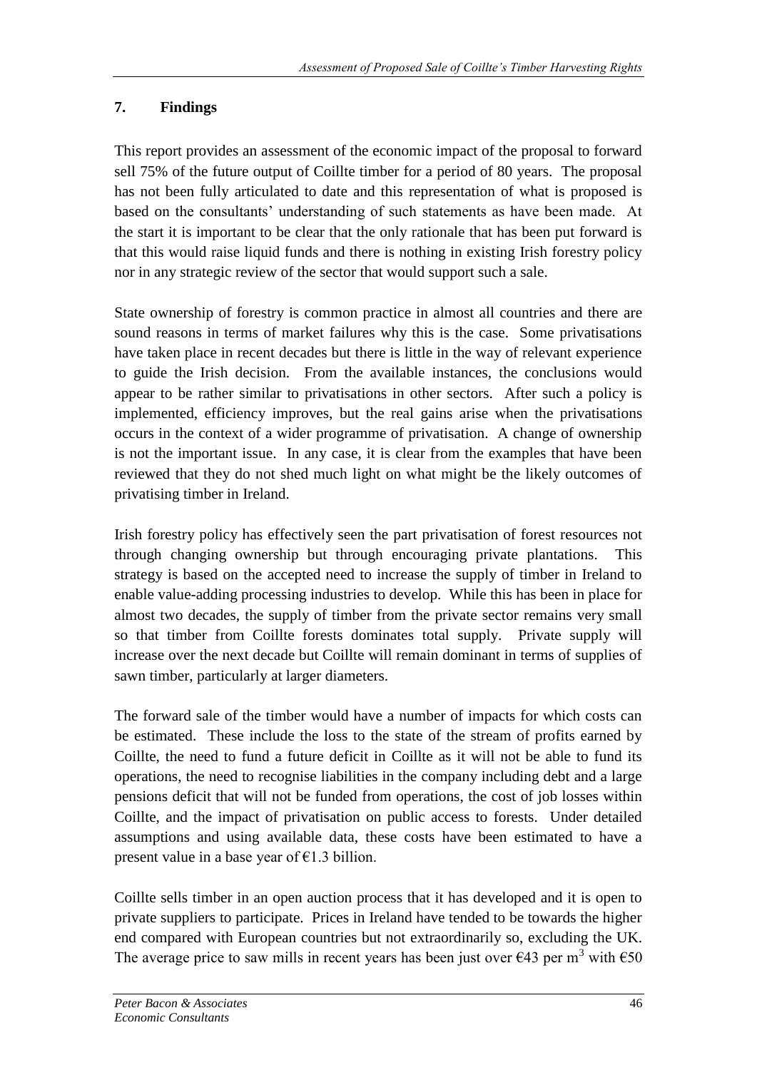## 7. Findings

This report provides an assessment of the economic impact of the proposal to forward sell 75% of the future output of Coillte timber for a period of 80 years. The proposal has not been fully articulated to date and this representation of what is proposed is based on the consultants' understanding of such statements as have been made. At the start it is important to be clear that the only rationale that has been put forward is that this would raise liquid funds and there is nothing in existing Irish forestry policy nor in any strategic review of the sector that would support such a sale.

State ownership of forestry is common practice in almost all countries and there are sound reasons in terms of market failures why this is the case. Some privatisations have taken place in recent decades but there is little in the way of relevant experience to guide the Irish decision. From the available instances, the conclusions would appear to be rather similar to privatisations in other sectors. After such a policy is implemented, efficiency improves, but the real gains arise when the privatisations occurs in the context of a wider programme of privatisation. A change of ownership is not the important issue. In any case, it is clear from the examples that have been reviewed that they do not shed much light on what might be the likely outcomes of privatising timber in Ireland.

Irish forestry policy has effectively seen the part privatisation of forest resources not through changing ownership but through encouraging private plantations. This strategy is based on the accepted need to increase the supply of timber in Ireland to enable value-adding processing industries to develop. While this has been in place for almost two decades, the supply of timber from the private sector remains very small so that timber from Coillte forests dominates total supply. Private supply will increase over the next decade but Coillte will remain dominant in terms of supplies of sawn timber, particularly at larger diameters.

The forward sale of the timber would have a number of impacts for which costs can be estimated. These include the loss to the state of the stream of profits earned by Coillte, the need to fund a future deficit in Coillte as it will not be able to fund its operations, the need to recognise liabilities in the company including debt and a large pensions deficit that will not be funded from operations, the cost of job losses within Coillte, and the impact of privatisation on public access to forests. Under detailed assumptions and using available data, these costs have been estimated to have a present value in a base year of €1.3 billion.

Coillte sells timber in an open auction process that it has developed and it is open to private suppliers to participate. Prices in Ireland have tended to be towards the higher end compared with European countries but not extraordinarily so, excluding the UK. The average price to saw mills in recent years has been just over €43 per $m^3$ with €50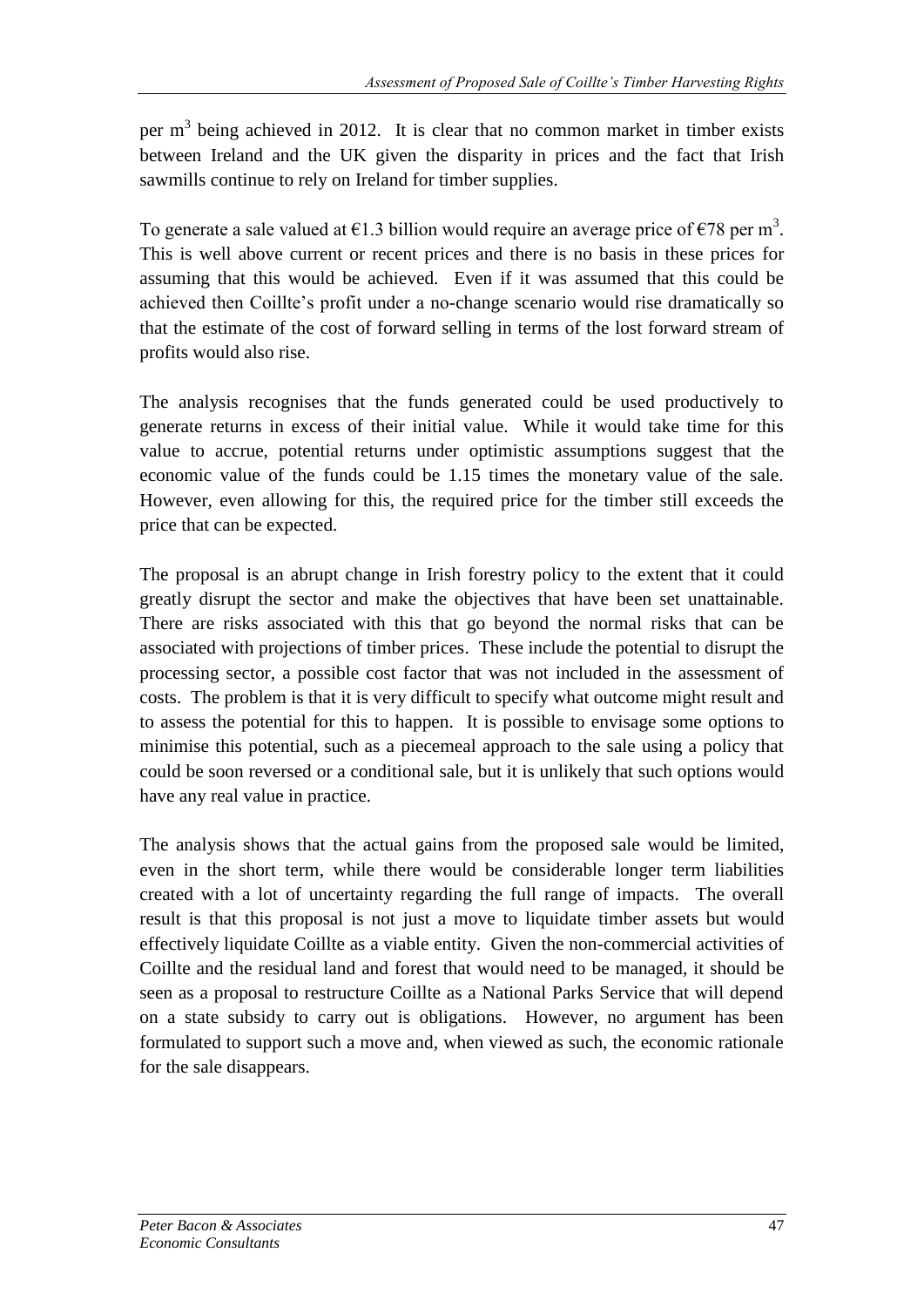per $m^3$ being achieved in 2012. It is clear that no common market in timber exists between Ireland and the UK given the disparity in prices and the fact that Irish sawmills continue to rely on Ireland for timber supplies.

To generate a sale valued at €1.3 billion would require an average price of €78 per $m^3$. This is well above current or recent prices and there is no basis in these prices for assuming that this would be achieved. Even if it was assumed that this could be achieved then Coillte's profit under a no-change scenario would rise dramatically so that the estimate of the cost of forward selling in terms of the lost forward stream of profits would also rise.

The analysis recognises that the funds generated could be used productively to generate returns in excess of their initial value. While it would take time for this value to accrue, potential returns under optimistic assumptions suggest that the economic value of the funds could be 1.15 times the monetary value of the sale. However, even allowing for this, the required price for the timber still exceeds the price that can be expected.

The proposal is an abrupt change in Irish forestry policy to the extent that it could greatly disrupt the sector and make the objectives that have been set unattainable. There are risks associated with this that go beyond the normal risks that can be associated with projections of timber prices. These include the potential to disrupt the processing sector, a possible cost factor that was not included in the assessment of costs. The problem is that it is very difficult to specify what outcome might result and to assess the potential for this to happen. It is possible to envisage some options to minimise this potential, such as a piecemeal approach to the sale using a policy that could be soon reversed or a conditional sale, but it is unlikely that such options would have any real value in practice.

The analysis shows that the actual gains from the proposed sale would be limited, even in the short term, while there would be considerable longer term liabilities created with a lot of uncertainty regarding the full range of impacts. The overall result is that this proposal is not just a move to liquidate timber assets but would effectively liquidate Coillte as a viable entity. Given the non-commercial activities of Coillte and the residual land and forest that would need to be managed, it should be seen as a proposal to restructure Coillte as a National Parks Service that will depend on a state subsidy to carry out is obligations. However, no argument has been formulated to support such a move and, when viewed as such, the economic rationale for the sale disappears.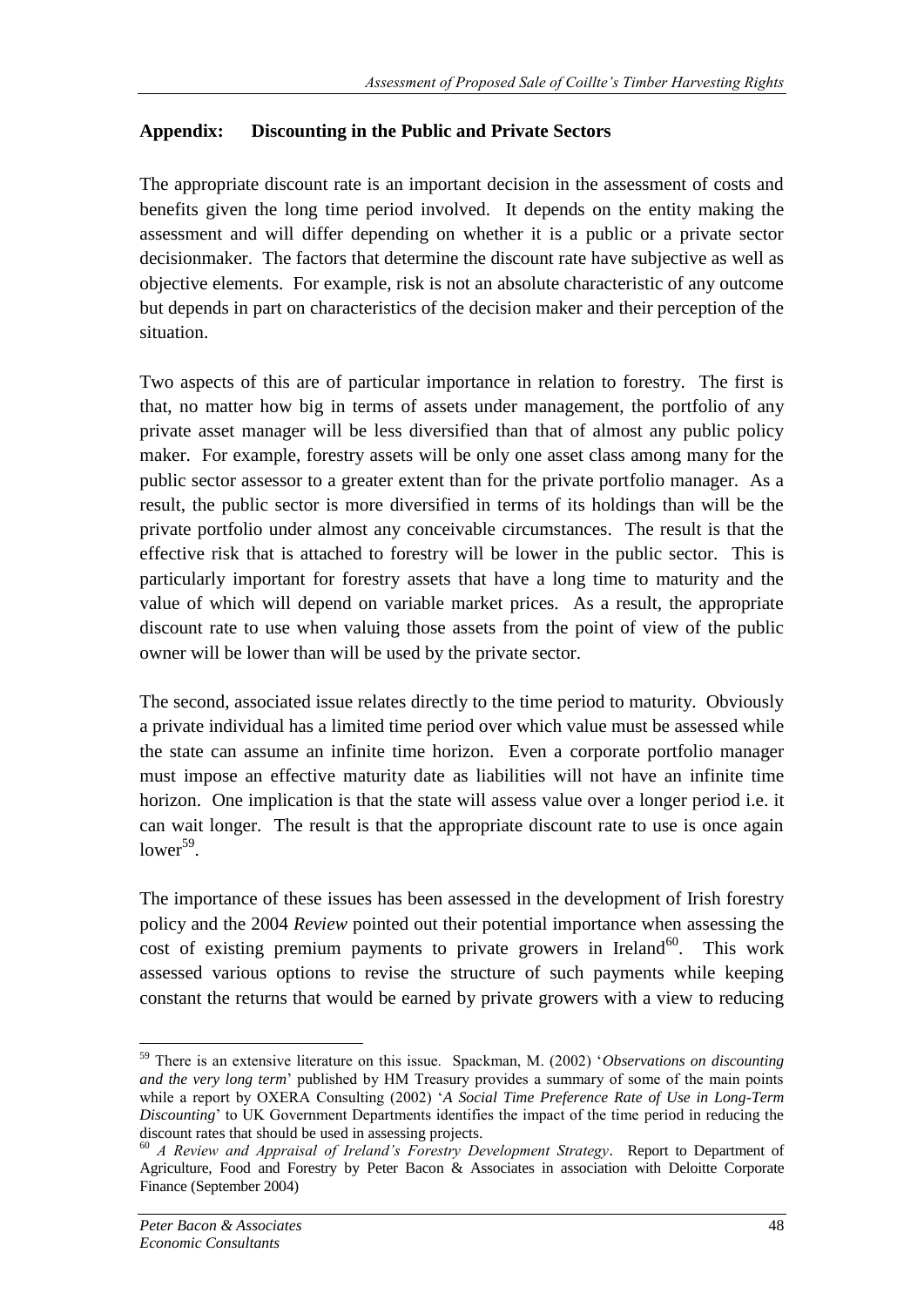## Appendix: Discounting in the Public and Private Sectors

The appropriate discount rate is an important decision in the assessment of costs and benefits given the long time period involved. It depends on the entity making the assessment and will differ depending on whether it is a public or a private sector decisionmaker. The factors that determine the discount rate have subjective as well as objective elements. For example, risk is not an absolute characteristic of any outcome but depends in part on characteristics of the decision maker and their perception of the situation.

Two aspects of this are of particular importance in relation to forestry. The first is that, no matter how big in terms of assets under management, the portfolio of any private asset manager will be less diversified than that of almost any public policy maker. For example, forestry assets will be only one asset class among many for the public sector assessor to a greater extent than for the private portfolio manager. As a result, the public sector is more diversified in terms of its holdings than will be the private portfolio under almost any conceivable circumstances. The result is that the effective risk that is attached to forestry will be lower in the public sector. This is particularly important for forestry assets that have a long time to maturity and the value of which will depend on variable market prices. As a result, the appropriate discount rate to use when valuing those assets from the point of view of the public owner will be lower than will be used by the private sector.

The second, associated issue relates directly to the time period to maturity. Obviously a private individual has a limited time period over which value must be assessed while the state can assume an infinite time horizon. Even a corporate portfolio manager must impose an effective maturity date as liabilities will not have an infinite time horizon. One implication is that the state will assess value over a longer period i.e. it can wait longer. The result is that the appropriate discount rate to use is once again lower[59].

The importance of these issues has been assessed in the development of Irish forestry policy and the 2004 *Review* pointed out their potential importance when assessing the cost of existing premium payments to private growers in Ireland[60]. This work assessed various options to revise the structure of such payments while keeping constant the returns that would be earned by private growers with a view to reducing

---

[59] There is an extensive literature on this issue. Spackman, M. (2002) '*Observations on discounting and the very long term*' published by HM Treasury provides a summary of some of the main points while a report by OXERA Consulting (2002) '*A Social Time Preference Rate of Use in Long-Term Discounting*' to UK Government Departments identifies the impact of the time period in reducing the discount rates that should be used in assessing projects.

[60] *A Review and Appraisal of Ireland's Forestry Development Strategy*. Report to Department of Agriculture, Food and Forestry by Peter Bacon & Associates in association with Deloitte Corporate Finance (September 2004)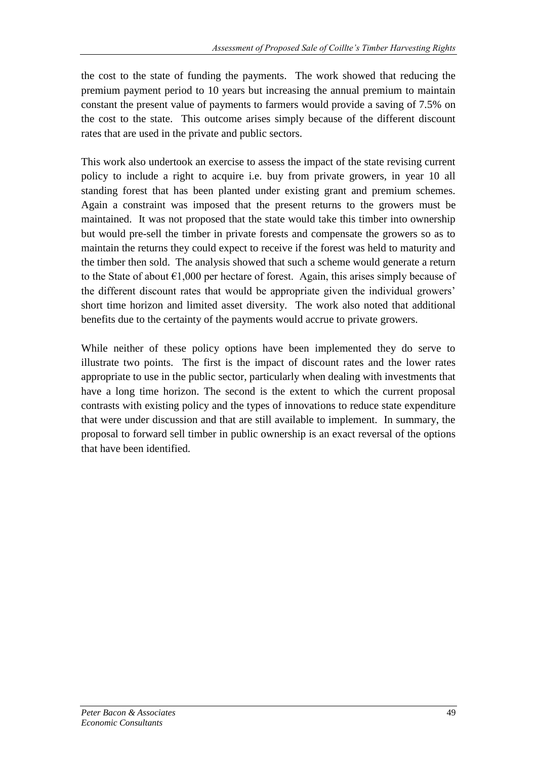the cost to the state of funding the payments. The work showed that reducing the premium payment period to 10 years but increasing the annual premium to maintain constant the present value of payments to farmers would provide a saving of 7.5% on the cost to the state. This outcome arises simply because of the different discount rates that are used in the private and public sectors.

This work also undertook an exercise to assess the impact of the state revising current policy to include a right to acquire i.e. buy from private growers, in year 10 all standing forest that has been planted under existing grant and premium schemes. Again a constraint was imposed that the present returns to the growers must be maintained. It was not proposed that the state would take this timber into ownership but would pre-sell the timber in private forests and compensate the growers so as to maintain the returns they could expect to receive if the forest was held to maturity and the timber then sold. The analysis showed that such a scheme would generate a return to the State of about €1,000 per hectare of forest. Again, this arises simply because of the different discount rates that would be appropriate given the individual growers' short time horizon and limited asset diversity. The work also noted that additional benefits due to the certainty of the payments would accrue to private growers.

While neither of these policy options have been implemented they do serve to illustrate two points. The first is the impact of discount rates and the lower rates appropriate to use in the public sector, particularly when dealing with investments that have a long time horizon. The second is the extent to which the current proposal contrasts with existing policy and the types of innovations to reduce state expenditure that were under discussion and that are still available to implement. In summary, the proposal to forward sell timber in public ownership is an exact reversal of the options that have been identified.